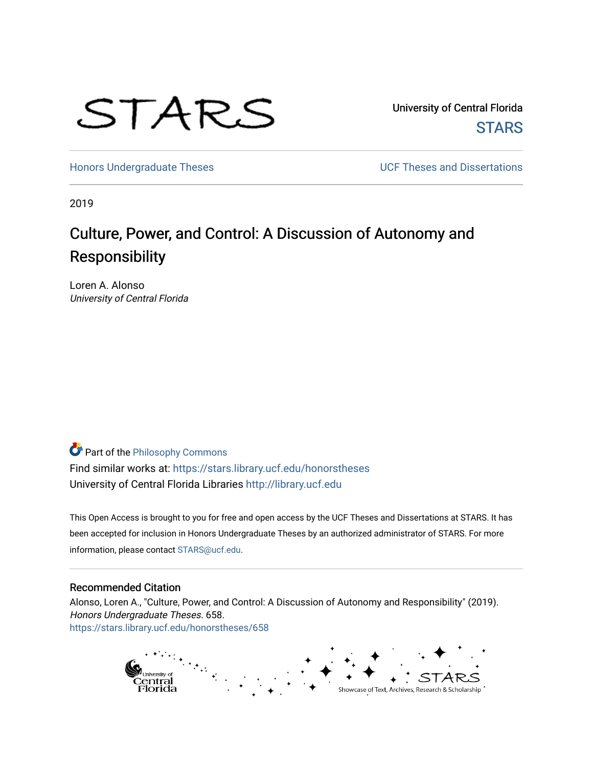STARS

University of Central Florida
STARS

Honors Undergraduate Theses

UCF Theses and Dissertations

2019

# Culture, Power, and Control: A Discussion of Autonomy and Responsibility

Loren A. Alonso
*University of Central Florida*

Part of the Philosophy Commons
Find similar works at: https://stars.library.ucf.edu/honorstheses
University of Central Florida Libraries http://library.ucf.edu

This Open Access is brought to you for free and open access by the UCF Theses and Dissertations at STARS. It has been accepted for inclusion in Honors Undergraduate Theses by an authorized administrator of STARS. For more information, please contact STARS@ucf.edu.

## Recommended Citation

Alonso, Loren A., "Culture, Power, and Control: A Discussion of Autonomy and Responsibility" (2019). *Honors Undergraduate Theses*. 658.
https://stars.library.ucf.edu/honorstheses/658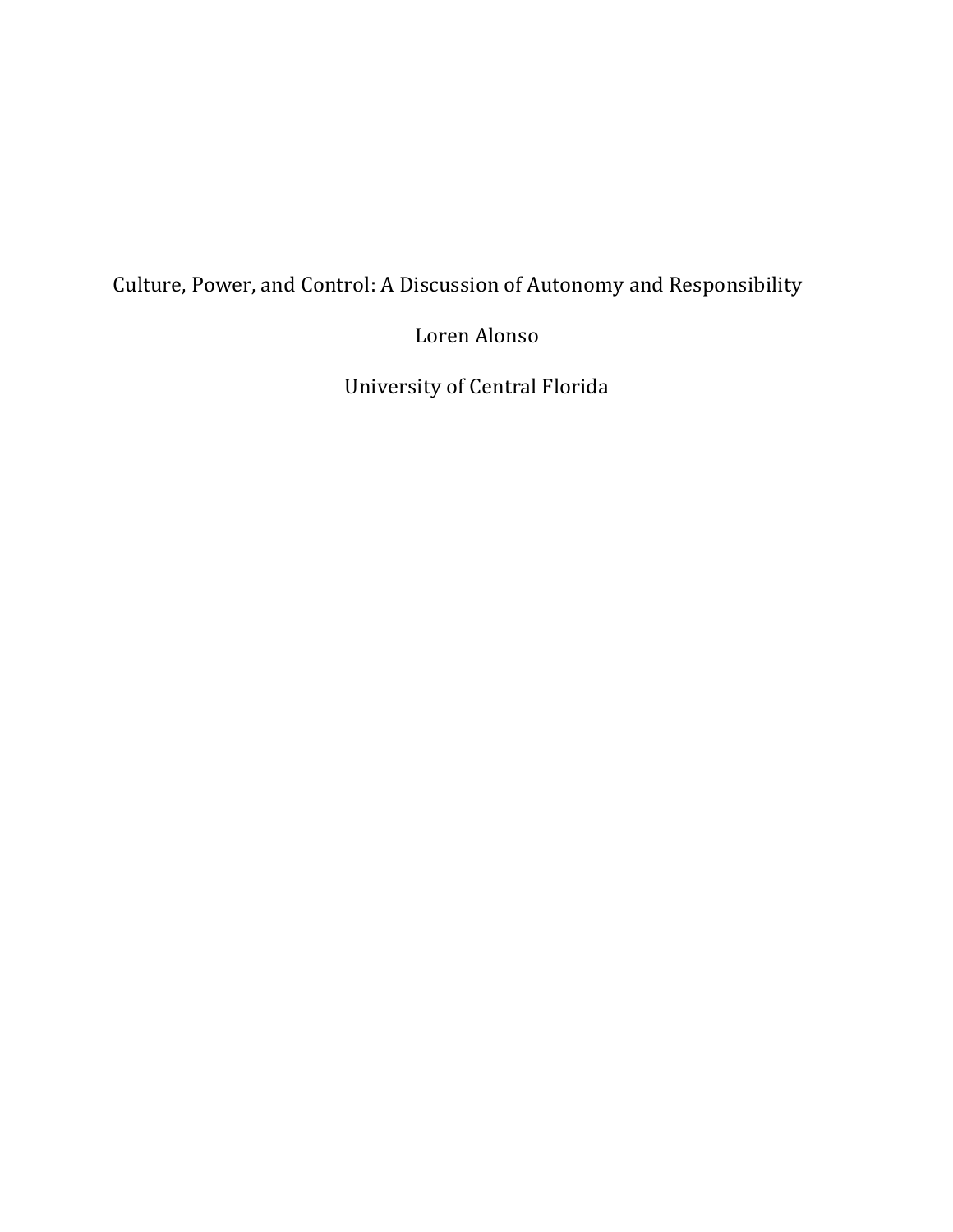Culture, Power, and Control: A Discussion of Autonomy and Responsibility

Loren Alonso

University of Central Florida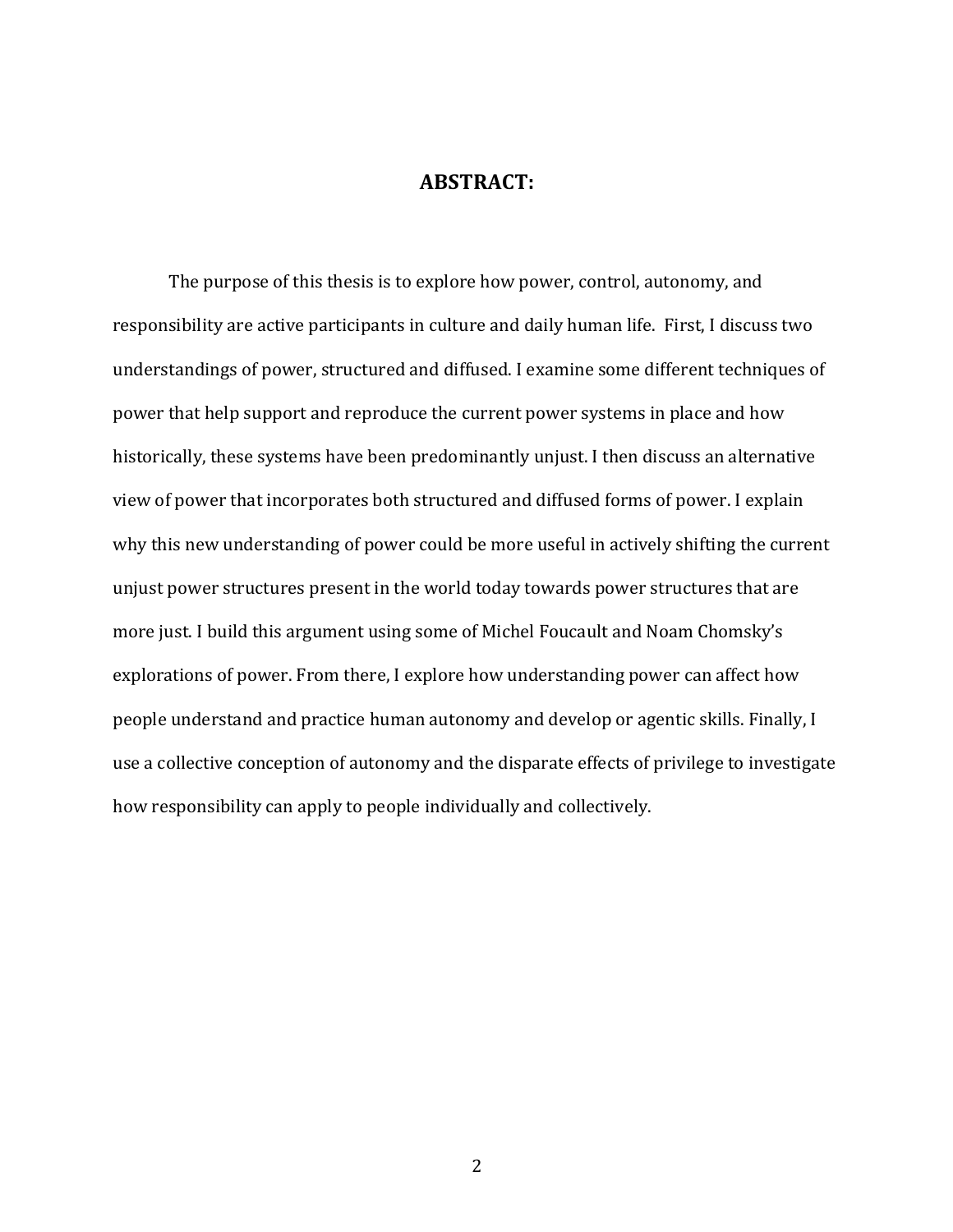# ABSTRACT:

The purpose of this thesis is to explore how power, control, autonomy, and responsibility are active participants in culture and daily human life. First, I discuss two understandings of power, structured and diffused. I examine some different techniques of power that help support and reproduce the current power systems in place and how historically, these systems have been predominantly unjust. I then discuss an alternative view of power that incorporates both structured and diffused forms of power. I explain why this new understanding of power could be more useful in actively shifting the current unjust power structures present in the world today towards power structures that are more just. I build this argument using some of Michel Foucault and Noam Chomsky's explorations of power. From there, I explore how understanding power can affect how people understand and practice human autonomy and develop or agentic skills. Finally, I use a collective conception of autonomy and the disparate effects of privilege to investigate how responsibility can apply to people individually and collectively.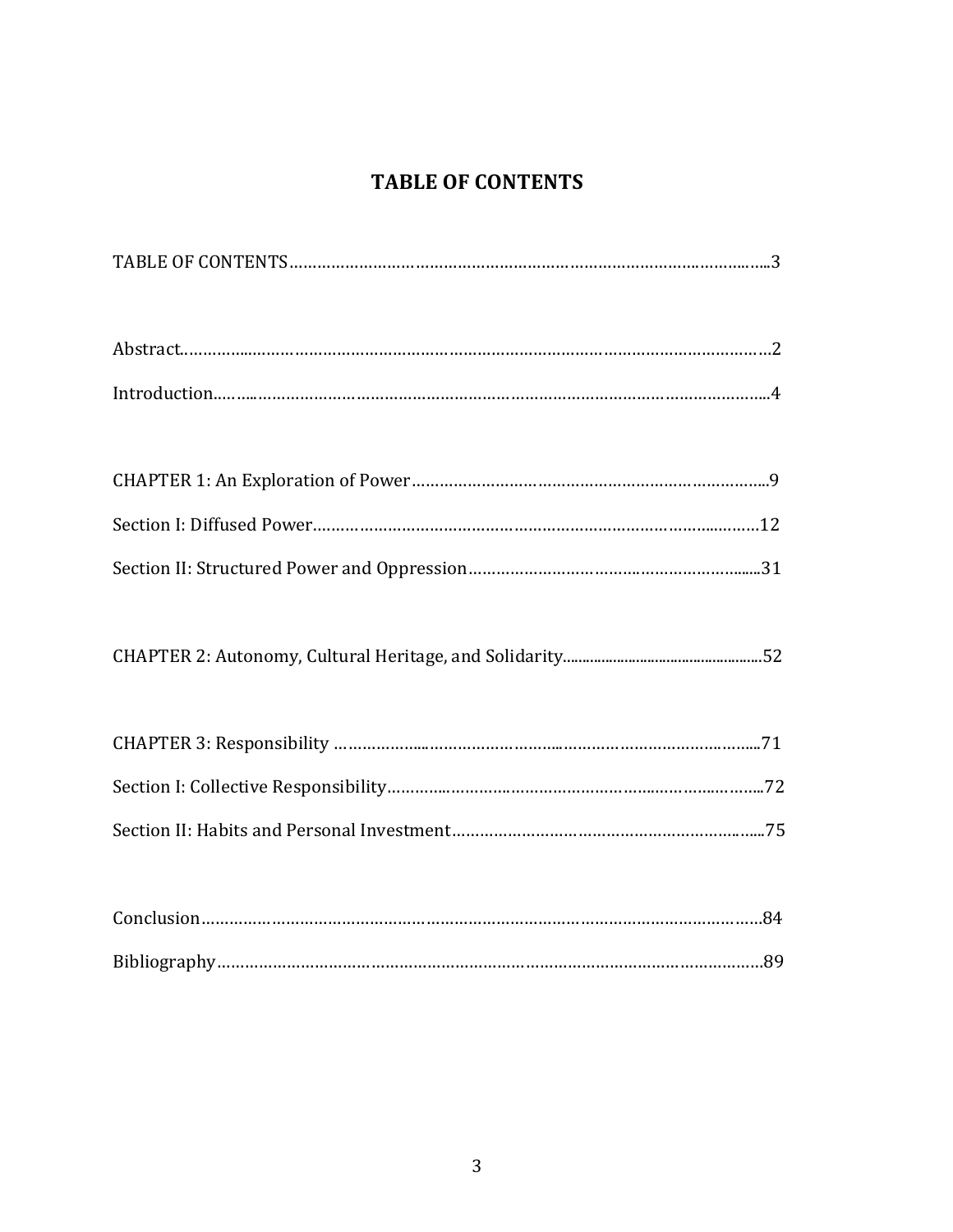# TABLE OF CONTENTS

TABLE OF CONTENTS……………………………………………………………………………………………3

Abstract……………………………………………………………………………………………………………2

Introduction………………………………………………………………………………………………………4

CHAPTER 1: An Exploration of Power……………………………………………………………………9

Section I: Diffused Power………………………………………………………………………………12

Section II: Structured Power and Oppression……………………………………………………31

CHAPTER 2: Autonomy, Cultural Heritage, and Solidarity……………………………………52

CHAPTER 3: Responsibility ……………………………………………………………………………71

Section I: Collective Responsibility…………………………………………………………………72

Section II: Habits and Personal Investment………………………………………………………75

Conclusion…………………………………………………………………………………………………84

Bibliography………………………………………………………………………………………………89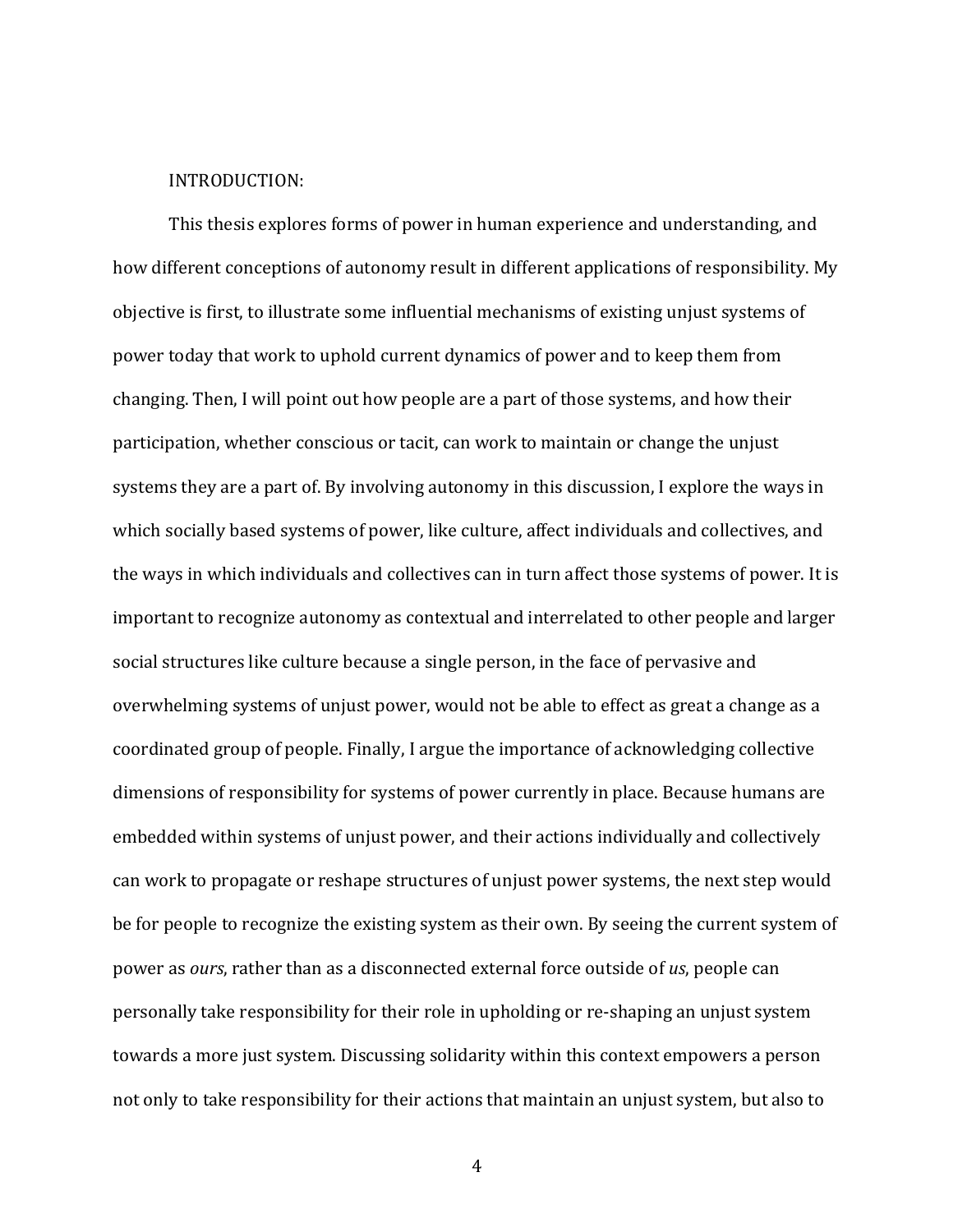# INTRODUCTION:

This thesis explores forms of power in human experience and understanding, and how different conceptions of autonomy result in different applications of responsibility. My objective is first, to illustrate some influential mechanisms of existing unjust systems of power today that work to uphold current dynamics of power and to keep them from changing. Then, I will point out how people are a part of those systems, and how their participation, whether conscious or tacit, can work to maintain or change the unjust systems they are a part of. By involving autonomy in this discussion, I explore the ways in which socially based systems of power, like culture, affect individuals and collectives, and the ways in which individuals and collectives can in turn affect those systems of power. It is important to recognize autonomy as contextual and interrelated to other people and larger social structures like culture because a single person, in the face of pervasive and overwhelming systems of unjust power, would not be able to effect as great a change as a coordinated group of people. Finally, I argue the importance of acknowledging collective dimensions of responsibility for systems of power currently in place. Because humans are embedded within systems of unjust power, and their actions individually and collectively can work to propagate or reshape structures of unjust power systems, the next step would be for people to recognize the existing system as their own. By seeing the current system of power as *ours*, rather than as a disconnected external force outside of *us*, people can personally take responsibility for their role in upholding or re-shaping an unjust system towards a more just system. Discussing solidarity within this context empowers a person not only to take responsibility for their actions that maintain an unjust system, but also to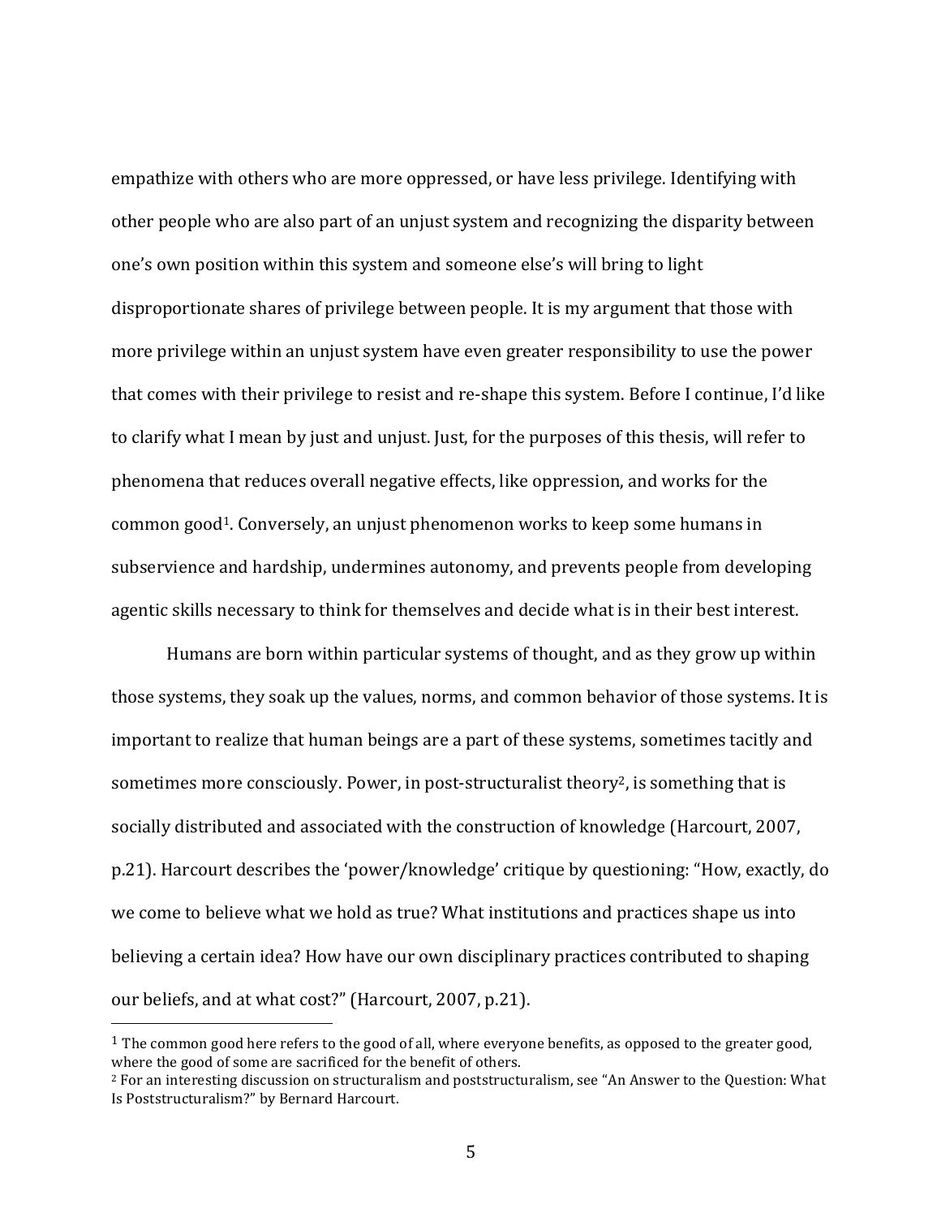empathize with others who are more oppressed, or have less privilege. Identifying with other people who are also part of an unjust system and recognizing the disparity between one's own position within this system and someone else's will bring to light disproportionate shares of privilege between people. It is my argument that those with more privilege within an unjust system have even greater responsibility to use the power that comes with their privilege to resist and re-shape this system. Before I continue, I'd like to clarify what I mean by just and unjust. Just, for the purposes of this thesis, will refer to phenomena that reduces overall negative effects, like oppression, and works for the common good[1]. Conversely, an unjust phenomenon works to keep some humans in subservience and hardship, undermines autonomy, and prevents people from developing agentic skills necessary to think for themselves and decide what is in their best interest.

Humans are born within particular systems of thought, and as they grow up within those systems, they soak up the values, norms, and common behavior of those systems. It is important to realize that human beings are a part of these systems, sometimes tacitly and sometimes more consciously. Power, in post-structuralist theory[2], is something that is socially distributed and associated with the construction of knowledge (Harcourt, 2007, p.21). Harcourt describes the 'power/knowledge' critique by questioning: "How, exactly, do we come to believe what we hold as true? What institutions and practices shape us into believing a certain idea? How have our own disciplinary practices contributed to shaping our beliefs, and at what cost?" (Harcourt, 2007, p.21).

---

[1] The common good here refers to the good of all, where everyone benefits, as opposed to the greater good, where the good of some are sacrificed for the benefit of others.

[2] For an interesting discussion on structuralism and poststructuralism, see "An Answer to the Question: What Is Poststructuralism?" by Bernard Harcourt.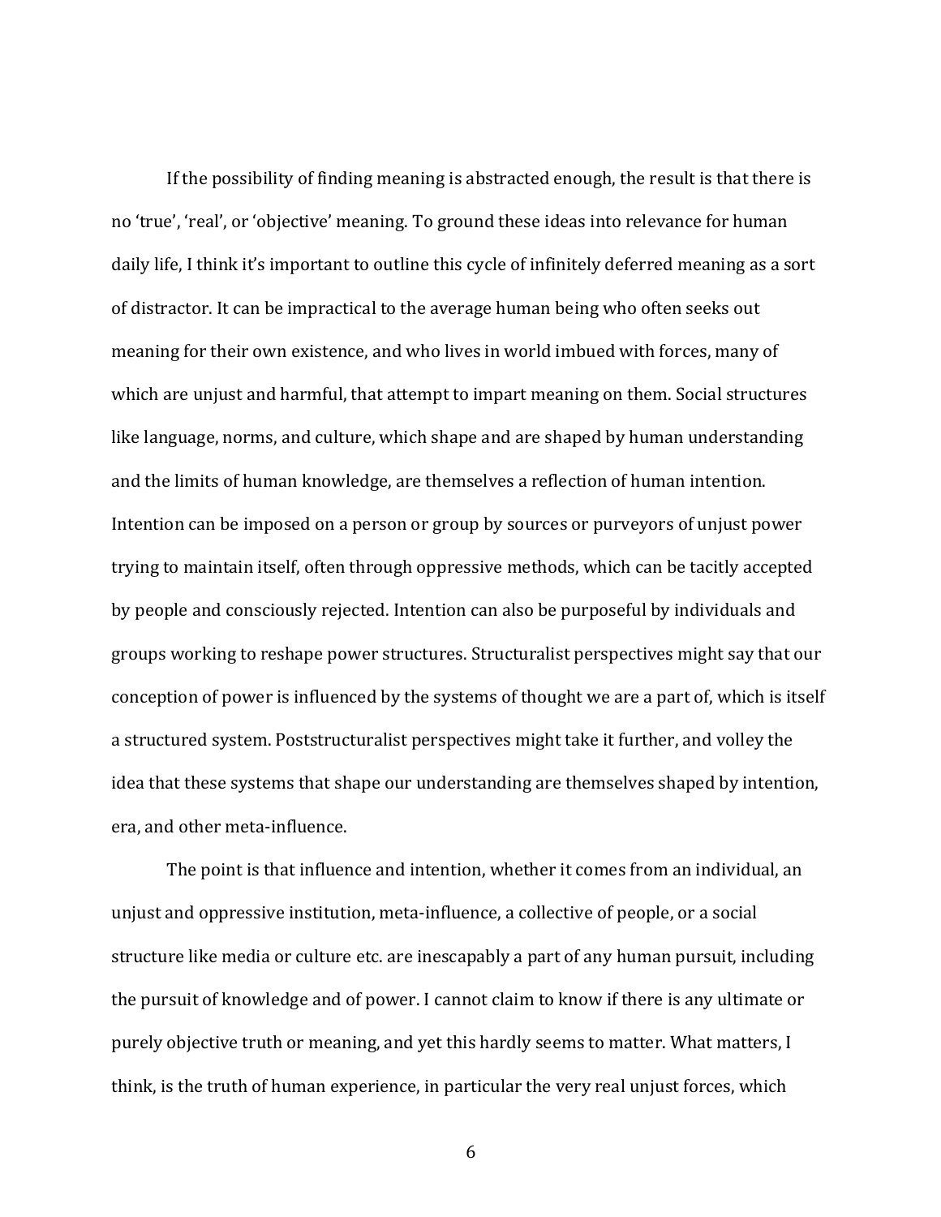If the possibility of finding meaning is abstracted enough, the result is that there is no 'true', 'real', or 'objective' meaning. To ground these ideas into relevance for human daily life, I think it's important to outline this cycle of infinitely deferred meaning as a sort of distractor. It can be impractical to the average human being who often seeks out meaning for their own existence, and who lives in world imbued with forces, many of which are unjust and harmful, that attempt to impart meaning on them. Social structures like language, norms, and culture, which shape and are shaped by human understanding and the limits of human knowledge, are themselves a reflection of human intention. Intention can be imposed on a person or group by sources or purveyors of unjust power trying to maintain itself, often through oppressive methods, which can be tacitly accepted by people and consciously rejected. Intention can also be purposeful by individuals and groups working to reshape power structures. Structuralist perspectives might say that our conception of power is influenced by the systems of thought we are a part of, which is itself a structured system. Poststructuralist perspectives might take it further, and volley the idea that these systems that shape our understanding are themselves shaped by intention, era, and other meta-influence.

The point is that influence and intention, whether it comes from an individual, an unjust and oppressive institution, meta-influence, a collective of people, or a social structure like media or culture etc. are inescapably a part of any human pursuit, including the pursuit of knowledge and of power. I cannot claim to know if there is any ultimate or purely objective truth or meaning, and yet this hardly seems to matter. What matters, I think, is the truth of human experience, in particular the very real unjust forces, which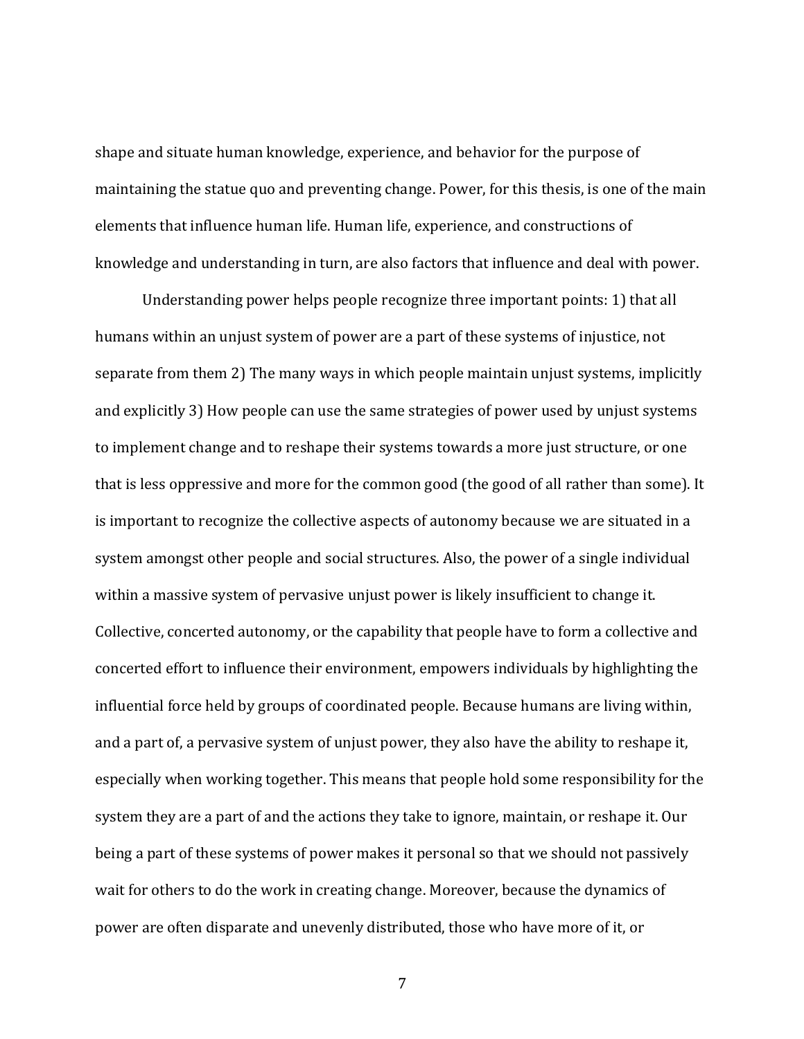shape and situate human knowledge, experience, and behavior for the purpose of maintaining the statue quo and preventing change. Power, for this thesis, is one of the main elements that influence human life. Human life, experience, and constructions of knowledge and understanding in turn, are also factors that influence and deal with power.

Understanding power helps people recognize three important points: 1) that all humans within an unjust system of power are a part of these systems of injustice, not separate from them 2) The many ways in which people maintain unjust systems, implicitly and explicitly 3) How people can use the same strategies of power used by unjust systems to implement change and to reshape their systems towards a more just structure, or one that is less oppressive and more for the common good (the good of all rather than some). It is important to recognize the collective aspects of autonomy because we are situated in a system amongst other people and social structures. Also, the power of a single individual within a massive system of pervasive unjust power is likely insufficient to change it. Collective, concerted autonomy, or the capability that people have to form a collective and concerted effort to influence their environment, empowers individuals by highlighting the influential force held by groups of coordinated people. Because humans are living within, and a part of, a pervasive system of unjust power, they also have the ability to reshape it, especially when working together. This means that people hold some responsibility for the system they are a part of and the actions they take to ignore, maintain, or reshape it. Our being a part of these systems of power makes it personal so that we should not passively wait for others to do the work in creating change. Moreover, because the dynamics of power are often disparate and unevenly distributed, those who have more of it, or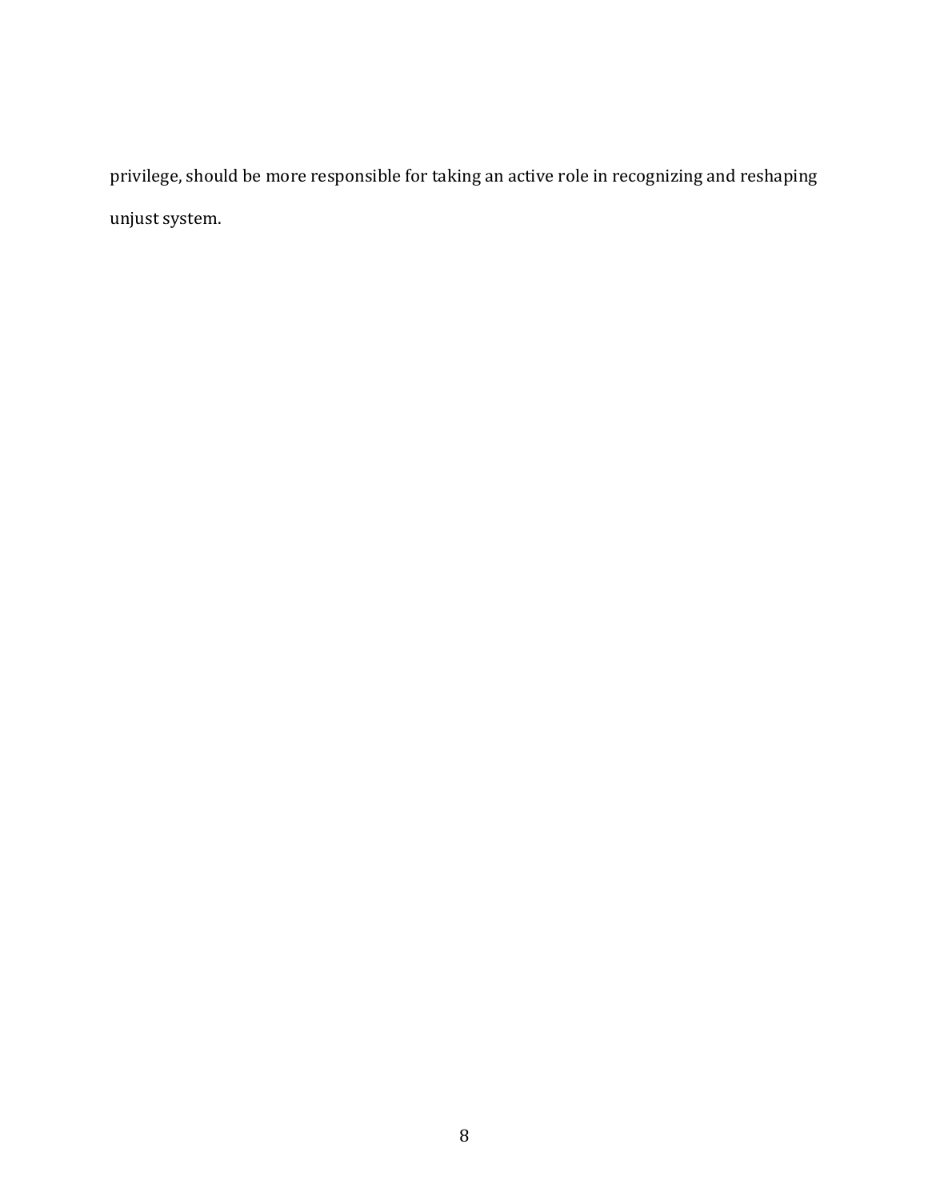privilege, should be more responsible for taking an active role in recognizing and reshaping unjust system.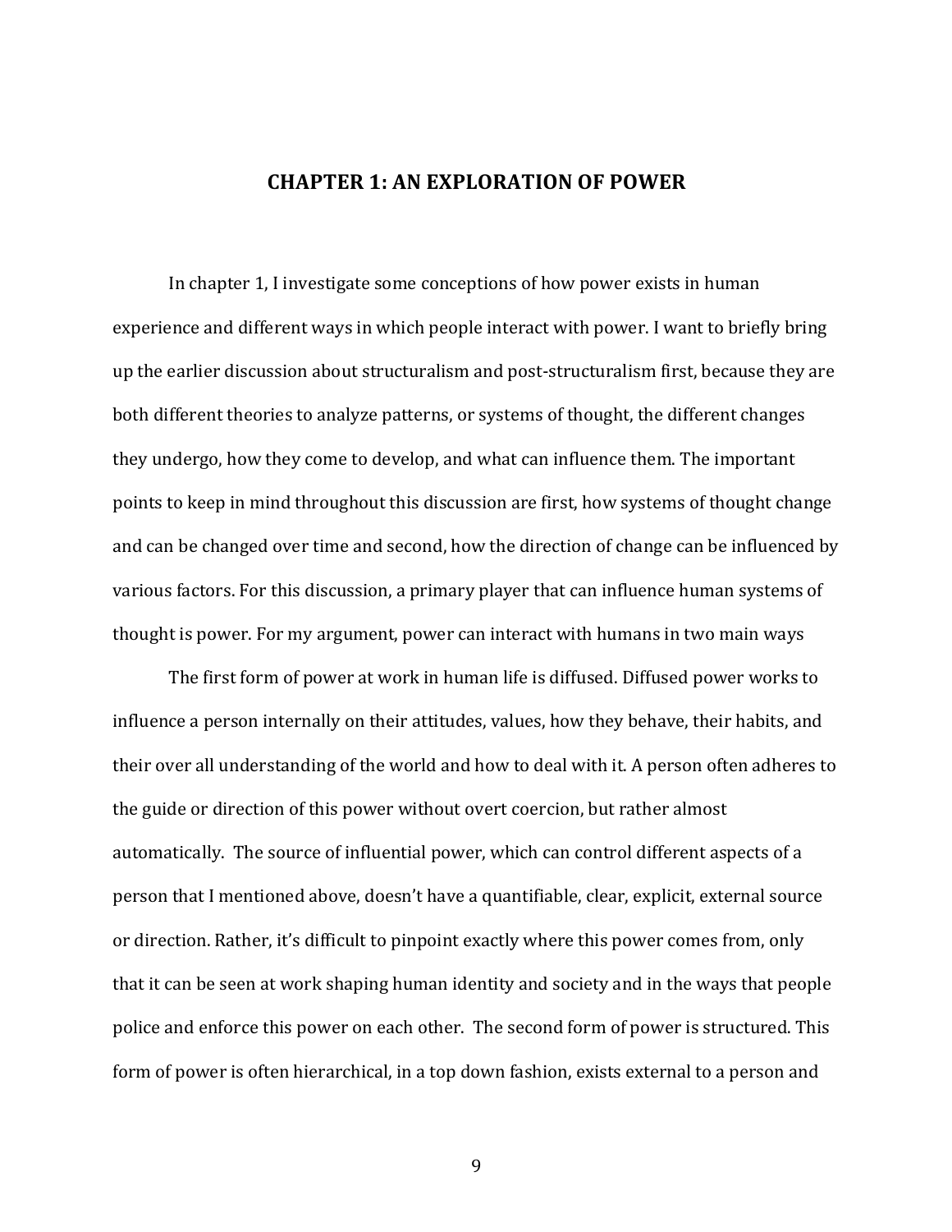# CHAPTER 1: AN EXPLORATION OF POWER

In chapter 1, I investigate some conceptions of how power exists in human experience and different ways in which people interact with power. I want to briefly bring up the earlier discussion about structuralism and post-structuralism first, because they are both different theories to analyze patterns, or systems of thought, the different changes they undergo, how they come to develop, and what can influence them. The important points to keep in mind throughout this discussion are first, how systems of thought change and can be changed over time and second, how the direction of change can be influenced by various factors. For this discussion, a primary player that can influence human systems of thought is power. For my argument, power can interact with humans in two main ways

The first form of power at work in human life is diffused. Diffused power works to influence a person internally on their attitudes, values, how they behave, their habits, and their over all understanding of the world and how to deal with it. A person often adheres to the guide or direction of this power without overt coercion, but rather almost automatically. The source of influential power, which can control different aspects of a person that I mentioned above, doesn't have a quantifiable, clear, explicit, external source or direction. Rather, it's difficult to pinpoint exactly where this power comes from, only that it can be seen at work shaping human identity and society and in the ways that people police and enforce this power on each other. The second form of power is structured. This form of power is often hierarchical, in a top down fashion, exists external to a person and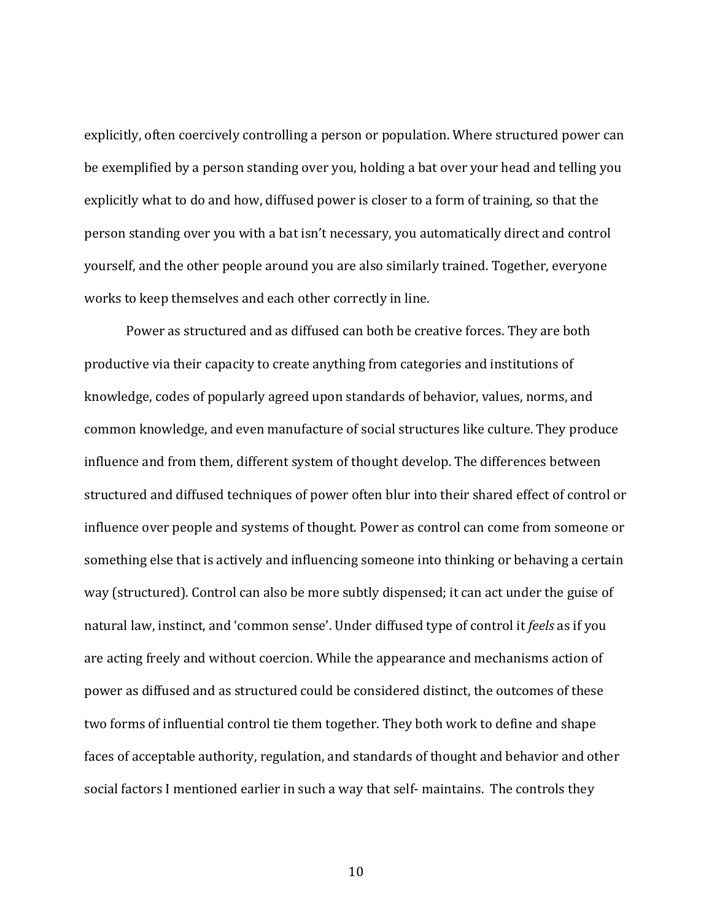explicitly, often coercively controlling a person or population. Where structured power can be exemplified by a person standing over you, holding a bat over your head and telling you explicitly what to do and how, diffused power is closer to a form of training, so that the person standing over you with a bat isn't necessary, you automatically direct and control yourself, and the other people around you are also similarly trained. Together, everyone works to keep themselves and each other correctly in line.

Power as structured and as diffused can both be creative forces. They are both productive via their capacity to create anything from categories and institutions of knowledge, codes of popularly agreed upon standards of behavior, values, norms, and common knowledge, and even manufacture of social structures like culture. They produce influence and from them, different system of thought develop. The differences between structured and diffused techniques of power often blur into their shared effect of control or influence over people and systems of thought. Power as control can come from someone or something else that is actively and influencing someone into thinking or behaving a certain way (structured). Control can also be more subtly dispensed; it can act under the guise of natural law, instinct, and 'common sense'. Under diffused type of control it *feels* as if you are acting freely and without coercion. While the appearance and mechanisms action of power as diffused and as structured could be considered distinct, the outcomes of these two forms of influential control tie them together. They both work to define and shape faces of acceptable authority, regulation, and standards of thought and behavior and other social factors I mentioned earlier in such a way that self- maintains. The controls they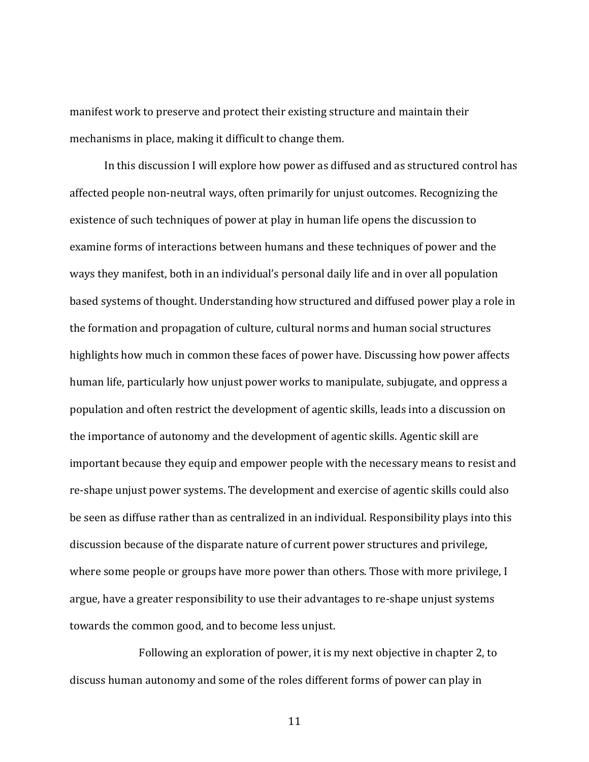manifest work to preserve and protect their existing structure and maintain their mechanisms in place, making it difficult to change them.

In this discussion I will explore how power as diffused and as structured control has affected people non-neutral ways, often primarily for unjust outcomes. Recognizing the existence of such techniques of power at play in human life opens the discussion to examine forms of interactions between humans and these techniques of power and the ways they manifest, both in an individual's personal daily life and in over all population based systems of thought. Understanding how structured and diffused power play a role in the formation and propagation of culture, cultural norms and human social structures highlights how much in common these faces of power have. Discussing how power affects human life, particularly how unjust power works to manipulate, subjugate, and oppress a population and often restrict the development of agentic skills, leads into a discussion on the importance of autonomy and the development of agentic skills. Agentic skill are important because they equip and empower people with the necessary means to resist and re-shape unjust power systems. The development and exercise of agentic skills could also be seen as diffuse rather than as centralized in an individual. Responsibility plays into this discussion because of the disparate nature of current power structures and privilege, where some people or groups have more power than others. Those with more privilege, I argue, have a greater responsibility to use their advantages to re-shape unjust systems towards the common good, and to become less unjust.

Following an exploration of power, it is my next objective in chapter 2, to discuss human autonomy and some of the roles different forms of power can play in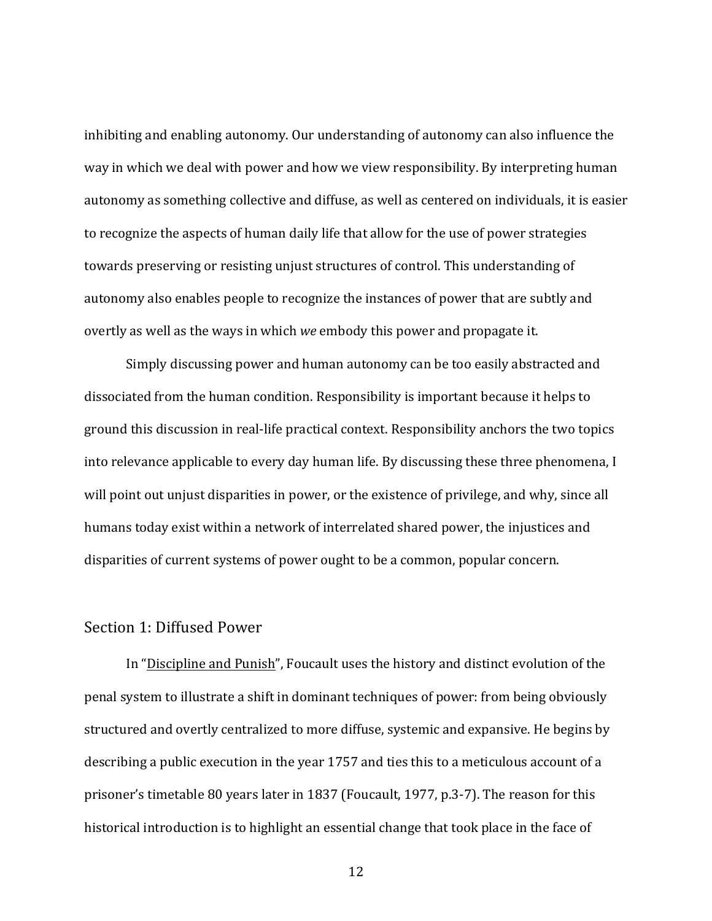inhibiting and enabling autonomy. Our understanding of autonomy can also influence the way in which we deal with power and how we view responsibility. By interpreting human autonomy as something collective and diffuse, as well as centered on individuals, it is easier to recognize the aspects of human daily life that allow for the use of power strategies towards preserving or resisting unjust structures of control. This understanding of autonomy also enables people to recognize the instances of power that are subtly and overtly as well as the ways in which *we* embody this power and propagate it.

Simply discussing power and human autonomy can be too easily abstracted and dissociated from the human condition. Responsibility is important because it helps to ground this discussion in real-life practical context. Responsibility anchors the two topics into relevance applicable to every day human life. By discussing these three phenomena, I will point out unjust disparities in power, or the existence of privilege, and why, since all humans today exist within a network of interrelated shared power, the injustices and disparities of current systems of power ought to be a common, popular concern.

## Section 1: Diffused Power

In "Discipline and Punish", Foucault uses the history and distinct evolution of the penal system to illustrate a shift in dominant techniques of power: from being obviously structured and overtly centralized to more diffuse, systemic and expansive. He begins by describing a public execution in the year 1757 and ties this to a meticulous account of a prisoner's timetable 80 years later in 1837 (Foucault, 1977, p.3-7). The reason for this historical introduction is to highlight an essential change that took place in the face of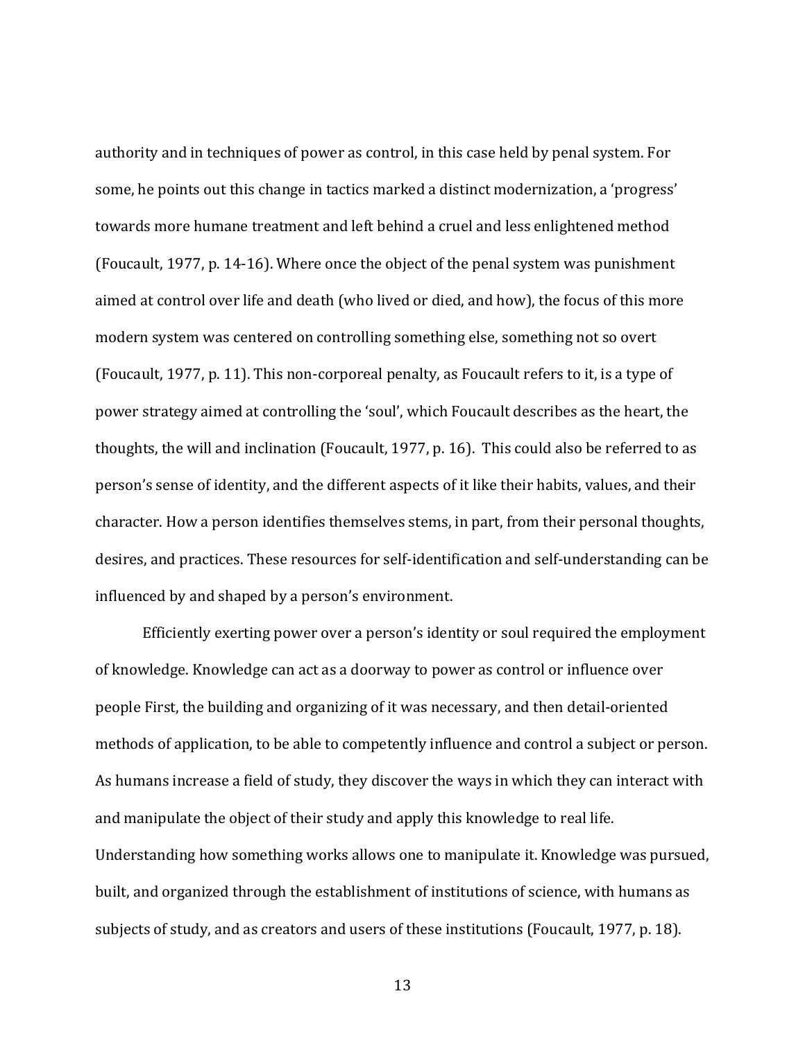authority and in techniques of power as control, in this case held by penal system. For some, he points out this change in tactics marked a distinct modernization, a 'progress' towards more humane treatment and left behind a cruel and less enlightened method (Foucault, 1977, p. 14-16). Where once the object of the penal system was punishment aimed at control over life and death (who lived or died, and how), the focus of this more modern system was centered on controlling something else, something not so overt (Foucault, 1977, p. 11). This non-corporeal penalty, as Foucault refers to it, is a type of power strategy aimed at controlling the 'soul', which Foucault describes as the heart, the thoughts, the will and inclination (Foucault, 1977, p. 16). This could also be referred to as person's sense of identity, and the different aspects of it like their habits, values, and their character. How a person identifies themselves stems, in part, from their personal thoughts, desires, and practices. These resources for self-identification and self-understanding can be influenced by and shaped by a person's environment.

Efficiently exerting power over a person's identity or soul required the employment of knowledge. Knowledge can act as a doorway to power as control or influence over people First, the building and organizing of it was necessary, and then detail-oriented methods of application, to be able to competently influence and control a subject or person. As humans increase a field of study, they discover the ways in which they can interact with and manipulate the object of their study and apply this knowledge to real life. Understanding how something works allows one to manipulate it. Knowledge was pursued, built, and organized through the establishment of institutions of science, with humans as subjects of study, and as creators and users of these institutions (Foucault, 1977, p. 18).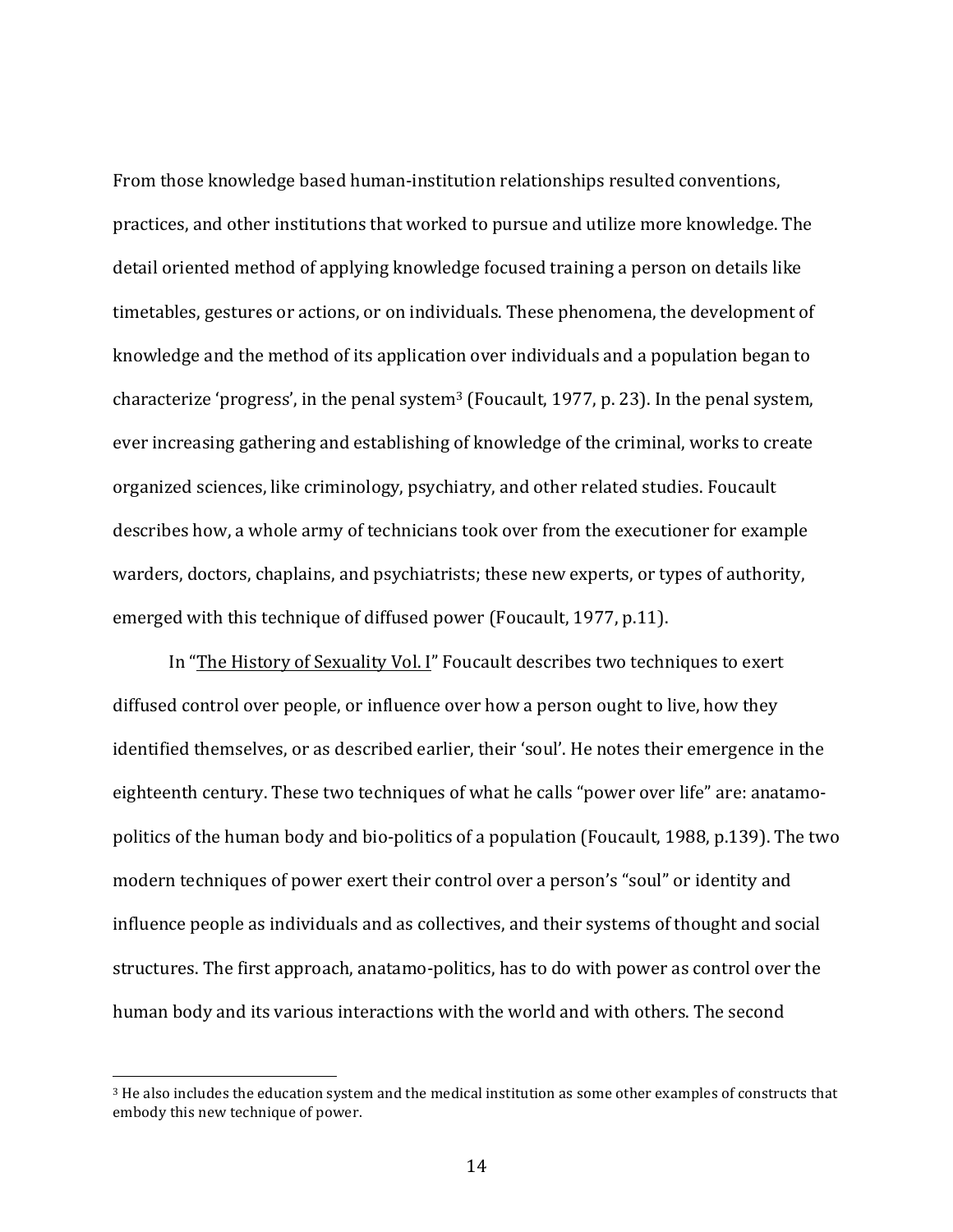From those knowledge based human-institution relationships resulted conventions, practices, and other institutions that worked to pursue and utilize more knowledge. The detail oriented method of applying knowledge focused training a person on details like timetables, gestures or actions, or on individuals. These phenomena, the development of knowledge and the method of its application over individuals and a population began to characterize 'progress', in the penal system[3] (Foucault, 1977, p. 23). In the penal system, ever increasing gathering and establishing of knowledge of the criminal, works to create organized sciences, like criminology, psychiatry, and other related studies. Foucault describes how, a whole army of technicians took over from the executioner for example warders, doctors, chaplains, and psychiatrists; these new experts, or types of authority, emerged with this technique of diffused power (Foucault, 1977, p.11).

In "The History of Sexuality Vol. I" Foucault describes two techniques to exert diffused control over people, or influence over how a person ought to live, how they identified themselves, or as described earlier, their 'soul'. He notes their emergence in the eighteenth century. These two techniques of what he calls "power over life" are: anatamo-politics of the human body and bio-politics of a population (Foucault, 1988, p.139). The two modern techniques of power exert their control over a person's "soul" or identity and influence people as individuals and as collectives, and their systems of thought and social structures. The first approach, anatamo-politics, has to do with power as control over the human body and its various interactions with the world and with others. The second

[3] He also includes the education system and the medical institution as some other examples of constructs that embody this new technique of power.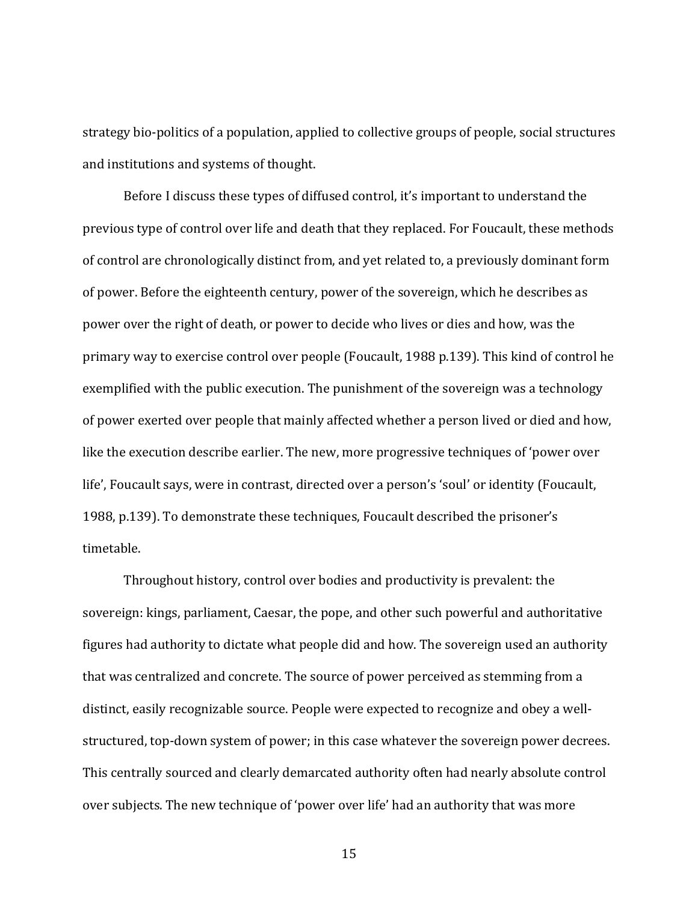strategy bio-politics of a population, applied to collective groups of people, social structures and institutions and systems of thought.

Before I discuss these types of diffused control, it's important to understand the previous type of control over life and death that they replaced. For Foucault, these methods of control are chronologically distinct from, and yet related to, a previously dominant form of power. Before the eighteenth century, power of the sovereign, which he describes as power over the right of death, or power to decide who lives or dies and how, was the primary way to exercise control over people (Foucault, 1988 p.139). This kind of control he exemplified with the public execution. The punishment of the sovereign was a technology of power exerted over people that mainly affected whether a person lived or died and how, like the execution describe earlier. The new, more progressive techniques of 'power over life', Foucault says, were in contrast, directed over a person's 'soul' or identity (Foucault, 1988, p.139). To demonstrate these techniques, Foucault described the prisoner's timetable.

Throughout history, control over bodies and productivity is prevalent: the sovereign: kings, parliament, Caesar, the pope, and other such powerful and authoritative figures had authority to dictate what people did and how. The sovereign used an authority that was centralized and concrete. The source of power perceived as stemming from a distinct, easily recognizable source. People were expected to recognize and obey a well-structured, top-down system of power; in this case whatever the sovereign power decrees. This centrally sourced and clearly demarcated authority often had nearly absolute control over subjects. The new technique of 'power over life' had an authority that was more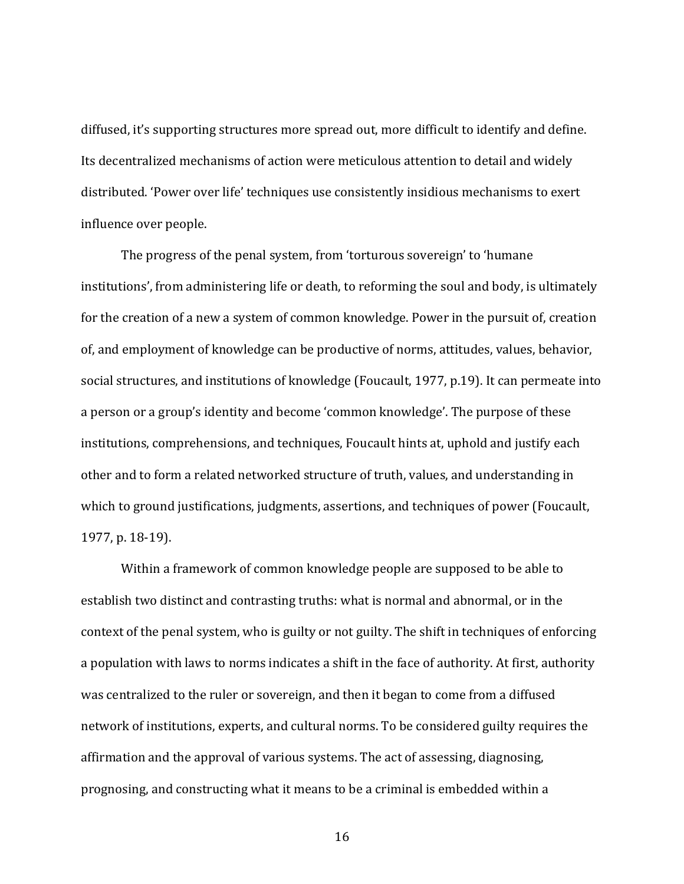diffused, it's supporting structures more spread out, more difficult to identify and define. Its decentralized mechanisms of action were meticulous attention to detail and widely distributed. 'Power over life' techniques use consistently insidious mechanisms to exert influence over people.

The progress of the penal system, from 'torturous sovereign' to 'humane institutions', from administering life or death, to reforming the soul and body, is ultimately for the creation of a new a system of common knowledge. Power in the pursuit of, creation of, and employment of knowledge can be productive of norms, attitudes, values, behavior, social structures, and institutions of knowledge (Foucault, 1977, p.19). It can permeate into a person or a group's identity and become 'common knowledge'. The purpose of these institutions, comprehensions, and techniques, Foucault hints at, uphold and justify each other and to form a related networked structure of truth, values, and understanding in which to ground justifications, judgments, assertions, and techniques of power (Foucault, 1977, p. 18-19).

Within a framework of common knowledge people are supposed to be able to establish two distinct and contrasting truths: what is normal and abnormal, or in the context of the penal system, who is guilty or not guilty. The shift in techniques of enforcing a population with laws to norms indicates a shift in the face of authority. At first, authority was centralized to the ruler or sovereign, and then it began to come from a diffused network of institutions, experts, and cultural norms. To be considered guilty requires the affirmation and the approval of various systems. The act of assessing, diagnosing, prognosing, and constructing what it means to be a criminal is embedded within a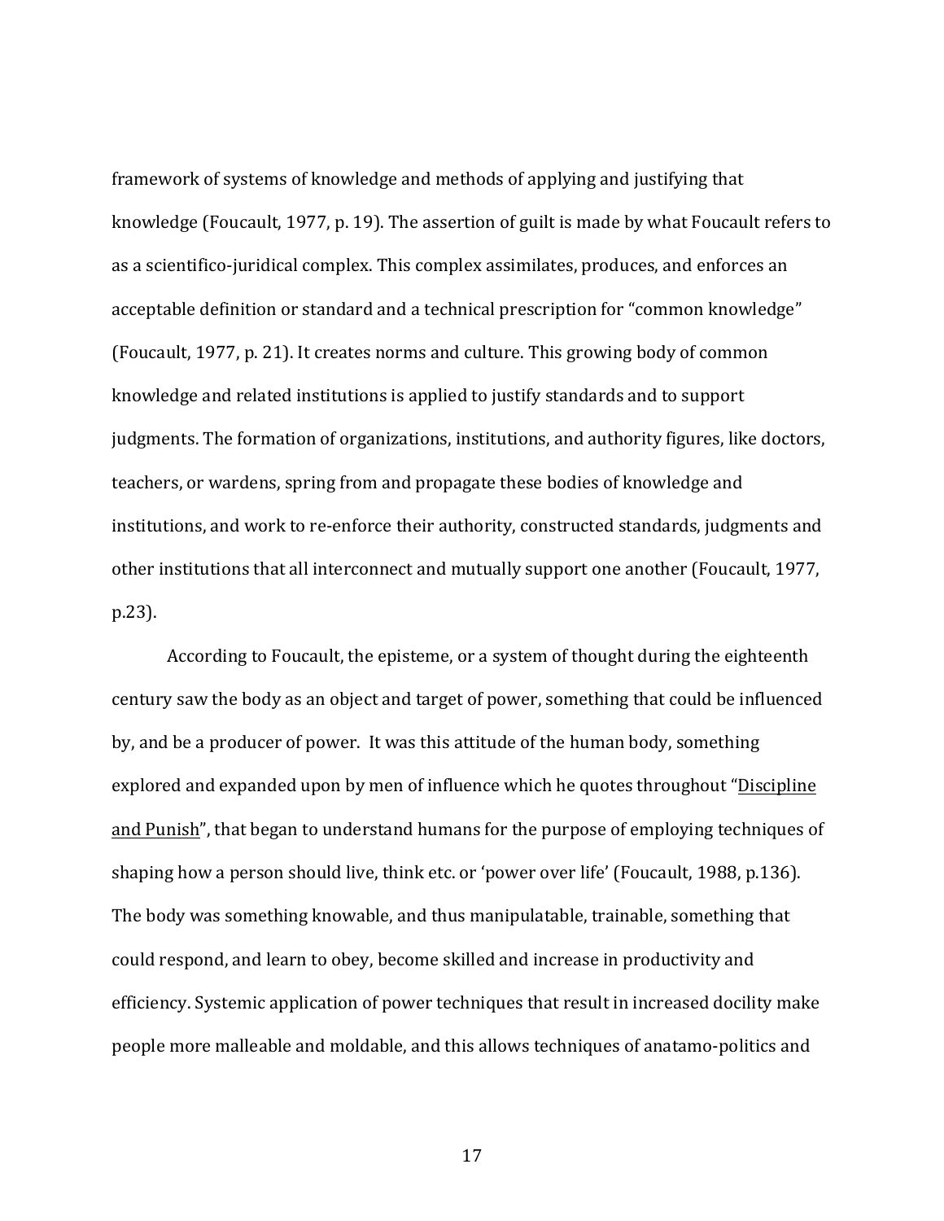framework of systems of knowledge and methods of applying and justifying that knowledge (Foucault, 1977, p. 19). The assertion of guilt is made by what Foucault refers to as a scientifico-juridical complex. This complex assimilates, produces, and enforces an acceptable definition or standard and a technical prescription for "common knowledge" (Foucault, 1977, p. 21). It creates norms and culture. This growing body of common knowledge and related institutions is applied to justify standards and to support judgments. The formation of organizations, institutions, and authority figures, like doctors, teachers, or wardens, spring from and propagate these bodies of knowledge and institutions, and work to re-enforce their authority, constructed standards, judgments and other institutions that all interconnect and mutually support one another (Foucault, 1977, p.23).

According to Foucault, the episteme, or a system of thought during the eighteenth century saw the body as an object and target of power, something that could be influenced by, and be a producer of power. It was this attitude of the human body, something explored and expanded upon by men of influence which he quotes throughout "Discipline and Punish", that began to understand humans for the purpose of employing techniques of shaping how a person should live, think etc. or 'power over life' (Foucault, 1988, p.136). The body was something knowable, and thus manipulatable, trainable, something that could respond, and learn to obey, become skilled and increase in productivity and efficiency. Systemic application of power techniques that result in increased docility make people more malleable and moldable, and this allows techniques of anatamo-politics and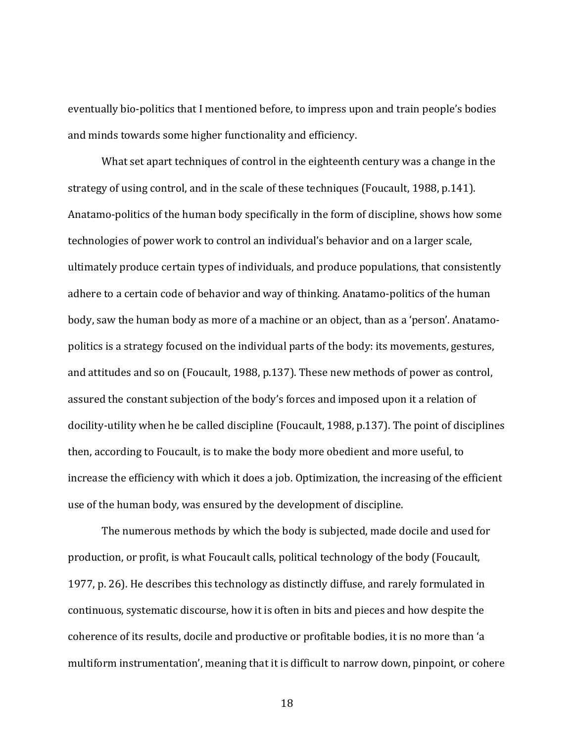eventually bio-politics that I mentioned before, to impress upon and train people's bodies and minds towards some higher functionality and efficiency.

What set apart techniques of control in the eighteenth century was a change in the strategy of using control, and in the scale of these techniques (Foucault, 1988, p.141). Anatamo-politics of the human body specifically in the form of discipline, shows how some technologies of power work to control an individual's behavior and on a larger scale, ultimately produce certain types of individuals, and produce populations, that consistently adhere to a certain code of behavior and way of thinking. Anatamo-politics of the human body, saw the human body as more of a machine or an object, than as a 'person'. Anatamo-politics is a strategy focused on the individual parts of the body: its movements, gestures, and attitudes and so on (Foucault, 1988, p.137). These new methods of power as control, assured the constant subjection of the body's forces and imposed upon it a relation of docility-utility when he be called discipline (Foucault, 1988, p.137). The point of disciplines then, according to Foucault, is to make the body more obedient and more useful, to increase the efficiency with which it does a job. Optimization, the increasing of the efficient use of the human body, was ensured by the development of discipline.

The numerous methods by which the body is subjected, made docile and used for production, or profit, is what Foucault calls, political technology of the body (Foucault, 1977, p. 26). He describes this technology as distinctly diffuse, and rarely formulated in continuous, systematic discourse, how it is often in bits and pieces and how despite the coherence of its results, docile and productive or profitable bodies, it is no more than 'a multiform instrumentation', meaning that it is difficult to narrow down, pinpoint, or cohere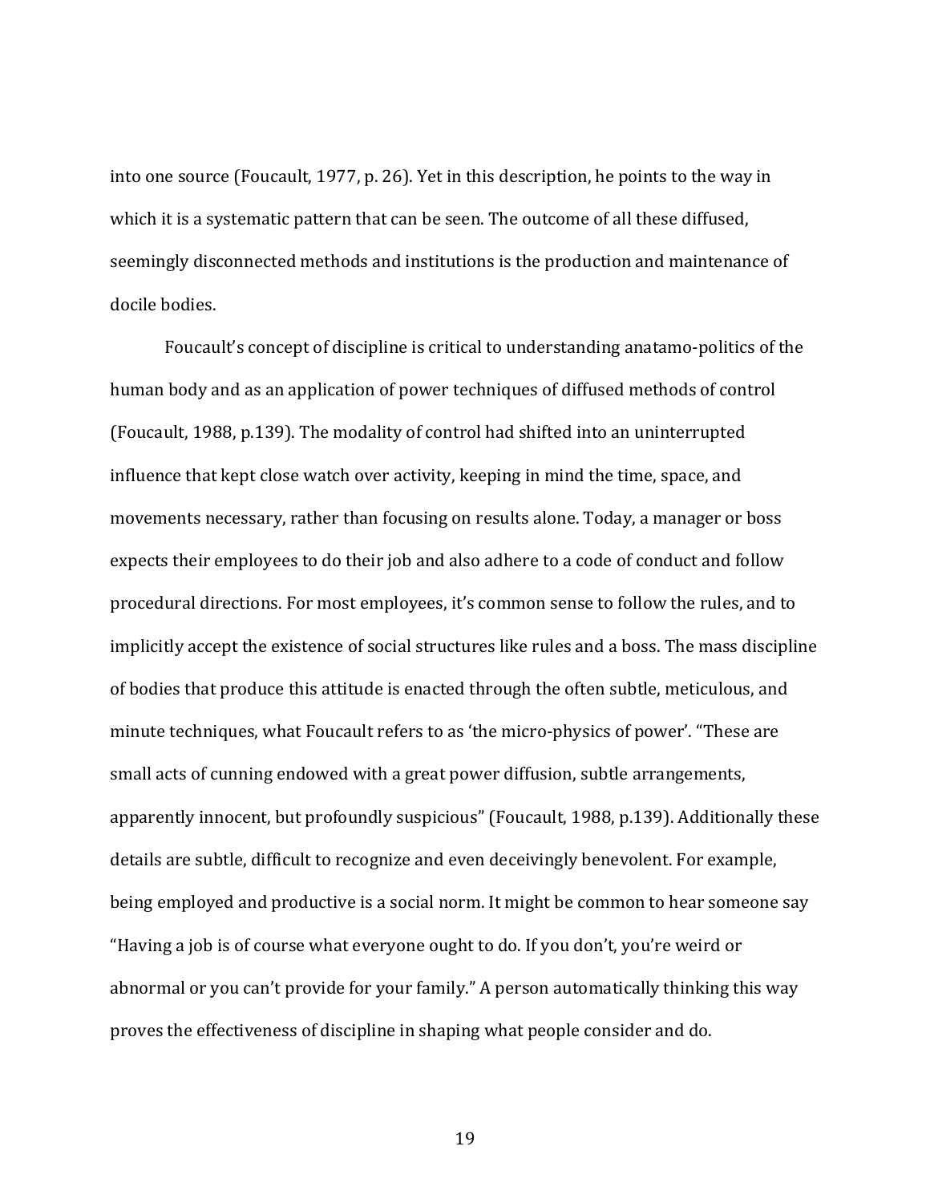into one source (Foucault, 1977, p. 26). Yet in this description, he points to the way in which it is a systematic pattern that can be seen. The outcome of all these diffused, seemingly disconnected methods and institutions is the production and maintenance of docile bodies.

Foucault's concept of discipline is critical to understanding anatamo-politics of the human body and as an application of power techniques of diffused methods of control (Foucault, 1988, p.139). The modality of control had shifted into an uninterrupted influence that kept close watch over activity, keeping in mind the time, space, and movements necessary, rather than focusing on results alone. Today, a manager or boss expects their employees to do their job and also adhere to a code of conduct and follow procedural directions. For most employees, it's common sense to follow the rules, and to implicitly accept the existence of social structures like rules and a boss. The mass discipline of bodies that produce this attitude is enacted through the often subtle, meticulous, and minute techniques, what Foucault refers to as 'the micro-physics of power'. "These are small acts of cunning endowed with a great power diffusion, subtle arrangements, apparently innocent, but profoundly suspicious" (Foucault, 1988, p.139). Additionally these details are subtle, difficult to recognize and even deceivingly benevolent. For example, being employed and productive is a social norm. It might be common to hear someone say "Having a job is of course what everyone ought to do. If you don't, you're weird or abnormal or you can't provide for your family." A person automatically thinking this way proves the effectiveness of discipline in shaping what people consider and do.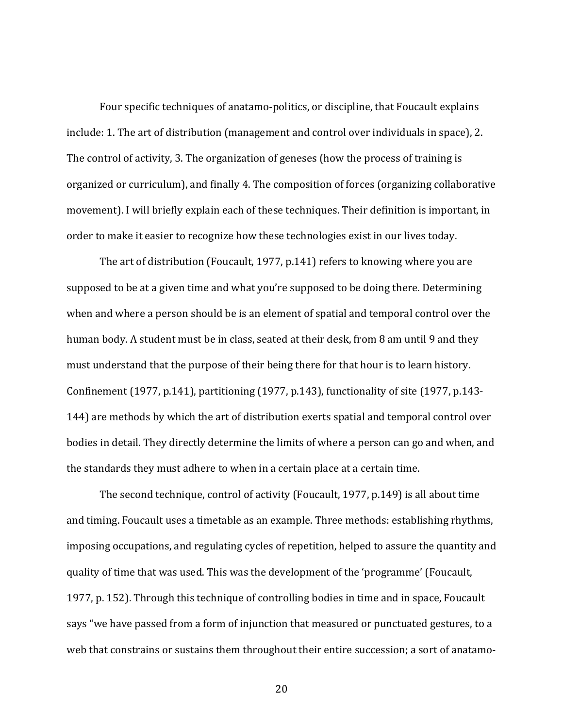Four specific techniques of anatamo-politics, or discipline, that Foucault explains include: 1. The art of distribution (management and control over individuals in space), 2. The control of activity, 3. The organization of geneses (how the process of training is organized or curriculum), and finally 4. The composition of forces (organizing collaborative movement). I will briefly explain each of these techniques. Their definition is important, in order to make it easier to recognize how these technologies exist in our lives today.

The art of distribution (Foucault, 1977, p.141) refers to knowing where you are supposed to be at a given time and what you're supposed to be doing there. Determining when and where a person should be is an element of spatial and temporal control over the human body. A student must be in class, seated at their desk, from 8 am until 9 and they must understand that the purpose of their being there for that hour is to learn history. Confinement (1977, p.141), partitioning (1977, p.143), functionality of site (1977, p.143-144) are methods by which the art of distribution exerts spatial and temporal control over bodies in detail. They directly determine the limits of where a person can go and when, and the standards they must adhere to when in a certain place at a certain time.

The second technique, control of activity (Foucault, 1977, p.149) is all about time and timing. Foucault uses a timetable as an example. Three methods: establishing rhythms, imposing occupations, and regulating cycles of repetition, helped to assure the quantity and quality of time that was used. This was the development of the 'programme' (Foucault, 1977, p. 152). Through this technique of controlling bodies in time and in space, Foucault says "we have passed from a form of injunction that measured or punctuated gestures, to a web that constrains or sustains them throughout their entire succession; a sort of anatamo-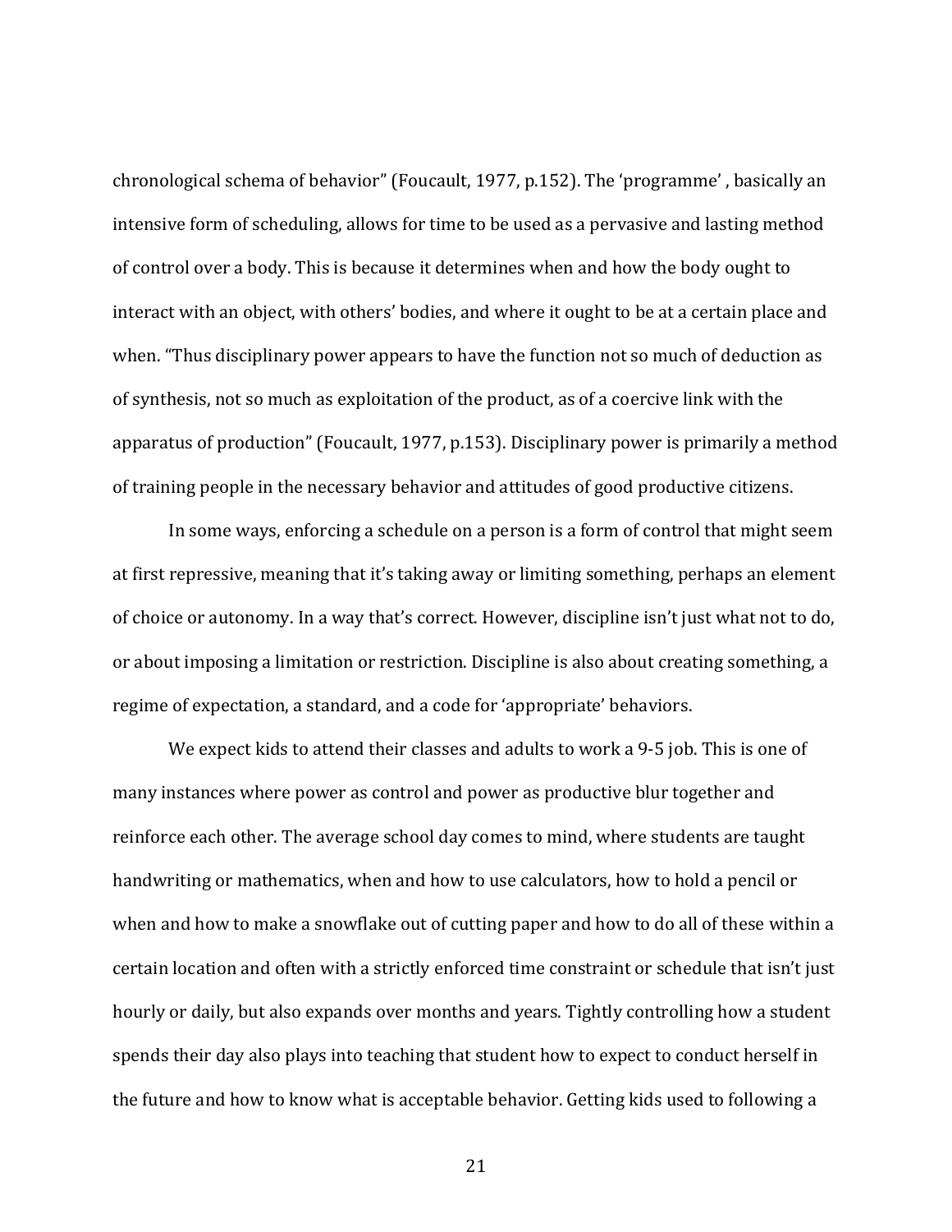chronological schema of behavior" (Foucault, 1977, p.152). The 'programme' , basically an intensive form of scheduling, allows for time to be used as a pervasive and lasting method of control over a body. This is because it determines when and how the body ought to interact with an object, with others' bodies, and where it ought to be at a certain place and when. "Thus disciplinary power appears to have the function not so much of deduction as of synthesis, not so much as exploitation of the product, as of a coercive link with the apparatus of production" (Foucault, 1977, p.153). Disciplinary power is primarily a method of training people in the necessary behavior and attitudes of good productive citizens.

In some ways, enforcing a schedule on a person is a form of control that might seem at first repressive, meaning that it's taking away or limiting something, perhaps an element of choice or autonomy. In a way that's correct. However, discipline isn't just what not to do, or about imposing a limitation or restriction. Discipline is also about creating something, a regime of expectation, a standard, and a code for 'appropriate' behaviors.

We expect kids to attend their classes and adults to work a 9-5 job. This is one of many instances where power as control and power as productive blur together and reinforce each other. The average school day comes to mind, where students are taught handwriting or mathematics, when and how to use calculators, how to hold a pencil or when and how to make a snowflake out of cutting paper and how to do all of these within a certain location and often with a strictly enforced time constraint or schedule that isn't just hourly or daily, but also expands over months and years. Tightly controlling how a student spends their day also plays into teaching that student how to expect to conduct herself in the future and how to know what is acceptable behavior. Getting kids used to following a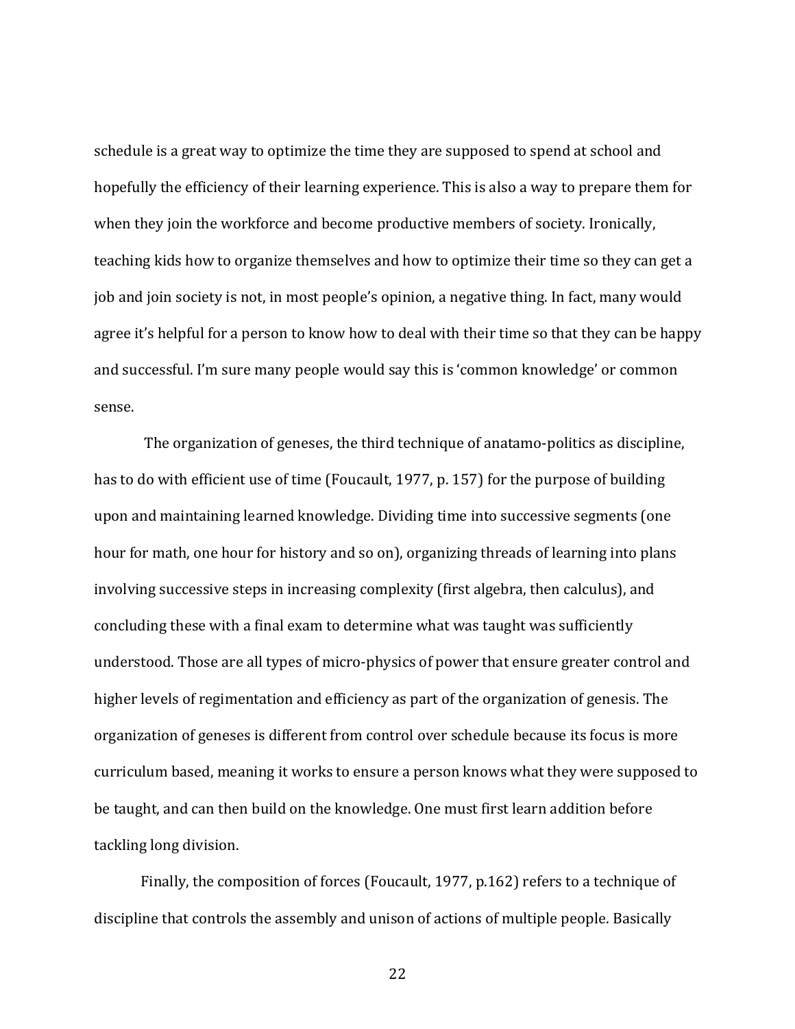schedule is a great way to optimize the time they are supposed to spend at school and hopefully the efficiency of their learning experience. This is also a way to prepare them for when they join the workforce and become productive members of society. Ironically, teaching kids how to organize themselves and how to optimize their time so they can get a job and join society is not, in most people's opinion, a negative thing. In fact, many would agree it's helpful for a person to know how to deal with their time so that they can be happy and successful. I'm sure many people would say this is 'common knowledge' or common sense.

The organization of geneses, the third technique of anatamo-politics as discipline, has to do with efficient use of time (Foucault, 1977, p. 157) for the purpose of building upon and maintaining learned knowledge. Dividing time into successive segments (one hour for math, one hour for history and so on), organizing threads of learning into plans involving successive steps in increasing complexity (first algebra, then calculus), and concluding these with a final exam to determine what was taught was sufficiently understood. Those are all types of micro-physics of power that ensure greater control and higher levels of regimentation and efficiency as part of the organization of genesis. The organization of geneses is different from control over schedule because its focus is more curriculum based, meaning it works to ensure a person knows what they were supposed to be taught, and can then build on the knowledge. One must first learn addition before tackling long division.

Finally, the composition of forces (Foucault, 1977, p.162) refers to a technique of discipline that controls the assembly and unison of actions of multiple people. Basically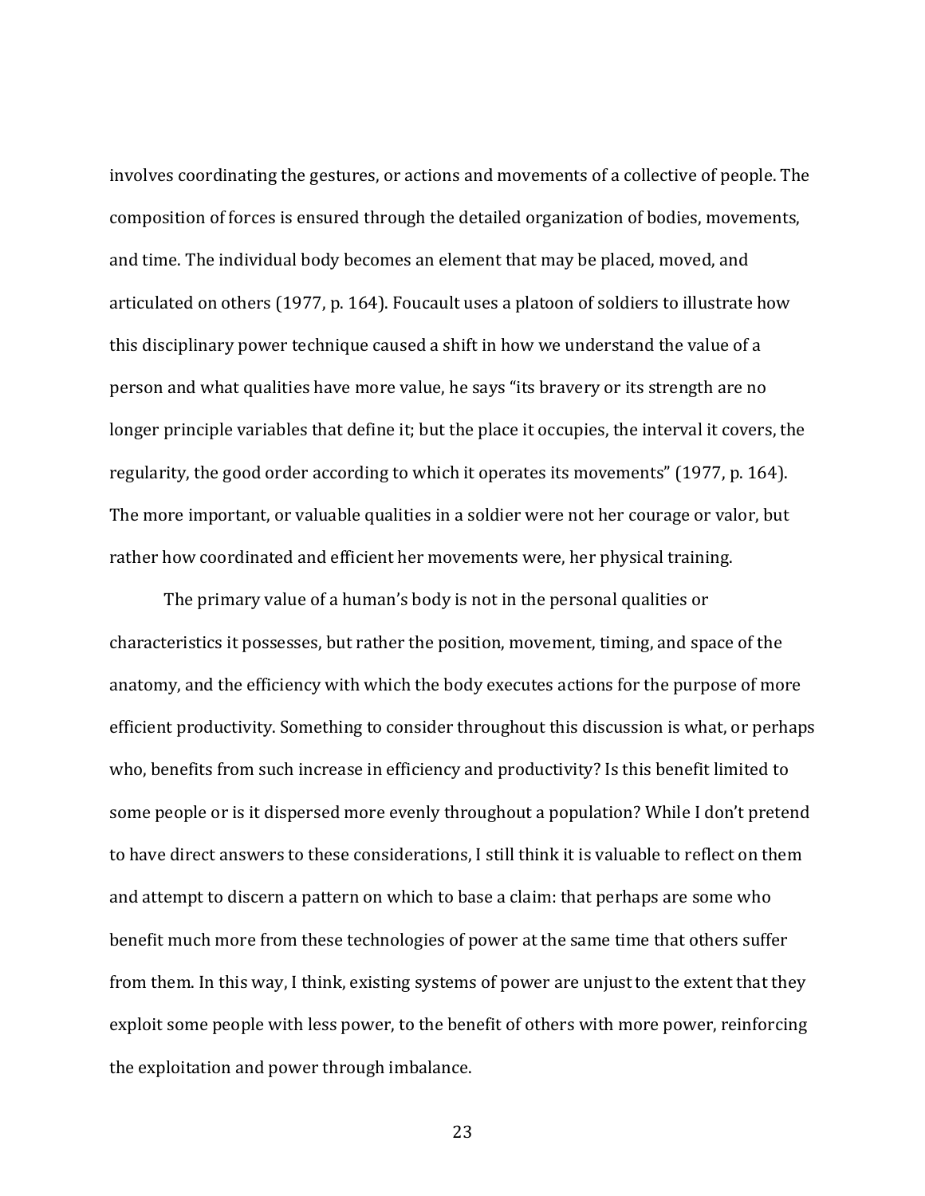involves coordinating the gestures, or actions and movements of a collective of people. The composition of forces is ensured through the detailed organization of bodies, movements, and time. The individual body becomes an element that may be placed, moved, and articulated on others (1977, p. 164). Foucault uses a platoon of soldiers to illustrate how this disciplinary power technique caused a shift in how we understand the value of a person and what qualities have more value, he says "its bravery or its strength are no longer principle variables that define it; but the place it occupies, the interval it covers, the regularity, the good order according to which it operates its movements" (1977, p. 164). The more important, or valuable qualities in a soldier were not her courage or valor, but rather how coordinated and efficient her movements were, her physical training.

The primary value of a human's body is not in the personal qualities or characteristics it possesses, but rather the position, movement, timing, and space of the anatomy, and the efficiency with which the body executes actions for the purpose of more efficient productivity. Something to consider throughout this discussion is what, or perhaps who, benefits from such increase in efficiency and productivity? Is this benefit limited to some people or is it dispersed more evenly throughout a population? While I don't pretend to have direct answers to these considerations, I still think it is valuable to reflect on them and attempt to discern a pattern on which to base a claim: that perhaps are some who benefit much more from these technologies of power at the same time that others suffer from them. In this way, I think, existing systems of power are unjust to the extent that they exploit some people with less power, to the benefit of others with more power, reinforcing the exploitation and power through imbalance.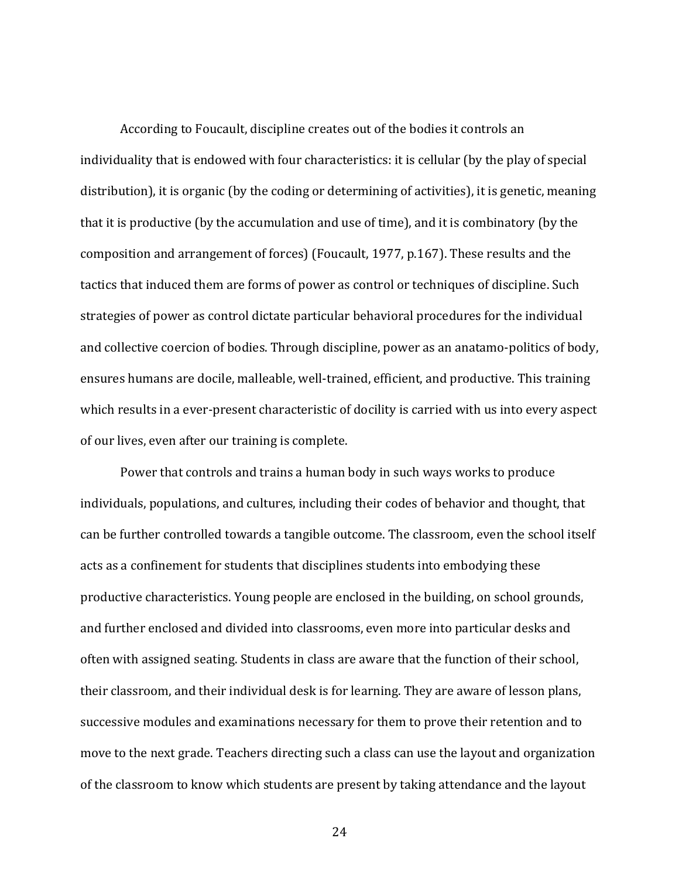According to Foucault, discipline creates out of the bodies it controls an individuality that is endowed with four characteristics: it is cellular (by the play of special distribution), it is organic (by the coding or determining of activities), it is genetic, meaning that it is productive (by the accumulation and use of time), and it is combinatory (by the composition and arrangement of forces) (Foucault, 1977, p.167). These results and the tactics that induced them are forms of power as control or techniques of discipline. Such strategies of power as control dictate particular behavioral procedures for the individual and collective coercion of bodies. Through discipline, power as an anatamo-politics of body, ensures humans are docile, malleable, well-trained, efficient, and productive. This training which results in a ever-present characteristic of docility is carried with us into every aspect of our lives, even after our training is complete.

Power that controls and trains a human body in such ways works to produce individuals, populations, and cultures, including their codes of behavior and thought, that can be further controlled towards a tangible outcome. The classroom, even the school itself acts as a confinement for students that disciplines students into embodying these productive characteristics. Young people are enclosed in the building, on school grounds, and further enclosed and divided into classrooms, even more into particular desks and often with assigned seating. Students in class are aware that the function of their school, their classroom, and their individual desk is for learning. They are aware of lesson plans, successive modules and examinations necessary for them to prove their retention and to move to the next grade. Teachers directing such a class can use the layout and organization of the classroom to know which students are present by taking attendance and the layout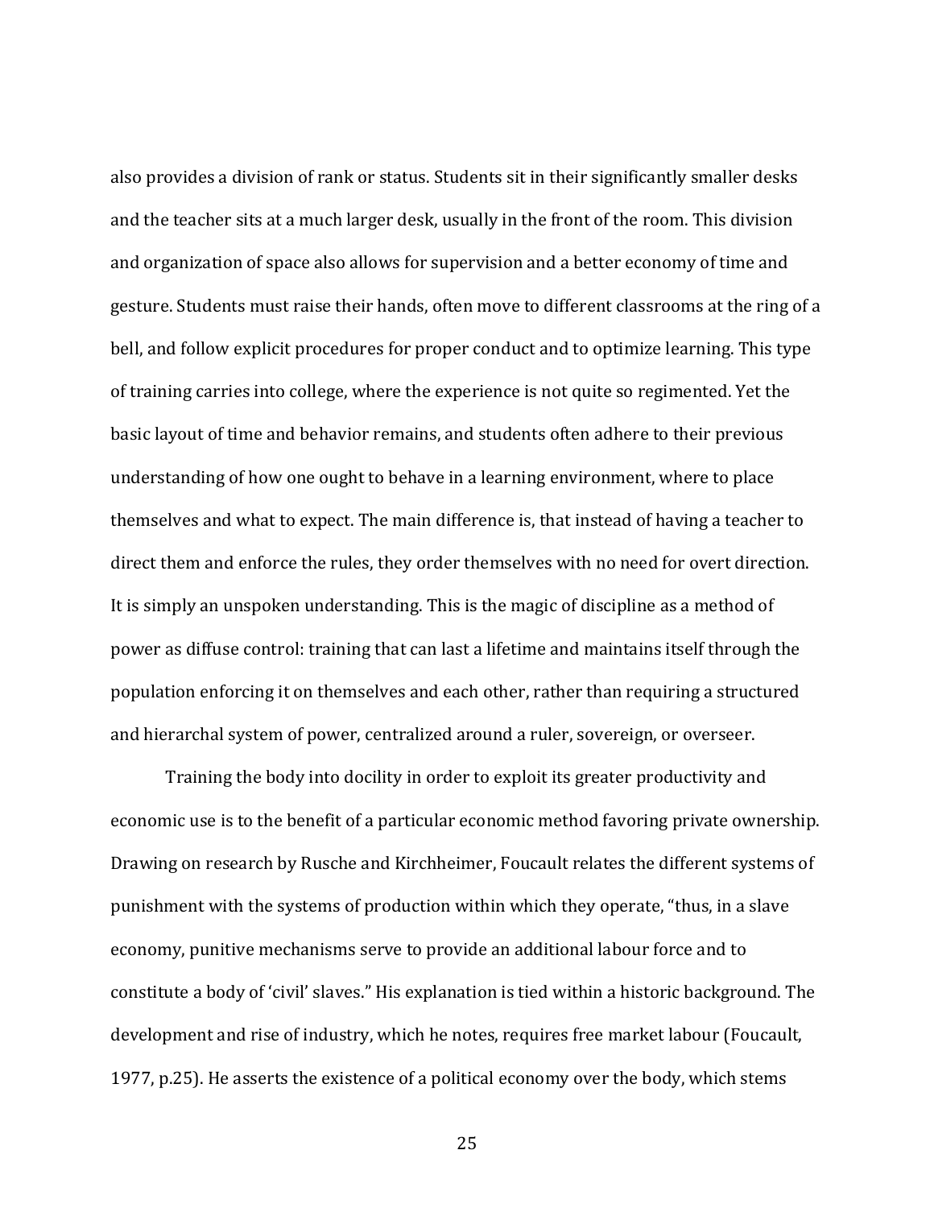also provides a division of rank or status. Students sit in their significantly smaller desks and the teacher sits at a much larger desk, usually in the front of the room. This division and organization of space also allows for supervision and a better economy of time and gesture. Students must raise their hands, often move to different classrooms at the ring of a bell, and follow explicit procedures for proper conduct and to optimize learning. This type of training carries into college, where the experience is not quite so regimented. Yet the basic layout of time and behavior remains, and students often adhere to their previous understanding of how one ought to behave in a learning environment, where to place themselves and what to expect. The main difference is, that instead of having a teacher to direct them and enforce the rules, they order themselves with no need for overt direction. It is simply an unspoken understanding. This is the magic of discipline as a method of power as diffuse control: training that can last a lifetime and maintains itself through the population enforcing it on themselves and each other, rather than requiring a structured and hierarchal system of power, centralized around a ruler, sovereign, or overseer.

Training the body into docility in order to exploit its greater productivity and economic use is to the benefit of a particular economic method favoring private ownership. Drawing on research by Rusche and Kirchheimer, Foucault relates the different systems of punishment with the systems of production within which they operate, "thus, in a slave economy, punitive mechanisms serve to provide an additional labour force and to constitute a body of 'civil' slaves." His explanation is tied within a historic background. The development and rise of industry, which he notes, requires free market labour (Foucault, 1977, p.25). He asserts the existence of a political economy over the body, which stems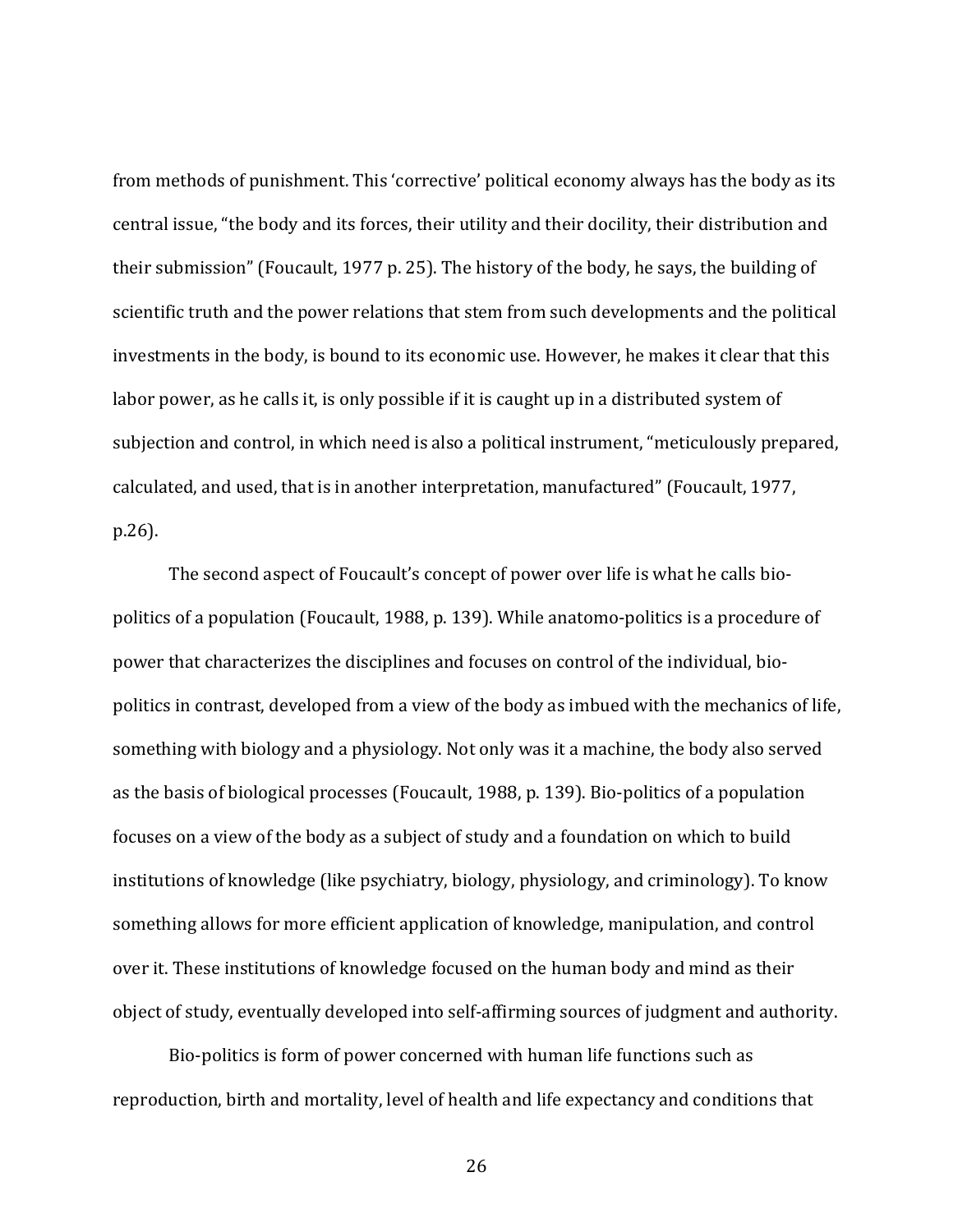from methods of punishment. This 'corrective' political economy always has the body as its central issue, "the body and its forces, their utility and their docility, their distribution and their submission" (Foucault, 1977 p. 25). The history of the body, he says, the building of scientific truth and the power relations that stem from such developments and the political investments in the body, is bound to its economic use. However, he makes it clear that this labor power, as he calls it, is only possible if it is caught up in a distributed system of subjection and control, in which need is also a political instrument, "meticulously prepared, calculated, and used, that is in another interpretation, manufactured" (Foucault, 1977, p.26).

The second aspect of Foucault's concept of power over life is what he calls bio-politics of a population (Foucault, 1988, p. 139). While anatomo-politics is a procedure of power that characterizes the disciplines and focuses on control of the individual, bio-politics in contrast, developed from a view of the body as imbued with the mechanics of life, something with biology and a physiology. Not only was it a machine, the body also served as the basis of biological processes (Foucault, 1988, p. 139). Bio-politics of a population focuses on a view of the body as a subject of study and a foundation on which to build institutions of knowledge (like psychiatry, biology, physiology, and criminology). To know something allows for more efficient application of knowledge, manipulation, and control over it. These institutions of knowledge focused on the human body and mind as their object of study, eventually developed into self-affirming sources of judgment and authority.

Bio-politics is form of power concerned with human life functions such as reproduction, birth and mortality, level of health and life expectancy and conditions that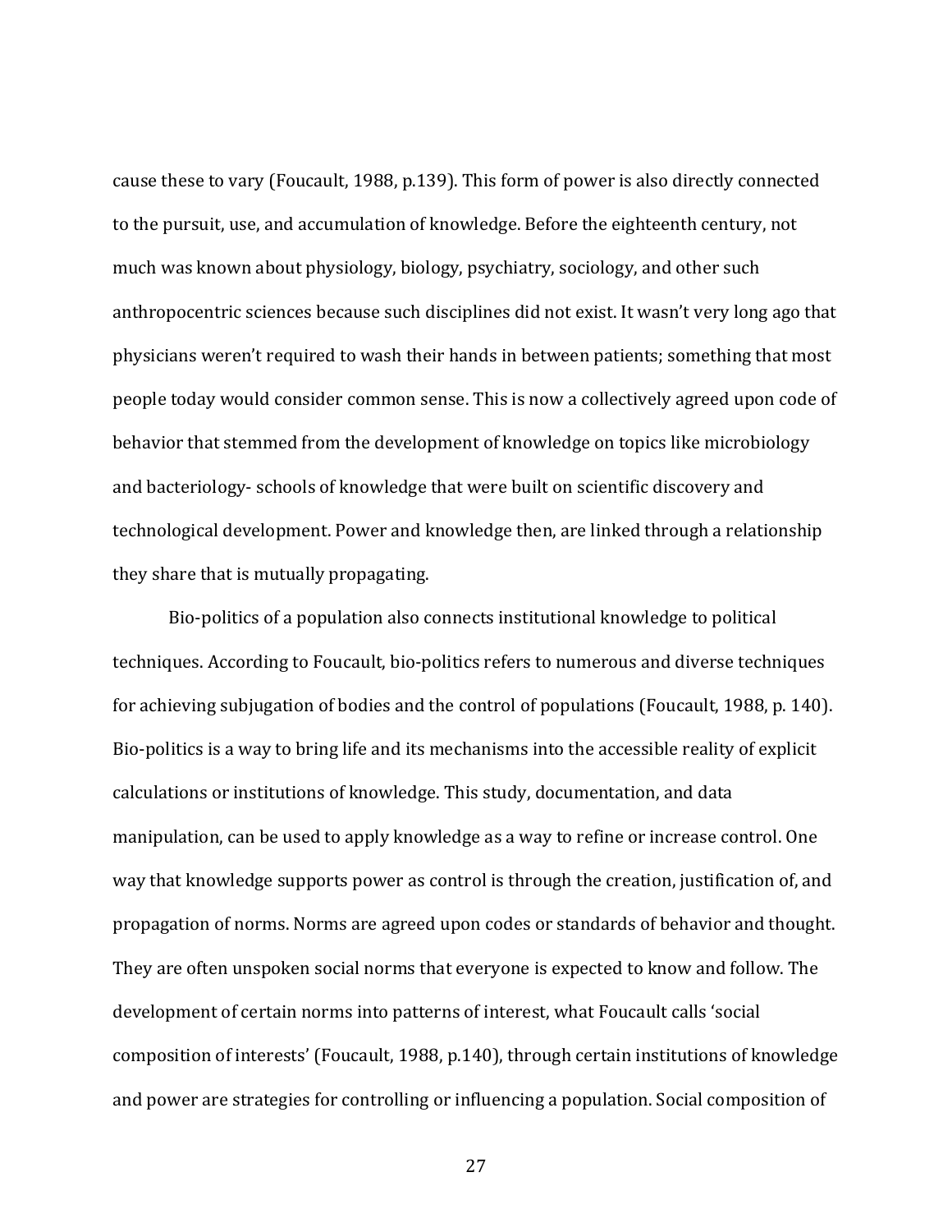cause these to vary (Foucault, 1988, p.139). This form of power is also directly connected to the pursuit, use, and accumulation of knowledge. Before the eighteenth century, not much was known about physiology, biology, psychiatry, sociology, and other such anthropocentric sciences because such disciplines did not exist. It wasn't very long ago that physicians weren't required to wash their hands in between patients; something that most people today would consider common sense. This is now a collectively agreed upon code of behavior that stemmed from the development of knowledge on topics like microbiology and bacteriology- schools of knowledge that were built on scientific discovery and technological development. Power and knowledge then, are linked through a relationship they share that is mutually propagating.

Bio-politics of a population also connects institutional knowledge to political techniques. According to Foucault, bio-politics refers to numerous and diverse techniques for achieving subjugation of bodies and the control of populations (Foucault, 1988, p. 140). Bio-politics is a way to bring life and its mechanisms into the accessible reality of explicit calculations or institutions of knowledge. This study, documentation, and data manipulation, can be used to apply knowledge as a way to refine or increase control. One way that knowledge supports power as control is through the creation, justification of, and propagation of norms. Norms are agreed upon codes or standards of behavior and thought. They are often unspoken social norms that everyone is expected to know and follow. The development of certain norms into patterns of interest, what Foucault calls 'social composition of interests' (Foucault, 1988, p.140), through certain institutions of knowledge and power are strategies for controlling or influencing a population. Social composition of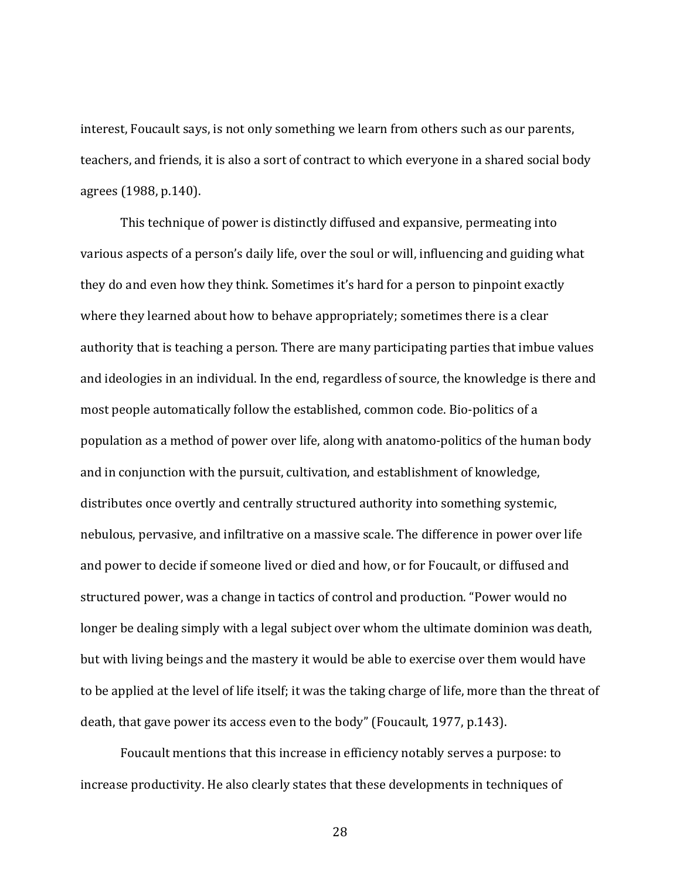interest, Foucault says, is not only something we learn from others such as our parents, teachers, and friends, it is also a sort of contract to which everyone in a shared social body agrees (1988, p.140).

This technique of power is distinctly diffused and expansive, permeating into various aspects of a person's daily life, over the soul or will, influencing and guiding what they do and even how they think. Sometimes it's hard for a person to pinpoint exactly where they learned about how to behave appropriately; sometimes there is a clear authority that is teaching a person. There are many participating parties that imbue values and ideologies in an individual. In the end, regardless of source, the knowledge is there and most people automatically follow the established, common code. Bio-politics of a population as a method of power over life, along with anatomo-politics of the human body and in conjunction with the pursuit, cultivation, and establishment of knowledge, distributes once overtly and centrally structured authority into something systemic, nebulous, pervasive, and infiltrative on a massive scale. The difference in power over life and power to decide if someone lived or died and how, or for Foucault, or diffused and structured power, was a change in tactics of control and production. "Power would no longer be dealing simply with a legal subject over whom the ultimate dominion was death, but with living beings and the mastery it would be able to exercise over them would have to be applied at the level of life itself; it was the taking charge of life, more than the threat of death, that gave power its access even to the body" (Foucault, 1977, p.143).

Foucault mentions that this increase in efficiency notably serves a purpose: to increase productivity. He also clearly states that these developments in techniques of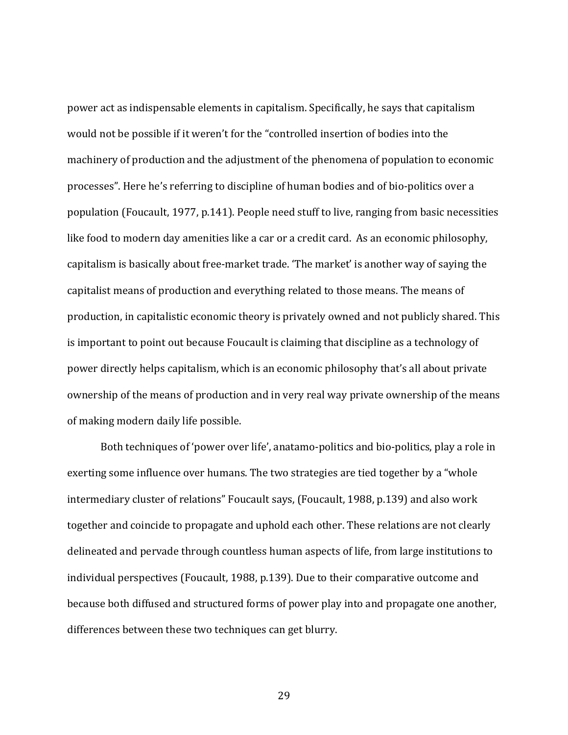power act as indispensable elements in capitalism. Specifically, he says that capitalism would not be possible if it weren't for the "controlled insertion of bodies into the machinery of production and the adjustment of the phenomena of population to economic processes". Here he's referring to discipline of human bodies and of bio-politics over a population (Foucault, 1977, p.141). People need stuff to live, ranging from basic necessities like food to modern day amenities like a car or a credit card. As an economic philosophy, capitalism is basically about free-market trade. 'The market' is another way of saying the capitalist means of production and everything related to those means. The means of production, in capitalistic economic theory is privately owned and not publicly shared. This is important to point out because Foucault is claiming that discipline as a technology of power directly helps capitalism, which is an economic philosophy that's all about private ownership of the means of production and in very real way private ownership of the means of making modern daily life possible.

Both techniques of 'power over life', anatamo-politics and bio-politics, play a role in exerting some influence over humans. The two strategies are tied together by a "whole intermediary cluster of relations" Foucault says, (Foucault, 1988, p.139) and also work together and coincide to propagate and uphold each other. These relations are not clearly delineated and pervade through countless human aspects of life, from large institutions to individual perspectives (Foucault, 1988, p.139). Due to their comparative outcome and because both diffused and structured forms of power play into and propagate one another, differences between these two techniques can get blurry.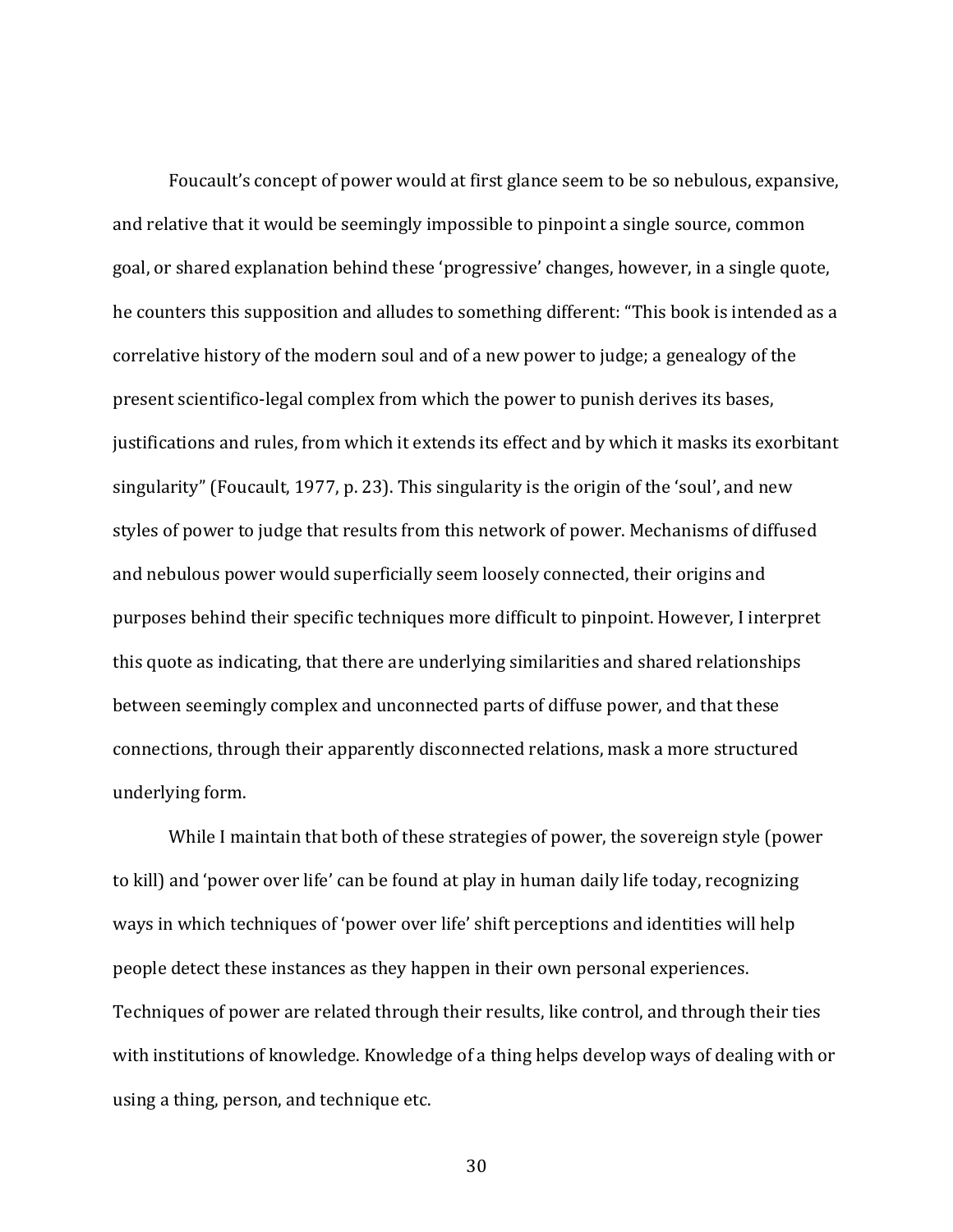Foucault's concept of power would at first glance seem to be so nebulous, expansive, and relative that it would be seemingly impossible to pinpoint a single source, common goal, or shared explanation behind these 'progressive' changes, however, in a single quote, he counters this supposition and alludes to something different: "This book is intended as a correlative history of the modern soul and of a new power to judge; a genealogy of the present scientifico-legal complex from which the power to punish derives its bases, justifications and rules, from which it extends its effect and by which it masks its exorbitant singularity" (Foucault, 1977, p. 23). This singularity is the origin of the 'soul', and new styles of power to judge that results from this network of power. Mechanisms of diffused and nebulous power would superficially seem loosely connected, their origins and purposes behind their specific techniques more difficult to pinpoint. However, I interpret this quote as indicating, that there are underlying similarities and shared relationships between seemingly complex and unconnected parts of diffuse power, and that these connections, through their apparently disconnected relations, mask a more structured underlying form.

While I maintain that both of these strategies of power, the sovereign style (power to kill) and 'power over life' can be found at play in human daily life today, recognizing ways in which techniques of 'power over life' shift perceptions and identities will help people detect these instances as they happen in their own personal experiences. Techniques of power are related through their results, like control, and through their ties with institutions of knowledge. Knowledge of a thing helps develop ways of dealing with or using a thing, person, and technique etc.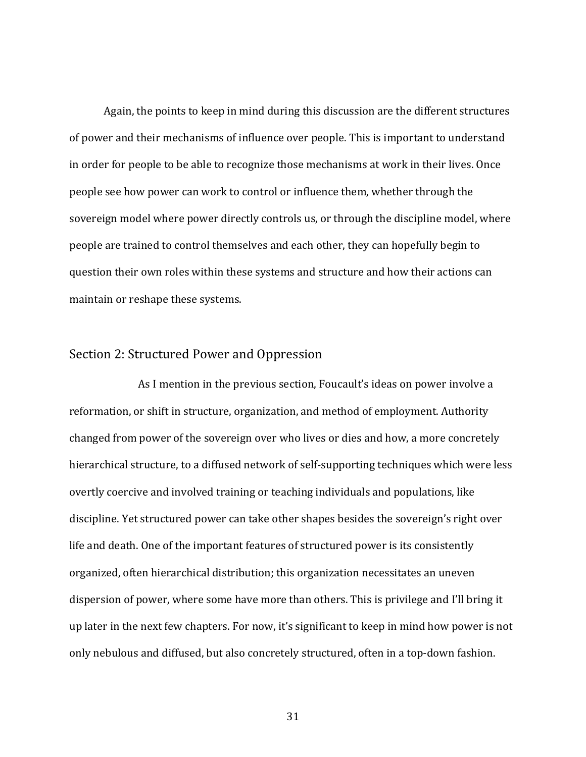Again, the points to keep in mind during this discussion are the different structures of power and their mechanisms of influence over people. This is important to understand in order for people to be able to recognize those mechanisms at work in their lives. Once people see how power can work to control or influence them, whether through the sovereign model where power directly controls us, or through the discipline model, where people are trained to control themselves and each other, they can hopefully begin to question their own roles within these systems and structure and how their actions can maintain or reshape these systems.

## Section 2: Structured Power and Oppression

As I mention in the previous section, Foucault's ideas on power involve a reformation, or shift in structure, organization, and method of employment. Authority changed from power of the sovereign over who lives or dies and how, a more concretely hierarchical structure, to a diffused network of self-supporting techniques which were less overtly coercive and involved training or teaching individuals and populations, like discipline. Yet structured power can take other shapes besides the sovereign's right over life and death. One of the important features of structured power is its consistently organized, often hierarchical distribution; this organization necessitates an uneven dispersion of power, where some have more than others. This is privilege and I'll bring it up later in the next few chapters. For now, it's significant to keep in mind how power is not only nebulous and diffused, but also concretely structured, often in a top-down fashion.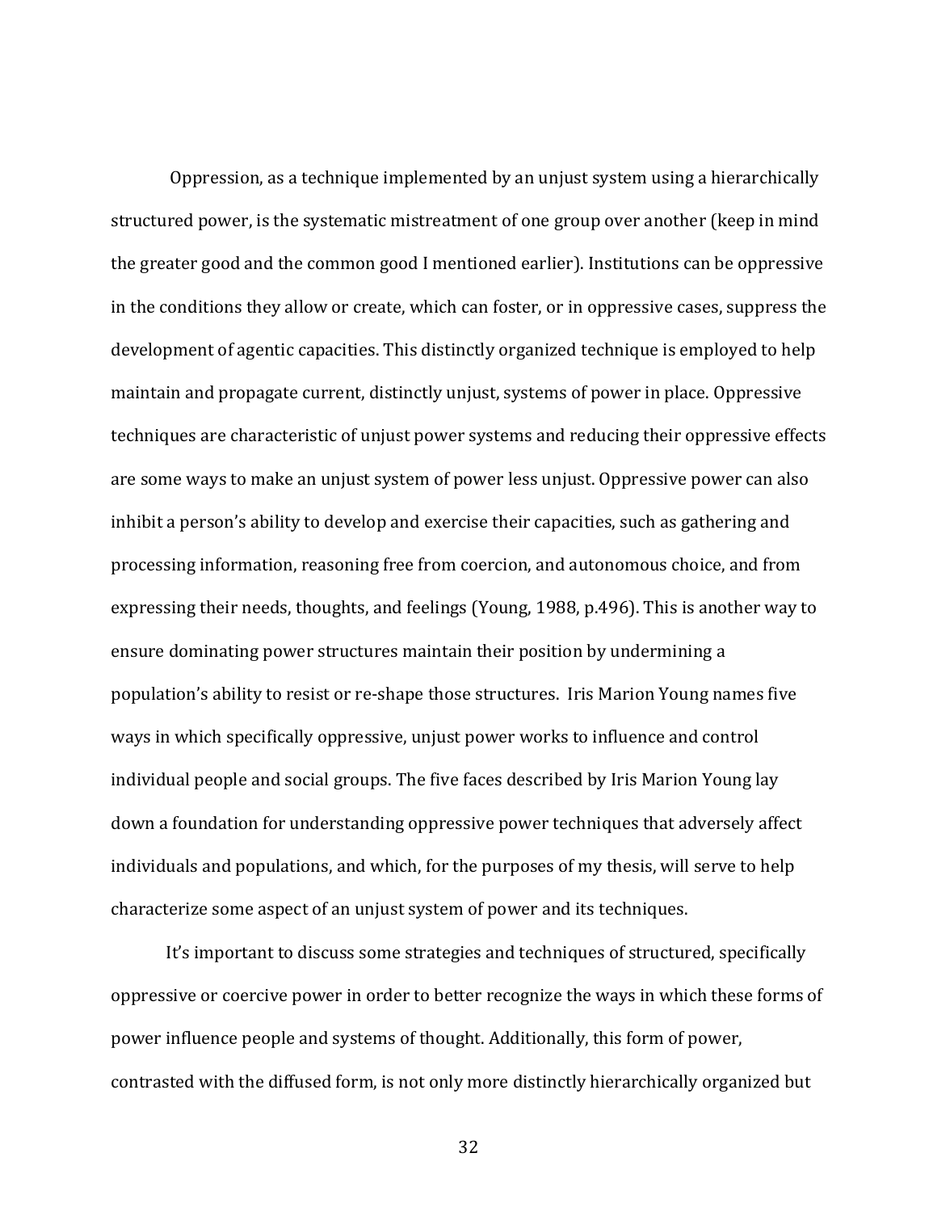Oppression, as a technique implemented by an unjust system using a hierarchically structured power, is the systematic mistreatment of one group over another (keep in mind the greater good and the common good I mentioned earlier). Institutions can be oppressive in the conditions they allow or create, which can foster, or in oppressive cases, suppress the development of agentic capacities. This distinctly organized technique is employed to help maintain and propagate current, distinctly unjust, systems of power in place. Oppressive techniques are characteristic of unjust power systems and reducing their oppressive effects are some ways to make an unjust system of power less unjust. Oppressive power can also inhibit a person's ability to develop and exercise their capacities, such as gathering and processing information, reasoning free from coercion, and autonomous choice, and from expressing their needs, thoughts, and feelings (Young, 1988, p.496). This is another way to ensure dominating power structures maintain their position by undermining a population's ability to resist or re-shape those structures. Iris Marion Young names five ways in which specifically oppressive, unjust power works to influence and control individual people and social groups. The five faces described by Iris Marion Young lay down a foundation for understanding oppressive power techniques that adversely affect individuals and populations, and which, for the purposes of my thesis, will serve to help characterize some aspect of an unjust system of power and its techniques.

It's important to discuss some strategies and techniques of structured, specifically oppressive or coercive power in order to better recognize the ways in which these forms of power influence people and systems of thought. Additionally, this form of power, contrasted with the diffused form, is not only more distinctly hierarchically organized but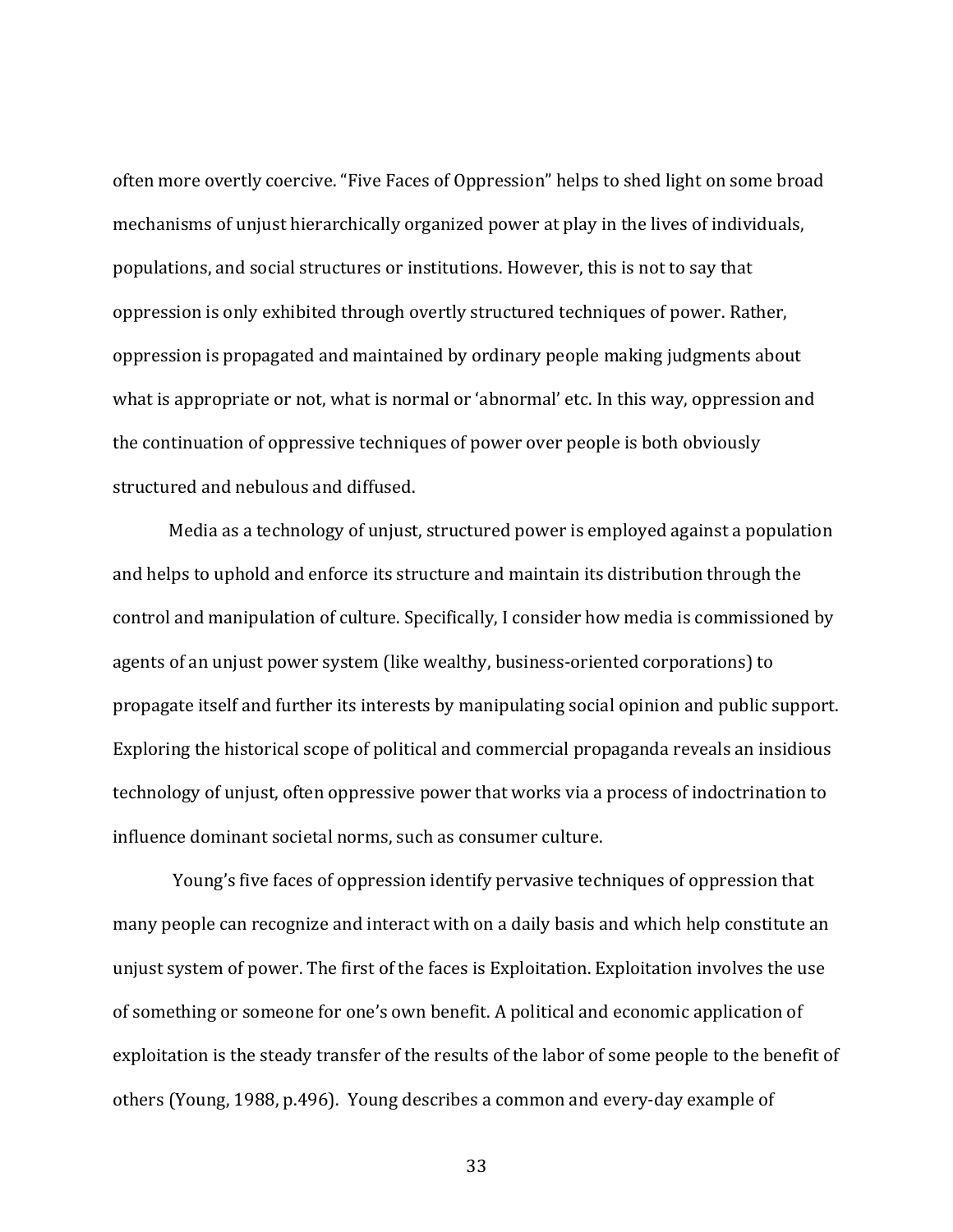often more overtly coercive. “Five Faces of Oppression” helps to shed light on some broad mechanisms of unjust hierarchically organized power at play in the lives of individuals, populations, and social structures or institutions. However, this is not to say that oppression is only exhibited through overtly structured techniques of power. Rather, oppression is propagated and maintained by ordinary people making judgments about what is appropriate or not, what is normal or ‘abnormal’ etc. In this way, oppression and the continuation of oppressive techniques of power over people is both obviously structured and nebulous and diffused.

Media as a technology of unjust, structured power is employed against a population and helps to uphold and enforce its structure and maintain its distribution through the control and manipulation of culture. Specifically, I consider how media is commissioned by agents of an unjust power system (like wealthy, business-oriented corporations) to propagate itself and further its interests by manipulating social opinion and public support. Exploring the historical scope of political and commercial propaganda reveals an insidious technology of unjust, often oppressive power that works via a process of indoctrination to influence dominant societal norms, such as consumer culture.

Young’s five faces of oppression identify pervasive techniques of oppression that many people can recognize and interact with on a daily basis and which help constitute an unjust system of power. The first of the faces is Exploitation. Exploitation involves the use of something or someone for one’s own benefit. A political and economic application of exploitation is the steady transfer of the results of the labor of some people to the benefit of others (Young, 1988, p.496). Young describes a common and every-day example of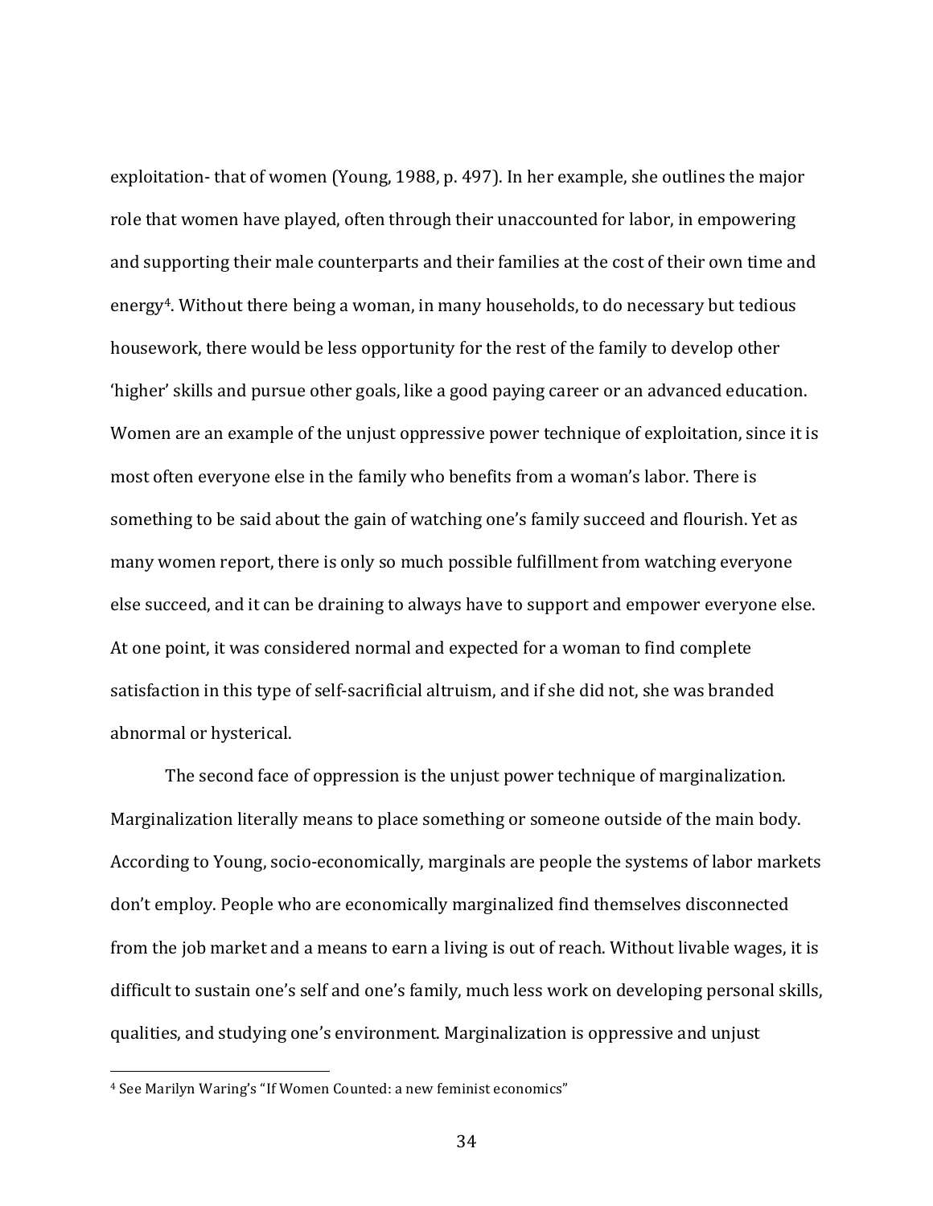exploitation- that of women (Young, 1988, p. 497). In her example, she outlines the major role that women have played, often through their unaccounted for labor, in empowering and supporting their male counterparts and their families at the cost of their own time and energy[4]. Without there being a woman, in many households, to do necessary but tedious housework, there would be less opportunity for the rest of the family to develop other 'higher' skills and pursue other goals, like a good paying career or an advanced education. Women are an example of the unjust oppressive power technique of exploitation, since it is most often everyone else in the family who benefits from a woman's labor. There is something to be said about the gain of watching one's family succeed and flourish. Yet as many women report, there is only so much possible fulfillment from watching everyone else succeed, and it can be draining to always have to support and empower everyone else. At one point, it was considered normal and expected for a woman to find complete satisfaction in this type of self-sacrificial altruism, and if she did not, she was branded abnormal or hysterical.

The second face of oppression is the unjust power technique of marginalization. Marginalization literally means to place something or someone outside of the main body. According to Young, socio-economically, marginals are people the systems of labor markets don't employ. People who are economically marginalized find themselves disconnected from the job market and a means to earn a living is out of reach. Without livable wages, it is difficult to sustain one's self and one's family, much less work on developing personal skills, qualities, and studying one's environment. Marginalization is oppressive and unjust

---

[4] See Marilyn Waring's "If Women Counted: a new feminist economics"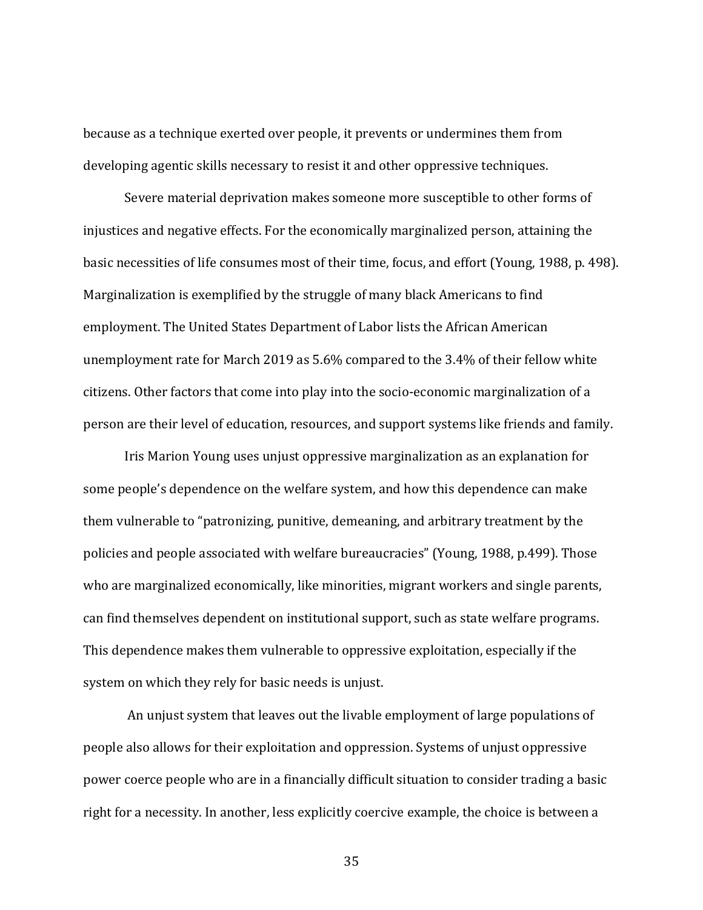because as a technique exerted over people, it prevents or undermines them from developing agentic skills necessary to resist it and other oppressive techniques.

Severe material deprivation makes someone more susceptible to other forms of injustices and negative effects. For the economically marginalized person, attaining the basic necessities of life consumes most of their time, focus, and effort (Young, 1988, p. 498). Marginalization is exemplified by the struggle of many black Americans to find employment. The United States Department of Labor lists the African American unemployment rate for March 2019 as 5.6% compared to the 3.4% of their fellow white citizens. Other factors that come into play into the socio-economic marginalization of a person are their level of education, resources, and support systems like friends and family.

Iris Marion Young uses unjust oppressive marginalization as an explanation for some people's dependence on the welfare system, and how this dependence can make them vulnerable to "patronizing, punitive, demeaning, and arbitrary treatment by the policies and people associated with welfare bureaucracies" (Young, 1988, p.499). Those who are marginalized economically, like minorities, migrant workers and single parents, can find themselves dependent on institutional support, such as state welfare programs. This dependence makes them vulnerable to oppressive exploitation, especially if the system on which they rely for basic needs is unjust.

An unjust system that leaves out the livable employment of large populations of people also allows for their exploitation and oppression. Systems of unjust oppressive power coerce people who are in a financially difficult situation to consider trading a basic right for a necessity. In another, less explicitly coercive example, the choice is between a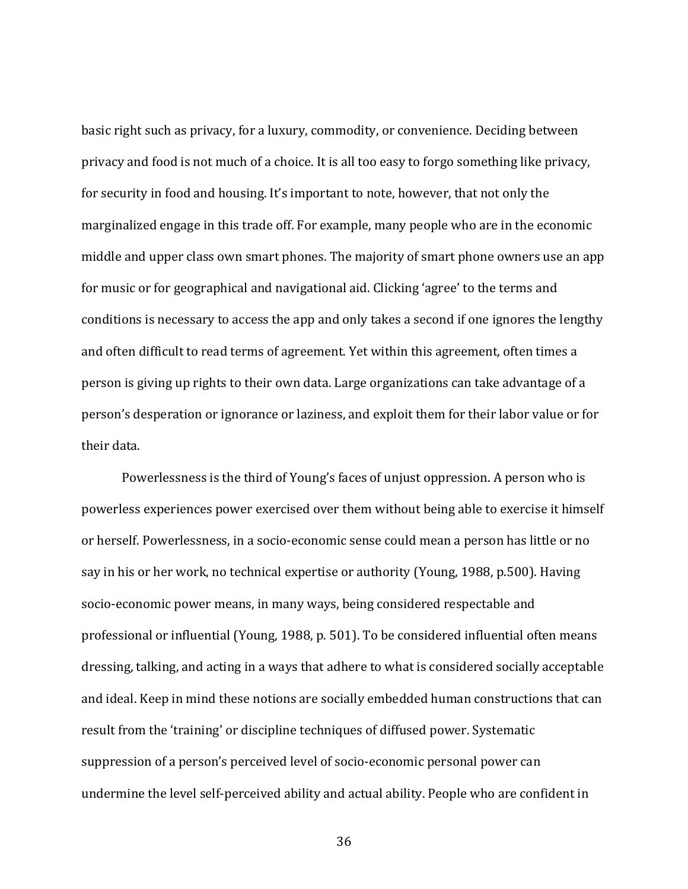basic right such as privacy, for a luxury, commodity, or convenience. Deciding between privacy and food is not much of a choice. It is all too easy to forgo something like privacy, for security in food and housing. It's important to note, however, that not only the marginalized engage in this trade off. For example, many people who are in the economic middle and upper class own smart phones. The majority of smart phone owners use an app for music or for geographical and navigational aid. Clicking 'agree' to the terms and conditions is necessary to access the app and only takes a second if one ignores the lengthy and often difficult to read terms of agreement. Yet within this agreement, often times a person is giving up rights to their own data. Large organizations can take advantage of a person's desperation or ignorance or laziness, and exploit them for their labor value or for their data.

Powerlessness is the third of Young's faces of unjust oppression. A person who is powerless experiences power exercised over them without being able to exercise it himself or herself. Powerlessness, in a socio-economic sense could mean a person has little or no say in his or her work, no technical expertise or authority (Young, 1988, p.500). Having socio-economic power means, in many ways, being considered respectable and professional or influential (Young, 1988, p. 501). To be considered influential often means dressing, talking, and acting in a ways that adhere to what is considered socially acceptable and ideal. Keep in mind these notions are socially embedded human constructions that can result from the 'training' or discipline techniques of diffused power. Systematic suppression of a person's perceived level of socio-economic personal power can undermine the level self-perceived ability and actual ability. People who are confident in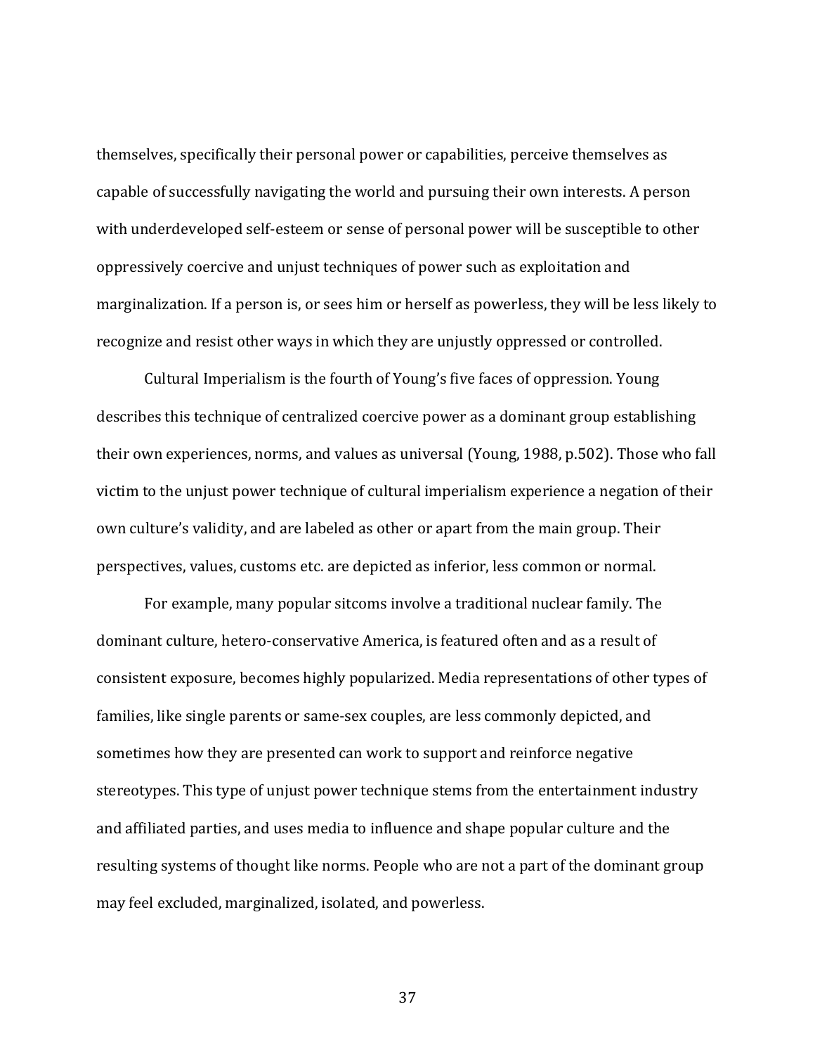themselves, specifically their personal power or capabilities, perceive themselves as capable of successfully navigating the world and pursuing their own interests. A person with underdeveloped self-esteem or sense of personal power will be susceptible to other oppressively coercive and unjust techniques of power such as exploitation and marginalization. If a person is, or sees him or herself as powerless, they will be less likely to recognize and resist other ways in which they are unjustly oppressed or controlled.

Cultural Imperialism is the fourth of Young's five faces of oppression. Young describes this technique of centralized coercive power as a dominant group establishing their own experiences, norms, and values as universal (Young, 1988, p.502). Those who fall victim to the unjust power technique of cultural imperialism experience a negation of their own culture's validity, and are labeled as other or apart from the main group. Their perspectives, values, customs etc. are depicted as inferior, less common or normal.

For example, many popular sitcoms involve a traditional nuclear family. The dominant culture, hetero-conservative America, is featured often and as a result of consistent exposure, becomes highly popularized. Media representations of other types of families, like single parents or same-sex couples, are less commonly depicted, and sometimes how they are presented can work to support and reinforce negative stereotypes. This type of unjust power technique stems from the entertainment industry and affiliated parties, and uses media to influence and shape popular culture and the resulting systems of thought like norms. People who are not a part of the dominant group may feel excluded, marginalized, isolated, and powerless.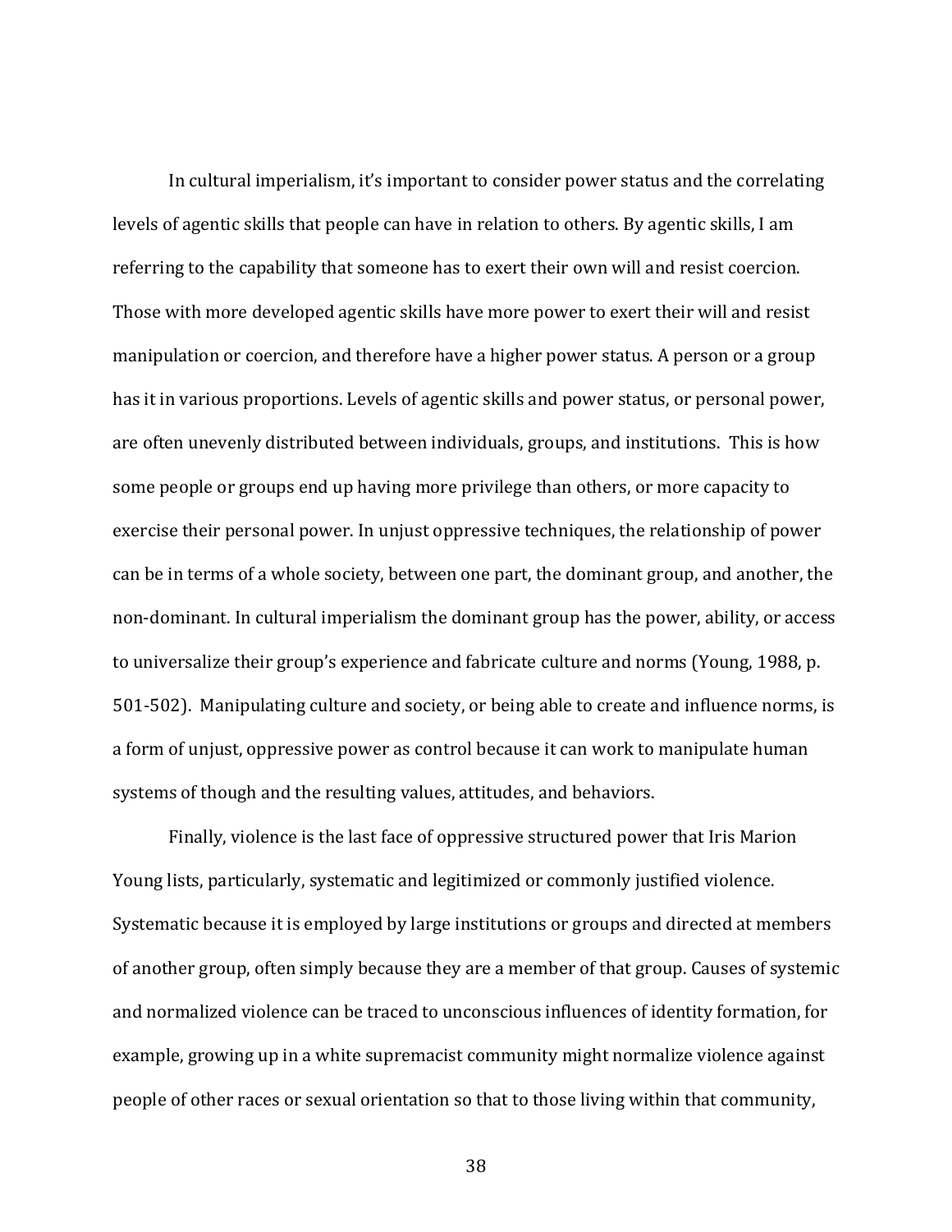In cultural imperialism, it's important to consider power status and the correlating levels of agentic skills that people can have in relation to others. By agentic skills, I am referring to the capability that someone has to exert their own will and resist coercion. Those with more developed agentic skills have more power to exert their will and resist manipulation or coercion, and therefore have a higher power status. A person or a group has it in various proportions. Levels of agentic skills and power status, or personal power, are often unevenly distributed between individuals, groups, and institutions. This is how some people or groups end up having more privilege than others, or more capacity to exercise their personal power. In unjust oppressive techniques, the relationship of power can be in terms of a whole society, between one part, the dominant group, and another, the non-dominant. In cultural imperialism the dominant group has the power, ability, or access to universalize their group's experience and fabricate culture and norms (Young, 1988, p. 501-502). Manipulating culture and society, or being able to create and influence norms, is a form of unjust, oppressive power as control because it can work to manipulate human systems of though and the resulting values, attitudes, and behaviors.

Finally, violence is the last face of oppressive structured power that Iris Marion Young lists, particularly, systematic and legitimized or commonly justified violence. Systematic because it is employed by large institutions or groups and directed at members of another group, often simply because they are a member of that group. Causes of systemic and normalized violence can be traced to unconscious influences of identity formation, for example, growing up in a white supremacist community might normalize violence against people of other races or sexual orientation so that to those living within that community,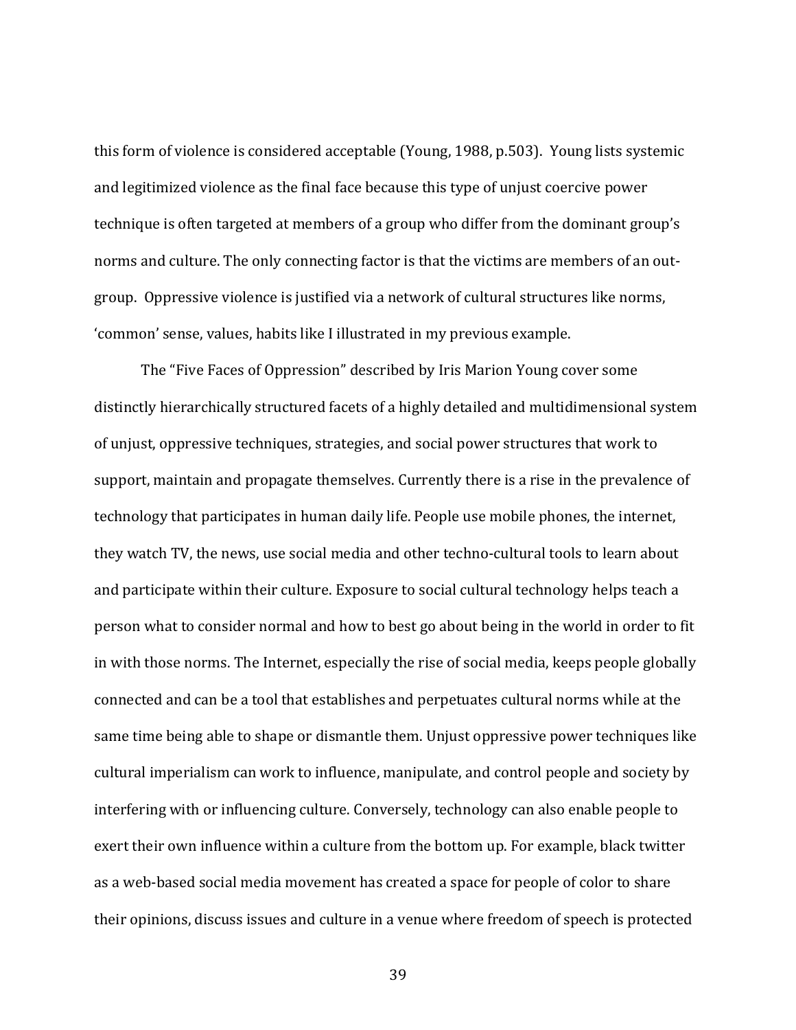this form of violence is considered acceptable (Young, 1988, p.503). Young lists systemic and legitimized violence as the final face because this type of unjust coercive power technique is often targeted at members of a group who differ from the dominant group's norms and culture. The only connecting factor is that the victims are members of an out-group. Oppressive violence is justified via a network of cultural structures like norms, 'common' sense, values, habits like I illustrated in my previous example.

The "Five Faces of Oppression" described by Iris Marion Young cover some distinctly hierarchically structured facets of a highly detailed and multidimensional system of unjust, oppressive techniques, strategies, and social power structures that work to support, maintain and propagate themselves. Currently there is a rise in the prevalence of technology that participates in human daily life. People use mobile phones, the internet, they watch TV, the news, use social media and other techno-cultural tools to learn about and participate within their culture. Exposure to social cultural technology helps teach a person what to consider normal and how to best go about being in the world in order to fit in with those norms. The Internet, especially the rise of social media, keeps people globally connected and can be a tool that establishes and perpetuates cultural norms while at the same time being able to shape or dismantle them. Unjust oppressive power techniques like cultural imperialism can work to influence, manipulate, and control people and society by interfering with or influencing culture. Conversely, technology can also enable people to exert their own influence within a culture from the bottom up. For example, black twitter as a web-based social media movement has created a space for people of color to share their opinions, discuss issues and culture in a venue where freedom of speech is protected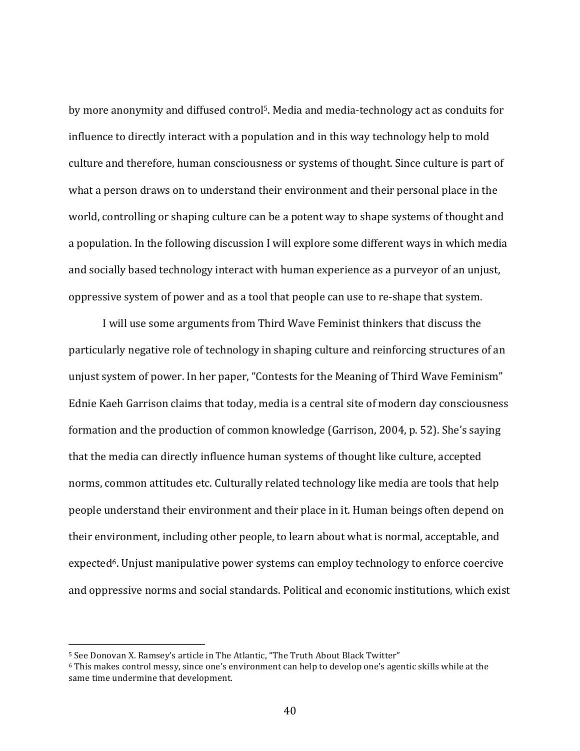by more anonymity and diffused control[5]. Media and media-technology act as conduits for influence to directly interact with a population and in this way technology help to mold culture and therefore, human consciousness or systems of thought. Since culture is part of what a person draws on to understand their environment and their personal place in the world, controlling or shaping culture can be a potent way to shape systems of thought and a population. In the following discussion I will explore some different ways in which media and socially based technology interact with human experience as a purveyor of an unjust, oppressive system of power and as a tool that people can use to re-shape that system.

I will use some arguments from Third Wave Feminist thinkers that discuss the particularly negative role of technology in shaping culture and reinforcing structures of an unjust system of power. In her paper, "Contests for the Meaning of Third Wave Feminism" Ednie Kaeh Garrison claims that today, media is a central site of modern day consciousness formation and the production of common knowledge (Garrison, 2004, p. 52). She's saying that the media can directly influence human systems of thought like culture, accepted norms, common attitudes etc. Culturally related technology like media are tools that help people understand their environment and their place in it. Human beings often depend on their environment, including other people, to learn about what is normal, acceptable, and expected[6]. Unjust manipulative power systems can employ technology to enforce coercive and oppressive norms and social standards. Political and economic institutions, which exist

[5] See Donovan X. Ramsey's article in The Atlantic, "The Truth About Black Twitter"

[6] This makes control messy, since one's environment can help to develop one's agentic skills while at the same time undermine that development.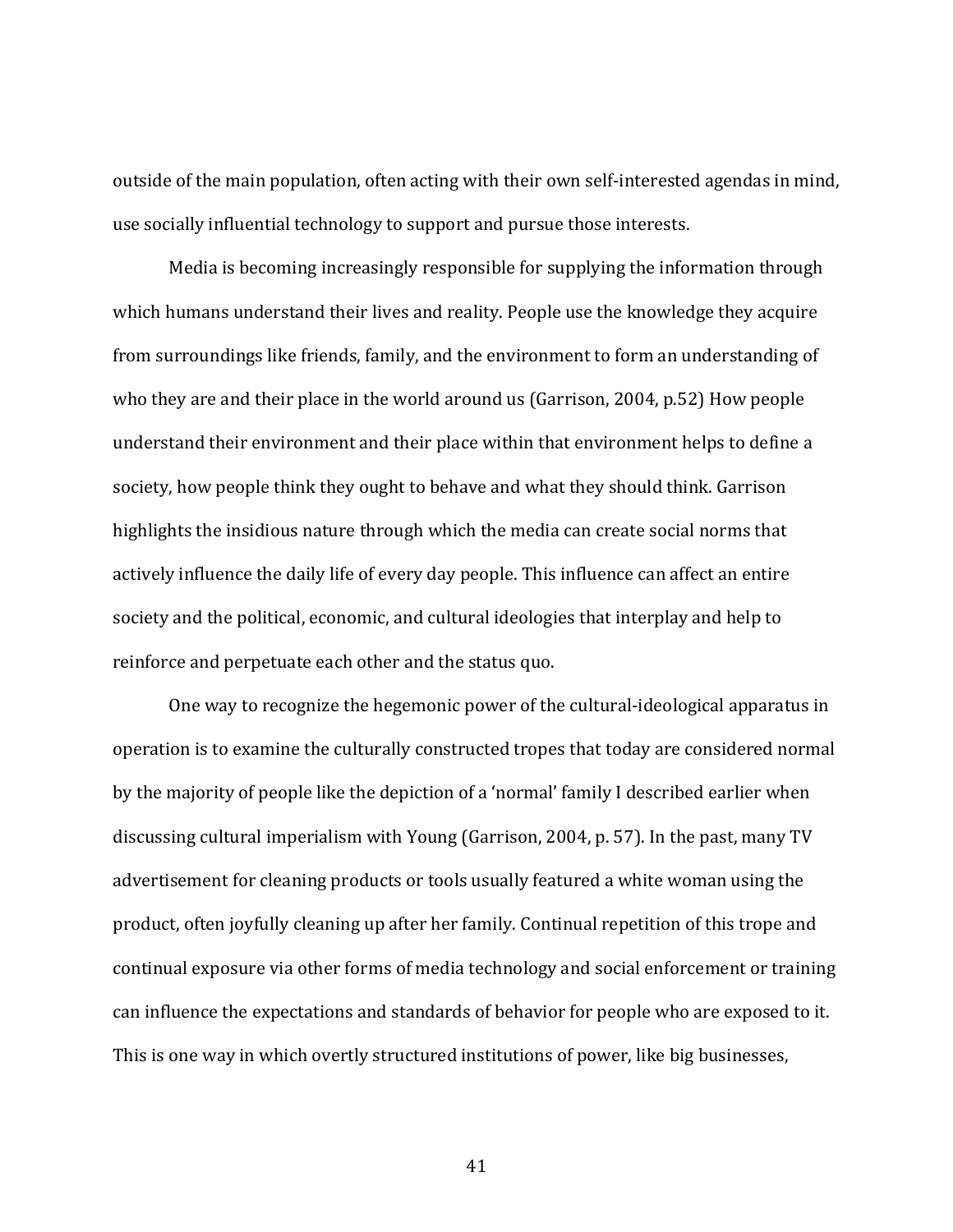outside of the main population, often acting with their own self-interested agendas in mind, use socially influential technology to support and pursue those interests.

Media is becoming increasingly responsible for supplying the information through which humans understand their lives and reality. People use the knowledge they acquire from surroundings like friends, family, and the environment to form an understanding of who they are and their place in the world around us (Garrison, 2004, p.52) How people understand their environment and their place within that environment helps to define a society, how people think they ought to behave and what they should think. Garrison highlights the insidious nature through which the media can create social norms that actively influence the daily life of every day people. This influence can affect an entire society and the political, economic, and cultural ideologies that interplay and help to reinforce and perpetuate each other and the status quo.

One way to recognize the hegemonic power of the cultural-ideological apparatus in operation is to examine the culturally constructed tropes that today are considered normal by the majority of people like the depiction of a 'normal' family I described earlier when discussing cultural imperialism with Young (Garrison, 2004, p. 57). In the past, many TV advertisement for cleaning products or tools usually featured a white woman using the product, often joyfully cleaning up after her family. Continual repetition of this trope and continual exposure via other forms of media technology and social enforcement or training can influence the expectations and standards of behavior for people who are exposed to it. This is one way in which overtly structured institutions of power, like big businesses,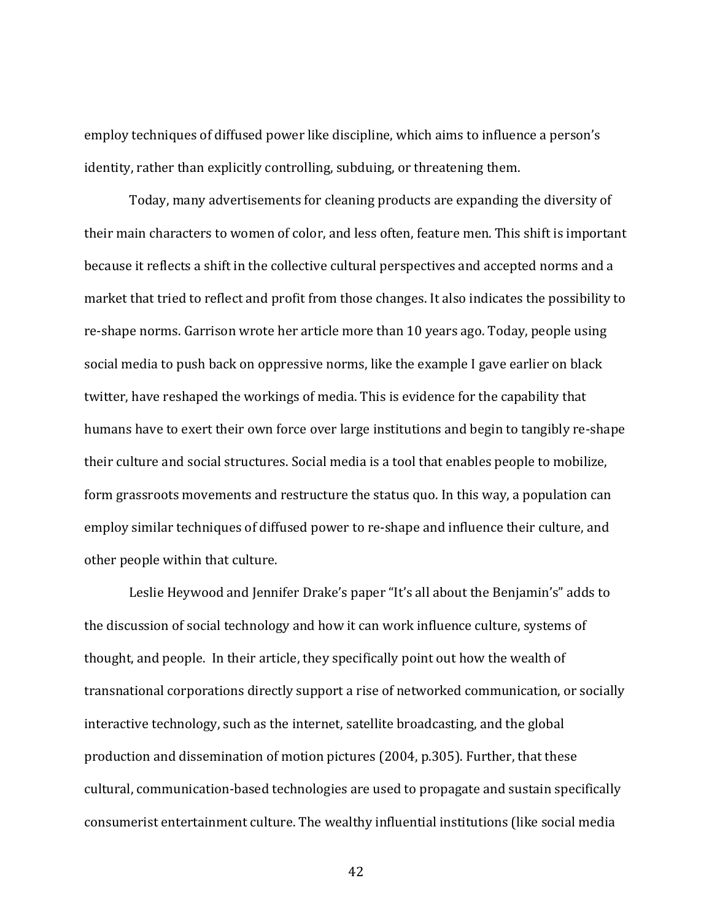employ techniques of diffused power like discipline, which aims to influence a person's identity, rather than explicitly controlling, subduing, or threatening them.

Today, many advertisements for cleaning products are expanding the diversity of their main characters to women of color, and less often, feature men. This shift is important because it reflects a shift in the collective cultural perspectives and accepted norms and a market that tried to reflect and profit from those changes. It also indicates the possibility to re-shape norms. Garrison wrote her article more than 10 years ago. Today, people using social media to push back on oppressive norms, like the example I gave earlier on black twitter, have reshaped the workings of media. This is evidence for the capability that humans have to exert their own force over large institutions and begin to tangibly re-shape their culture and social structures. Social media is a tool that enables people to mobilize, form grassroots movements and restructure the status quo. In this way, a population can employ similar techniques of diffused power to re-shape and influence their culture, and other people within that culture.

Leslie Heywood and Jennifer Drake's paper "It's all about the Benjamin's" adds to the discussion of social technology and how it can work influence culture, systems of thought, and people. In their article, they specifically point out how the wealth of transnational corporations directly support a rise of networked communication, or socially interactive technology, such as the internet, satellite broadcasting, and the global production and dissemination of motion pictures (2004, p.305). Further, that these cultural, communication-based technologies are used to propagate and sustain specifically consumerist entertainment culture. The wealthy influential institutions (like social media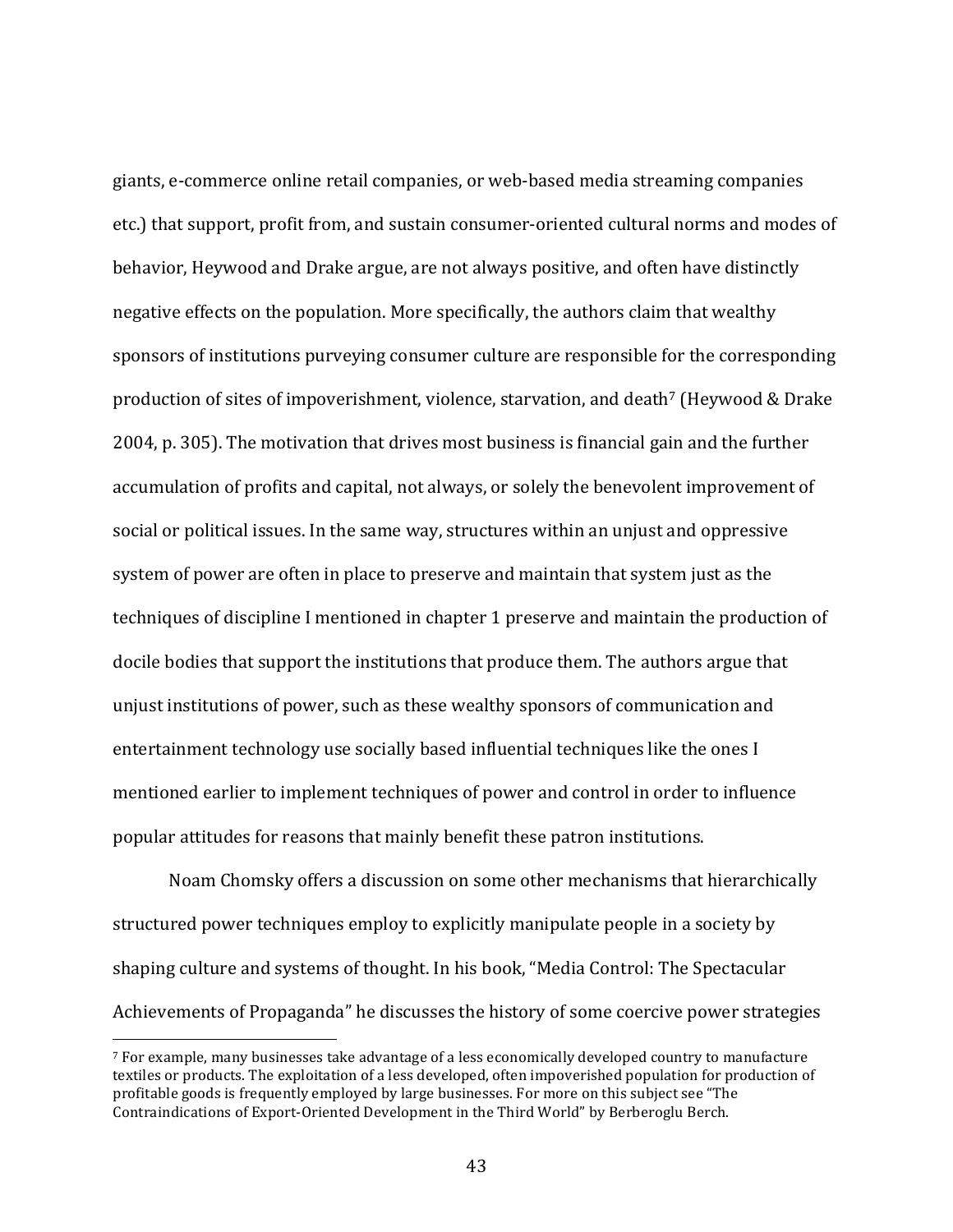giants, e-commerce online retail companies, or web-based media streaming companies etc.) that support, profit from, and sustain consumer-oriented cultural norms and modes of behavior, Heywood and Drake argue, are not always positive, and often have distinctly negative effects on the population. More specifically, the authors claim that wealthy sponsors of institutions purveying consumer culture are responsible for the corresponding production of sites of impoverishment, violence, starvation, and death[7] (Heywood & Drake 2004, p. 305). The motivation that drives most business is financial gain and the further accumulation of profits and capital, not always, or solely the benevolent improvement of social or political issues. In the same way, structures within an unjust and oppressive system of power are often in place to preserve and maintain that system just as the techniques of discipline I mentioned in chapter 1 preserve and maintain the production of docile bodies that support the institutions that produce them. The authors argue that unjust institutions of power, such as these wealthy sponsors of communication and entertainment technology use socially based influential techniques like the ones I mentioned earlier to implement techniques of power and control in order to influence popular attitudes for reasons that mainly benefit these patron institutions.

Noam Chomsky offers a discussion on some other mechanisms that hierarchically structured power techniques employ to explicitly manipulate people in a society by shaping culture and systems of thought. In his book, "Media Control: The Spectacular Achievements of Propaganda" he discusses the history of some coercive power strategies

---

[7] For example, many businesses take advantage of a less economically developed country to manufacture textiles or products. The exploitation of a less developed, often impoverished population for production of profitable goods is frequently employed by large businesses. For more on this subject see "The Contraindications of Export-Oriented Development in the Third World" by Berberoglu Berch.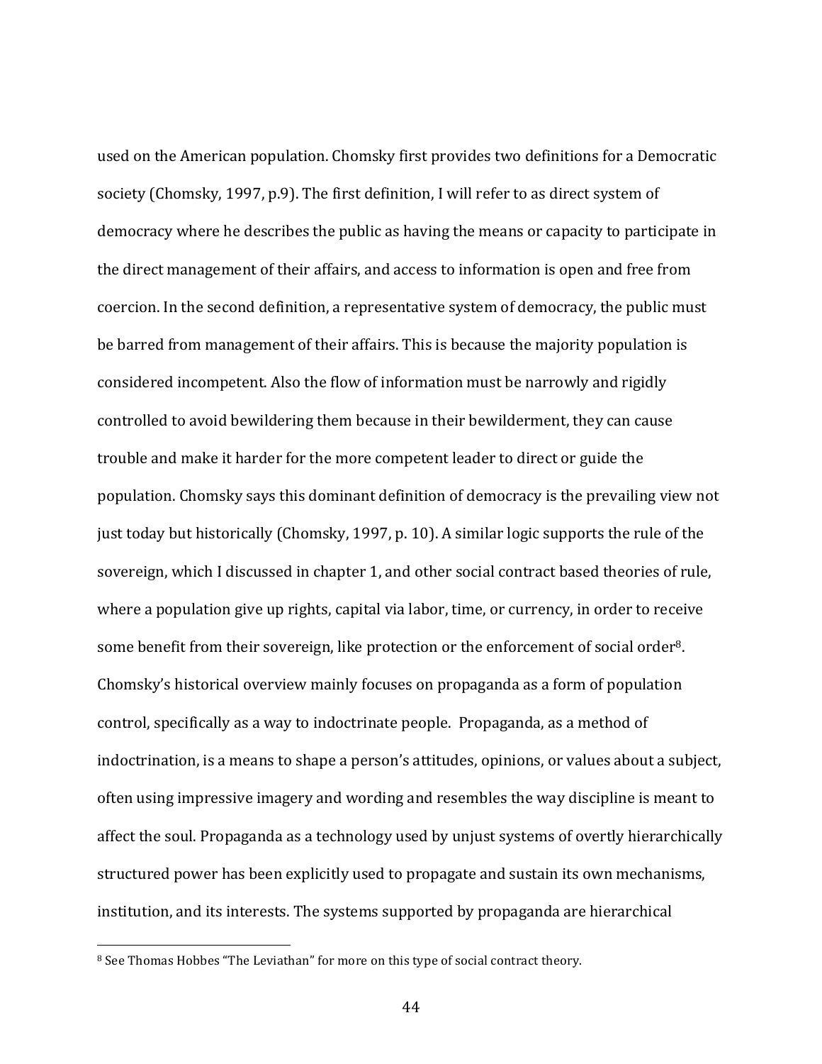used on the American population. Chomsky first provides two definitions for a Democratic society (Chomsky, 1997, p.9). The first definition, I will refer to as direct system of democracy where he describes the public as having the means or capacity to participate in the direct management of their affairs, and access to information is open and free from coercion. In the second definition, a representative system of democracy, the public must be barred from management of their affairs. This is because the majority population is considered incompetent. Also the flow of information must be narrowly and rigidly controlled to avoid bewildering them because in their bewilderment, they can cause trouble and make it harder for the more competent leader to direct or guide the population. Chomsky says this dominant definition of democracy is the prevailing view not just today but historically (Chomsky, 1997, p. 10). A similar logic supports the rule of the sovereign, which I discussed in chapter 1, and other social contract based theories of rule, where a population give up rights, capital via labor, time, or currency, in order to receive some benefit from their sovereign, like protection or the enforcement of social order[8]. Chomsky's historical overview mainly focuses on propaganda as a form of population control, specifically as a way to indoctrinate people. Propaganda, as a method of indoctrination, is a means to shape a person's attitudes, opinions, or values about a subject, often using impressive imagery and wording and resembles the way discipline is meant to affect the soul. Propaganda as a technology used by unjust systems of overtly hierarchically structured power has been explicitly used to propagate and sustain its own mechanisms, institution, and its interests. The systems supported by propaganda are hierarchical

[8] See Thomas Hobbes "The Leviathan" for more on this type of social contract theory.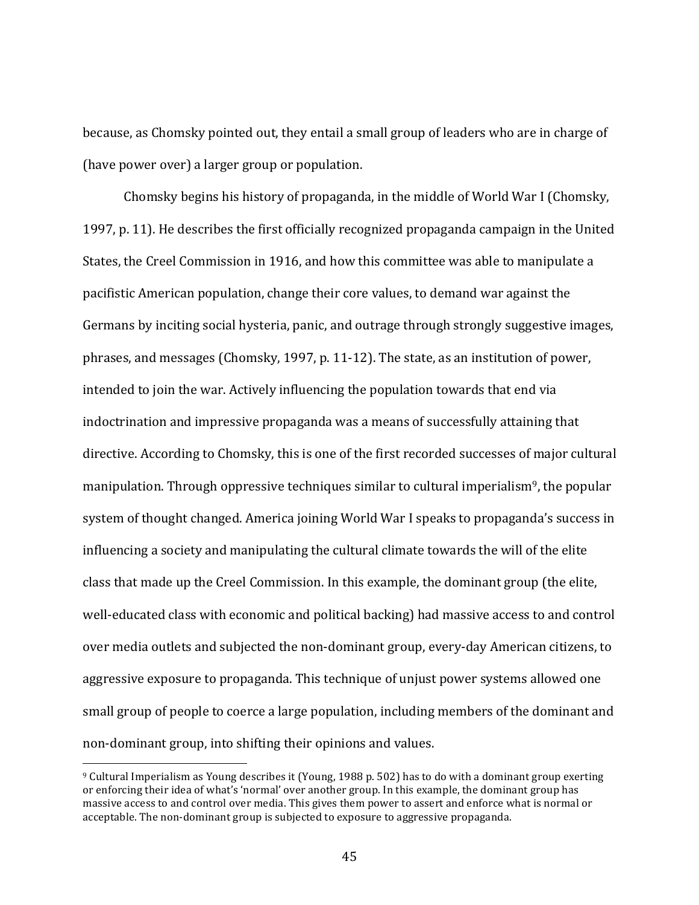because, as Chomsky pointed out, they entail a small group of leaders who are in charge of (have power over) a larger group or population.

Chomsky begins his history of propaganda, in the middle of World War I (Chomsky, 1997, p. 11). He describes the first officially recognized propaganda campaign in the United States, the Creel Commission in 1916, and how this committee was able to manipulate a pacifistic American population, change their core values, to demand war against the Germans by inciting social hysteria, panic, and outrage through strongly suggestive images, phrases, and messages (Chomsky, 1997, p. 11-12). The state, as an institution of power, intended to join the war. Actively influencing the population towards that end via indoctrination and impressive propaganda was a means of successfully attaining that directive. According to Chomsky, this is one of the first recorded successes of major cultural manipulation. Through oppressive techniques similar to cultural imperialism[9], the popular system of thought changed. America joining World War I speaks to propaganda's success in influencing a society and manipulating the cultural climate towards the will of the elite class that made up the Creel Commission. In this example, the dominant group (the elite, well-educated class with economic and political backing) had massive access to and control over media outlets and subjected the non-dominant group, every-day American citizens, to aggressive exposure to propaganda. This technique of unjust power systems allowed one small group of people to coerce a large population, including members of the dominant and non-dominant group, into shifting their opinions and values.

---

[9] Cultural Imperialism as Young describes it (Young, 1988 p. 502) has to do with a dominant group exerting or enforcing their idea of what's 'normal' over another group. In this example, the dominant group has massive access to and control over media. This gives them power to assert and enforce what is normal or acceptable. The non-dominant group is subjected to exposure to aggressive propaganda.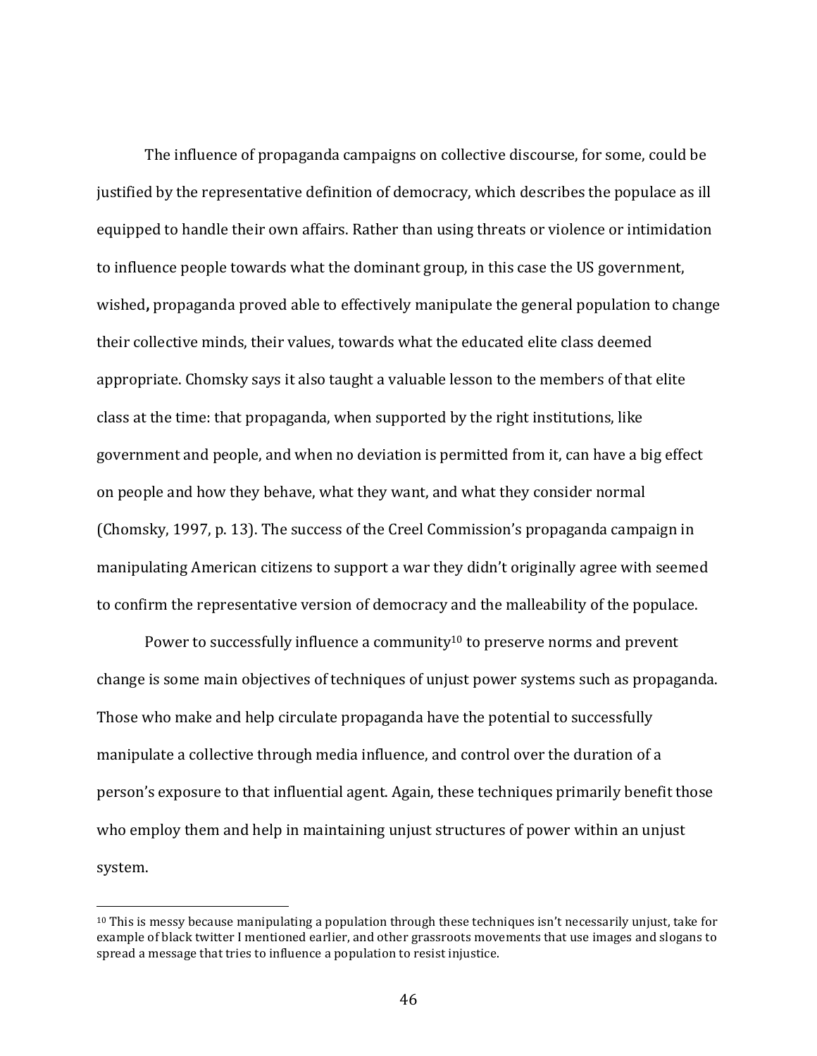The influence of propaganda campaigns on collective discourse, for some, could be justified by the representative definition of democracy, which describes the populace as ill equipped to handle their own affairs. Rather than using threats or violence or intimidation to influence people towards what the dominant group, in this case the US government, wished**,** propaganda proved able to effectively manipulate the general population to change their collective minds, their values, towards what the educated elite class deemed appropriate. Chomsky says it also taught a valuable lesson to the members of that elite class at the time: that propaganda, when supported by the right institutions, like government and people, and when no deviation is permitted from it, can have a big effect on people and how they behave, what they want, and what they consider normal (Chomsky, 1997, p. 13). The success of the Creel Commission's propaganda campaign in manipulating American citizens to support a war they didn't originally agree with seemed to confirm the representative version of democracy and the malleability of the populace.

Power to successfully influence a community[10] to preserve norms and prevent change is some main objectives of techniques of unjust power systems such as propaganda. Those who make and help circulate propaganda have the potential to successfully manipulate a collective through media influence, and control over the duration of a person's exposure to that influential agent. Again, these techniques primarily benefit those who employ them and help in maintaining unjust structures of power within an unjust system.

[10] This is messy because manipulating a population through these techniques isn't necessarily unjust, take for example of black twitter I mentioned earlier, and other grassroots movements that use images and slogans to spread a message that tries to influence a population to resist injustice.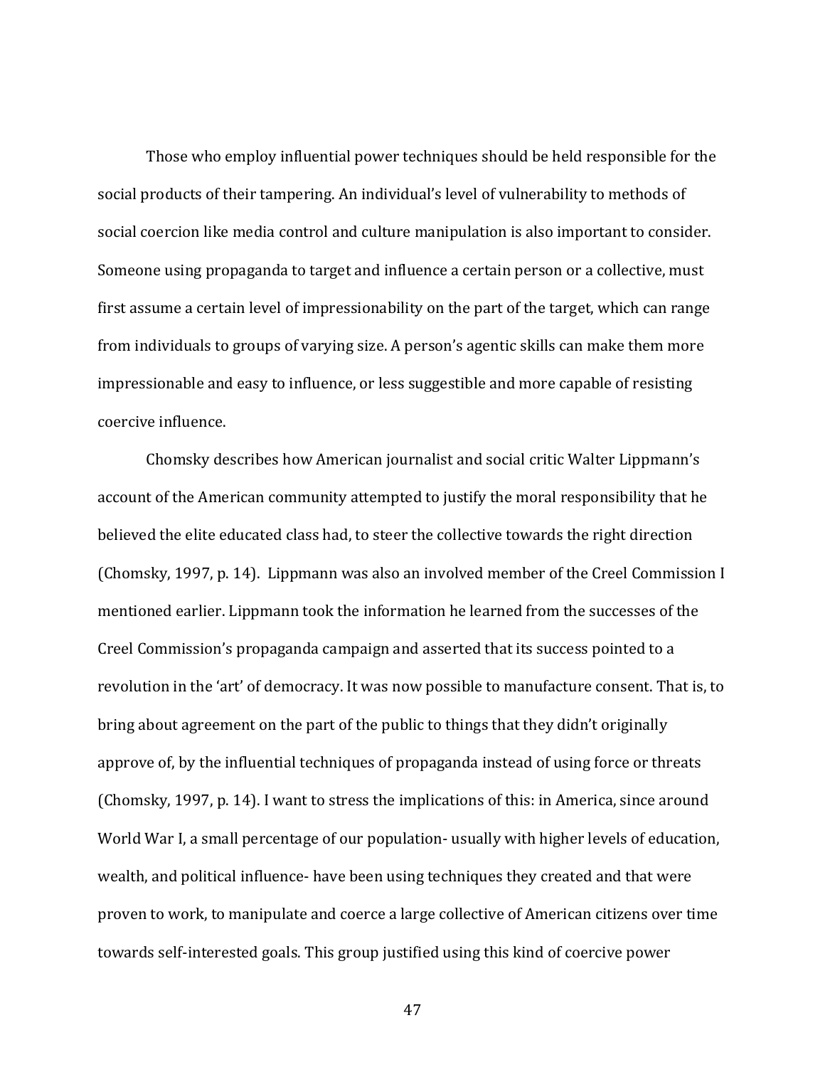Those who employ influential power techniques should be held responsible for the social products of their tampering. An individual's level of vulnerability to methods of social coercion like media control and culture manipulation is also important to consider. Someone using propaganda to target and influence a certain person or a collective, must first assume a certain level of impressionability on the part of the target, which can range from individuals to groups of varying size. A person's agentic skills can make them more impressionable and easy to influence, or less suggestible and more capable of resisting coercive influence.

Chomsky describes how American journalist and social critic Walter Lippmann's account of the American community attempted to justify the moral responsibility that he believed the elite educated class had, to steer the collective towards the right direction (Chomsky, 1997, p. 14). Lippmann was also an involved member of the Creel Commission I mentioned earlier. Lippmann took the information he learned from the successes of the Creel Commission's propaganda campaign and asserted that its success pointed to a revolution in the 'art' of democracy. It was now possible to manufacture consent. That is, to bring about agreement on the part of the public to things that they didn't originally approve of, by the influential techniques of propaganda instead of using force or threats (Chomsky, 1997, p. 14). I want to stress the implications of this: in America, since around World War I, a small percentage of our population- usually with higher levels of education, wealth, and political influence- have been using techniques they created and that were proven to work, to manipulate and coerce a large collective of American citizens over time towards self-interested goals. This group justified using this kind of coercive power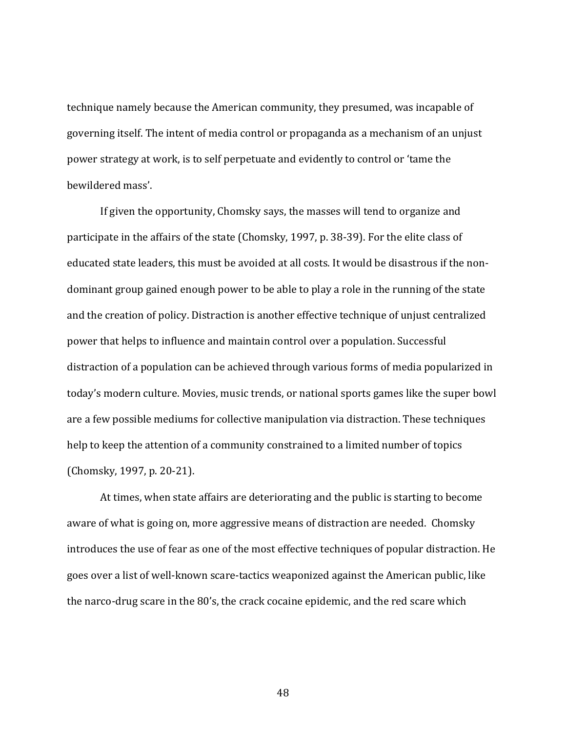technique namely because the American community, they presumed, was incapable of governing itself. The intent of media control or propaganda as a mechanism of an unjust power strategy at work, is to self perpetuate and evidently to control or 'tame the bewildered mass'.

If given the opportunity, Chomsky says, the masses will tend to organize and participate in the affairs of the state (Chomsky, 1997, p. 38-39). For the elite class of educated state leaders, this must be avoided at all costs. It would be disastrous if the non-dominant group gained enough power to be able to play a role in the running of the state and the creation of policy. Distraction is another effective technique of unjust centralized power that helps to influence and maintain control over a population. Successful distraction of a population can be achieved through various forms of media popularized in today's modern culture. Movies, music trends, or national sports games like the super bowl are a few possible mediums for collective manipulation via distraction. These techniques help to keep the attention of a community constrained to a limited number of topics (Chomsky, 1997, p. 20-21).

At times, when state affairs are deteriorating and the public is starting to become aware of what is going on, more aggressive means of distraction are needed. Chomsky introduces the use of fear as one of the most effective techniques of popular distraction. He goes over a list of well-known scare-tactics weaponized against the American public, like the narco-drug scare in the 80's, the crack cocaine epidemic, and the red scare which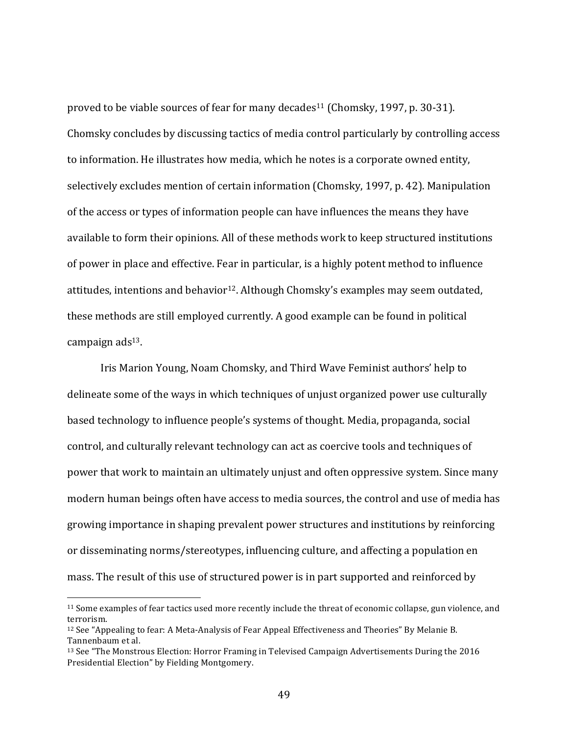proved to be viable sources of fear for many decades[11] (Chomsky, 1997, p. 30-31). Chomsky concludes by discussing tactics of media control particularly by controlling access to information. He illustrates how media, which he notes is a corporate owned entity, selectively excludes mention of certain information (Chomsky, 1997, p. 42). Manipulation of the access or types of information people can have influences the means they have available to form their opinions. All of these methods work to keep structured institutions of power in place and effective. Fear in particular, is a highly potent method to influence attitudes, intentions and behavior[12]. Although Chomsky's examples may seem outdated, these methods are still employed currently. A good example can be found in political campaign ads[13].

Iris Marion Young, Noam Chomsky, and Third Wave Feminist authors' help to delineate some of the ways in which techniques of unjust organized power use culturally based technology to influence people's systems of thought. Media, propaganda, social control, and culturally relevant technology can act as coercive tools and techniques of power that work to maintain an ultimately unjust and often oppressive system. Since many modern human beings often have access to media sources, the control and use of media has growing importance in shaping prevalent power structures and institutions by reinforcing or disseminating norms/stereotypes, influencing culture, and affecting a population en mass. The result of this use of structured power is in part supported and reinforced by

---

[11] Some examples of fear tactics used more recently include the threat of economic collapse, gun violence, and terrorism.

[12] See "Appealing to fear: A Meta-Analysis of Fear Appeal Effectiveness and Theories" By Melanie B. Tannenbaum et al.

[13] See "The Monstrous Election: Horror Framing in Televised Campaign Advertisements During the 2016 Presidential Election" by Fielding Montgomery.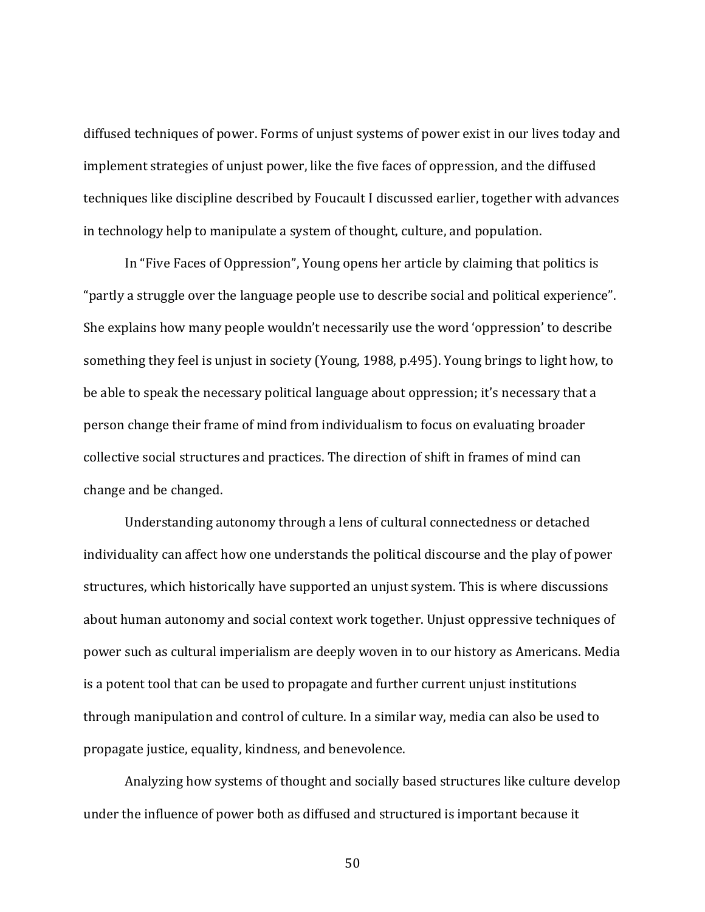diffused techniques of power. Forms of unjust systems of power exist in our lives today and implement strategies of unjust power, like the five faces of oppression, and the diffused techniques like discipline described by Foucault I discussed earlier, together with advances in technology help to manipulate a system of thought, culture, and population.

In "Five Faces of Oppression", Young opens her article by claiming that politics is "partly a struggle over the language people use to describe social and political experience". She explains how many people wouldn't necessarily use the word 'oppression' to describe something they feel is unjust in society (Young, 1988, p.495). Young brings to light how, to be able to speak the necessary political language about oppression; it's necessary that a person change their frame of mind from individualism to focus on evaluating broader collective social structures and practices. The direction of shift in frames of mind can change and be changed.

Understanding autonomy through a lens of cultural connectedness or detached individuality can affect how one understands the political discourse and the play of power structures, which historically have supported an unjust system. This is where discussions about human autonomy and social context work together. Unjust oppressive techniques of power such as cultural imperialism are deeply woven in to our history as Americans. Media is a potent tool that can be used to propagate and further current unjust institutions through manipulation and control of culture. In a similar way, media can also be used to propagate justice, equality, kindness, and benevolence.

Analyzing how systems of thought and socially based structures like culture develop under the influence of power both as diffused and structured is important because it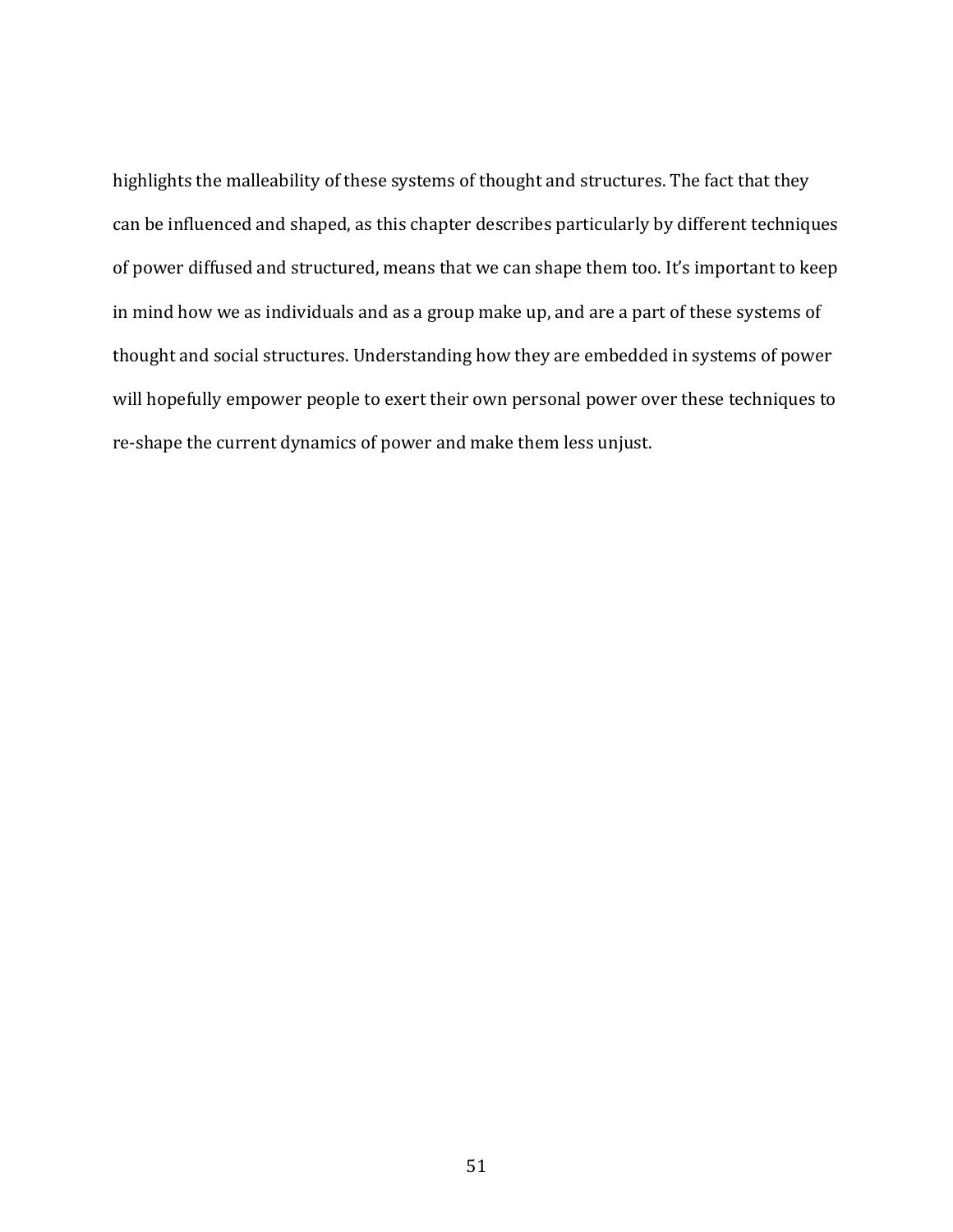highlights the malleability of these systems of thought and structures. The fact that they can be influenced and shaped, as this chapter describes particularly by different techniques of power diffused and structured, means that we can shape them too. It's important to keep in mind how we as individuals and as a group make up, and are a part of these systems of thought and social structures. Understanding how they are embedded in systems of power will hopefully empower people to exert their own personal power over these techniques to re-shape the current dynamics of power and make them less unjust.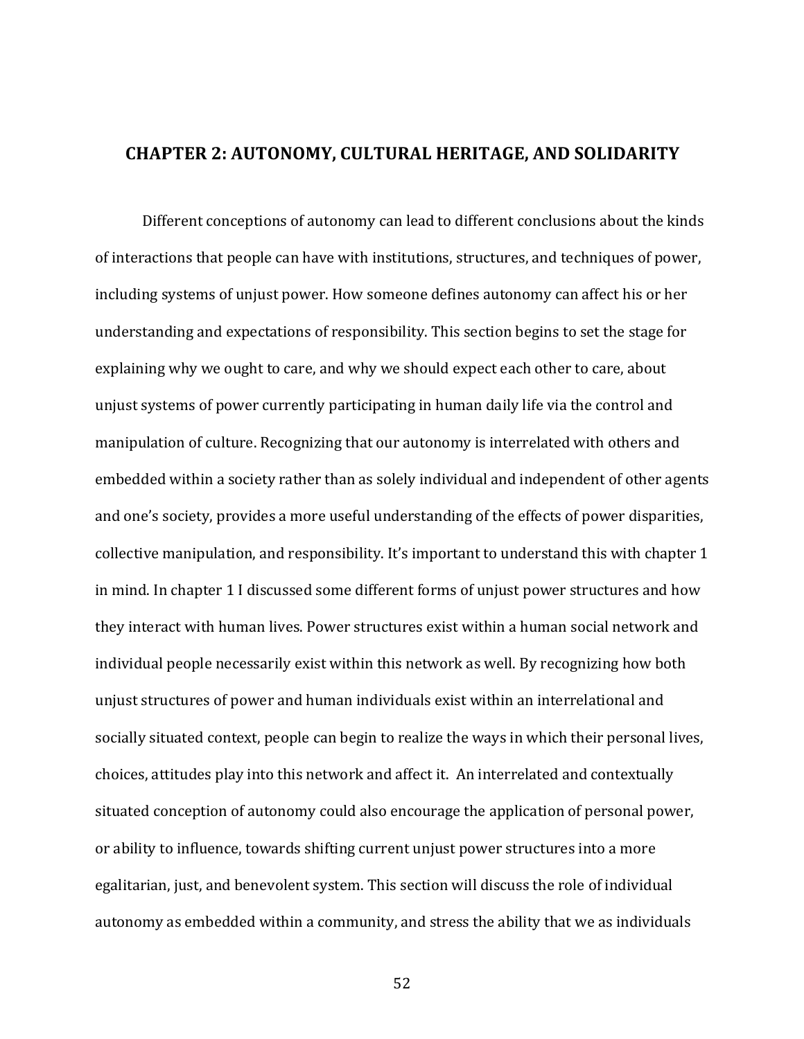# CHAPTER 2: AUTONOMY, CULTURAL HERITAGE, AND SOLIDARITY

Different conceptions of autonomy can lead to different conclusions about the kinds of interactions that people can have with institutions, structures, and techniques of power, including systems of unjust power. How someone defines autonomy can affect his or her understanding and expectations of responsibility. This section begins to set the stage for explaining why we ought to care, and why we should expect each other to care, about unjust systems of power currently participating in human daily life via the control and manipulation of culture. Recognizing that our autonomy is interrelated with others and embedded within a society rather than as solely individual and independent of other agents and one's society, provides a more useful understanding of the effects of power disparities, collective manipulation, and responsibility. It's important to understand this with chapter 1 in mind. In chapter 1 I discussed some different forms of unjust power structures and how they interact with human lives. Power structures exist within a human social network and individual people necessarily exist within this network as well. By recognizing how both unjust structures of power and human individuals exist within an interrelational and socially situated context, people can begin to realize the ways in which their personal lives, choices, attitudes play into this network and affect it. An interrelated and contextually situated conception of autonomy could also encourage the application of personal power, or ability to influence, towards shifting current unjust power structures into a more egalitarian, just, and benevolent system. This section will discuss the role of individual autonomy as embedded within a community, and stress the ability that we as individuals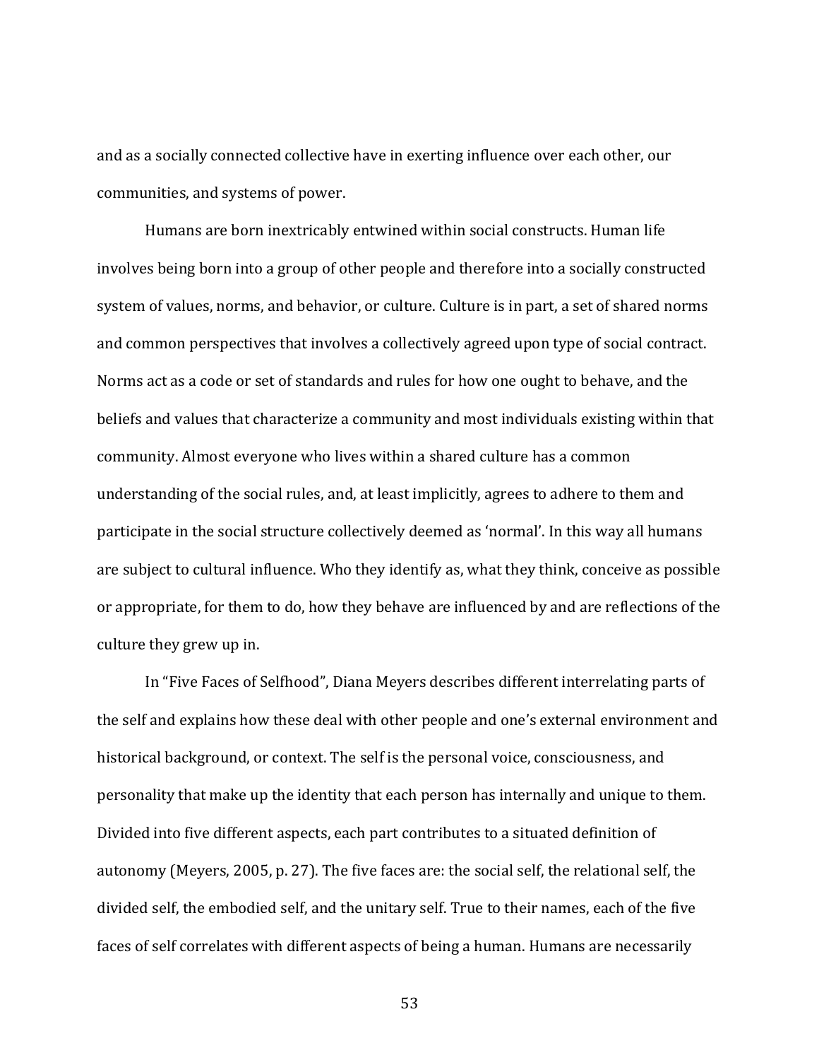and as a socially connected collective have in exerting influence over each other, our communities, and systems of power.

Humans are born inextricably entwined within social constructs. Human life involves being born into a group of other people and therefore into a socially constructed system of values, norms, and behavior, or culture. Culture is in part, a set of shared norms and common perspectives that involves a collectively agreed upon type of social contract. Norms act as a code or set of standards and rules for how one ought to behave, and the beliefs and values that characterize a community and most individuals existing within that community. Almost everyone who lives within a shared culture has a common understanding of the social rules, and, at least implicitly, agrees to adhere to them and participate in the social structure collectively deemed as 'normal'. In this way all humans are subject to cultural influence. Who they identify as, what they think, conceive as possible or appropriate, for them to do, how they behave are influenced by and are reflections of the culture they grew up in.

In "Five Faces of Selfhood", Diana Meyers describes different interrelating parts of the self and explains how these deal with other people and one's external environment and historical background, or context. The self is the personal voice, consciousness, and personality that make up the identity that each person has internally and unique to them. Divided into five different aspects, each part contributes to a situated definition of autonomy (Meyers, 2005, p. 27). The five faces are: the social self, the relational self, the divided self, the embodied self, and the unitary self. True to their names, each of the five faces of self correlates with different aspects of being a human. Humans are necessarily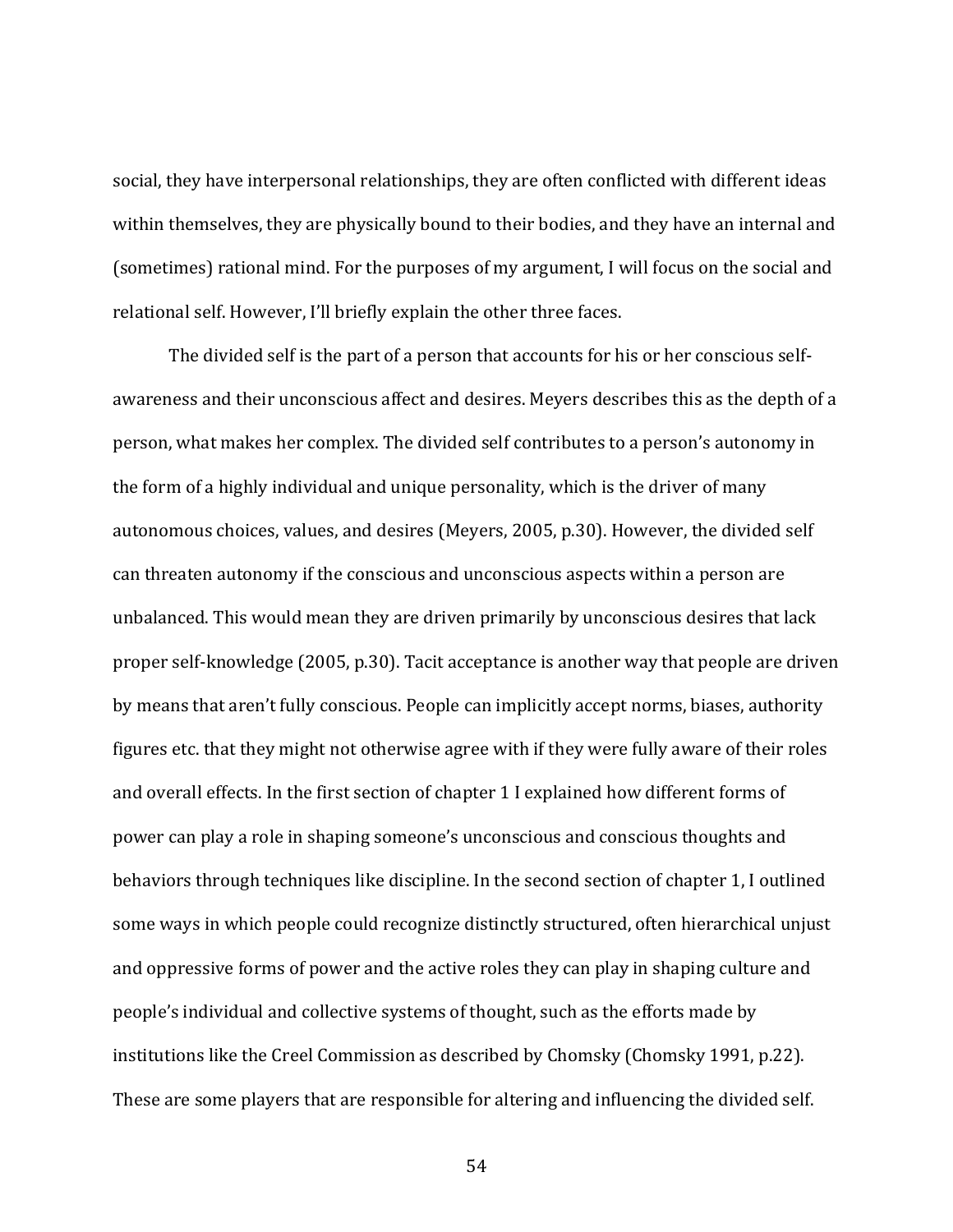social, they have interpersonal relationships, they are often conflicted with different ideas within themselves, they are physically bound to their bodies, and they have an internal and (sometimes) rational mind. For the purposes of my argument, I will focus on the social and relational self. However, I'll briefly explain the other three faces.

The divided self is the part of a person that accounts for his or her conscious self-awareness and their unconscious affect and desires. Meyers describes this as the depth of a person, what makes her complex. The divided self contributes to a person's autonomy in the form of a highly individual and unique personality, which is the driver of many autonomous choices, values, and desires (Meyers, 2005, p.30). However, the divided self can threaten autonomy if the conscious and unconscious aspects within a person are unbalanced. This would mean they are driven primarily by unconscious desires that lack proper self-knowledge (2005, p.30). Tacit acceptance is another way that people are driven by means that aren't fully conscious. People can implicitly accept norms, biases, authority figures etc. that they might not otherwise agree with if they were fully aware of their roles and overall effects. In the first section of chapter 1 I explained how different forms of power can play a role in shaping someone's unconscious and conscious thoughts and behaviors through techniques like discipline. In the second section of chapter 1, I outlined some ways in which people could recognize distinctly structured, often hierarchical unjust and oppressive forms of power and the active roles they can play in shaping culture and people's individual and collective systems of thought, such as the efforts made by institutions like the Creel Commission as described by Chomsky (Chomsky 1991, p.22). These are some players that are responsible for altering and influencing the divided self.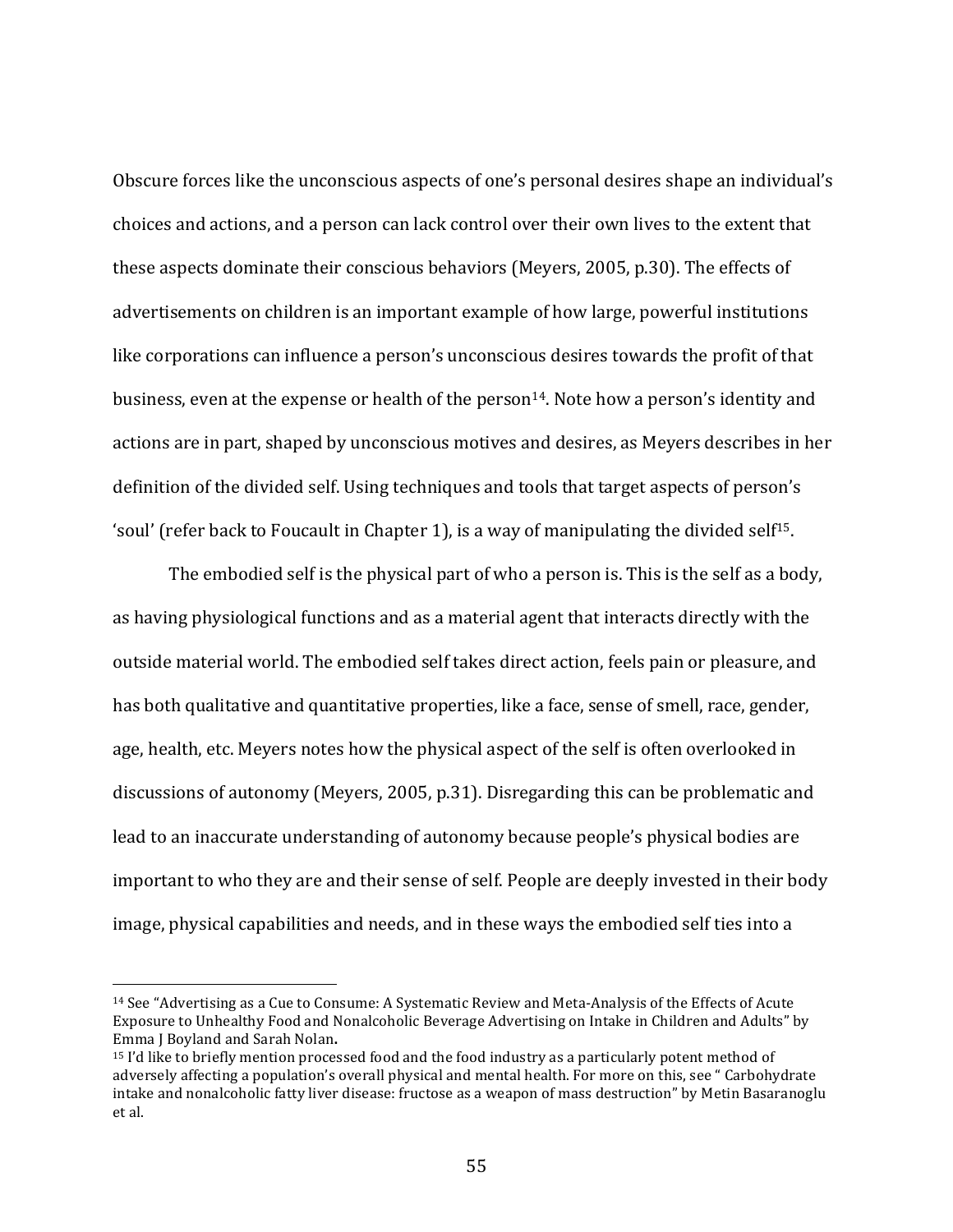Obscure forces like the unconscious aspects of one's personal desires shape an individual's choices and actions, and a person can lack control over their own lives to the extent that these aspects dominate their conscious behaviors (Meyers, 2005, p.30). The effects of advertisements on children is an important example of how large, powerful institutions like corporations can influence a person's unconscious desires towards the profit of that business, even at the expense or health of the person[14]. Note how a person's identity and actions are in part, shaped by unconscious motives and desires, as Meyers describes in her definition of the divided self. Using techniques and tools that target aspects of person's 'soul' (refer back to Foucault in Chapter 1), is a way of manipulating the divided self[15].

The embodied self is the physical part of who a person is. This is the self as a body, as having physiological functions and as a material agent that interacts directly with the outside material world. The embodied self takes direct action, feels pain or pleasure, and has both qualitative and quantitative properties, like a face, sense of smell, race, gender, age, health, etc. Meyers notes how the physical aspect of the self is often overlooked in discussions of autonomy (Meyers, 2005, p.31). Disregarding this can be problematic and lead to an inaccurate understanding of autonomy because people's physical bodies are important to who they are and their sense of self. People are deeply invested in their body image, physical capabilities and needs, and in these ways the embodied self ties into a

---

[14] See "Advertising as a Cue to Consume: A Systematic Review and Meta-Analysis of the Effects of Acute Exposure to Unhealthy Food and Nonalcoholic Beverage Advertising on Intake in Children and Adults" by Emma J Boyland and Sarah Nolan**.**

[15] I'd like to briefly mention processed food and the food industry as a particularly potent method of adversely affecting a population's overall physical and mental health. For more on this, see " Carbohydrate intake and nonalcoholic fatty liver disease: fructose as a weapon of mass destruction" by Metin Basaranoglu et al.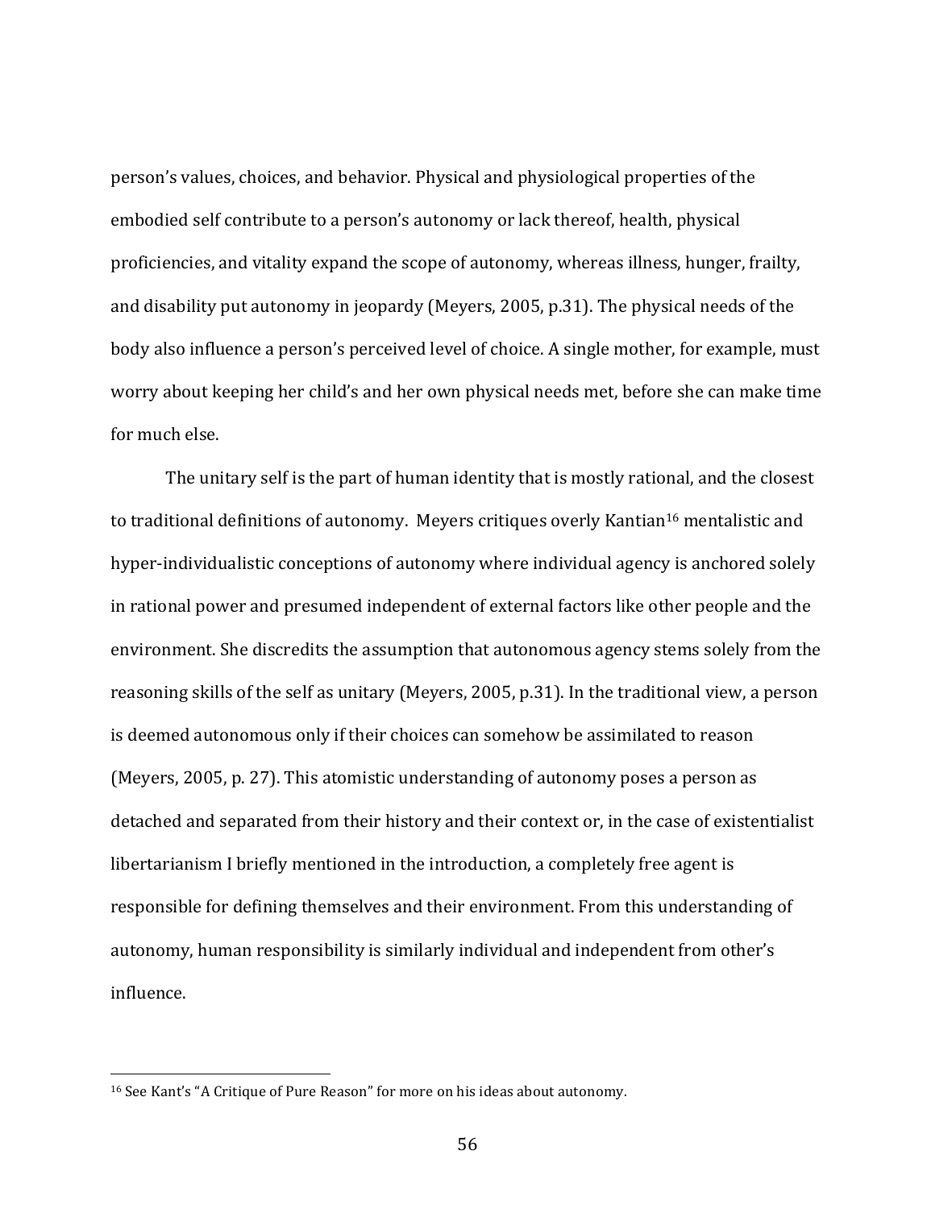person's values, choices, and behavior. Physical and physiological properties of the embodied self contribute to a person's autonomy or lack thereof, health, physical proficiencies, and vitality expand the scope of autonomy, whereas illness, hunger, frailty, and disability put autonomy in jeopardy (Meyers, 2005, p.31). The physical needs of the body also influence a person's perceived level of choice. A single mother, for example, must worry about keeping her child's and her own physical needs met, before she can make time for much else.

The unitary self is the part of human identity that is mostly rational, and the closest to traditional definitions of autonomy. Meyers critiques overly Kantian[16] mentalistic and hyper-individualistic conceptions of autonomy where individual agency is anchored solely in rational power and presumed independent of external factors like other people and the environment. She discredits the assumption that autonomous agency stems solely from the reasoning skills of the self as unitary (Meyers, 2005, p.31). In the traditional view, a person is deemed autonomous only if their choices can somehow be assimilated to reason (Meyers, 2005, p. 27). This atomistic understanding of autonomy poses a person as detached and separated from their history and their context or, in the case of existentialist libertarianism I briefly mentioned in the introduction, a completely free agent is responsible for defining themselves and their environment. From this understanding of autonomy, human responsibility is similarly individual and independent from other's influence.

---

[16] See Kant's "A Critique of Pure Reason" for more on his ideas about autonomy.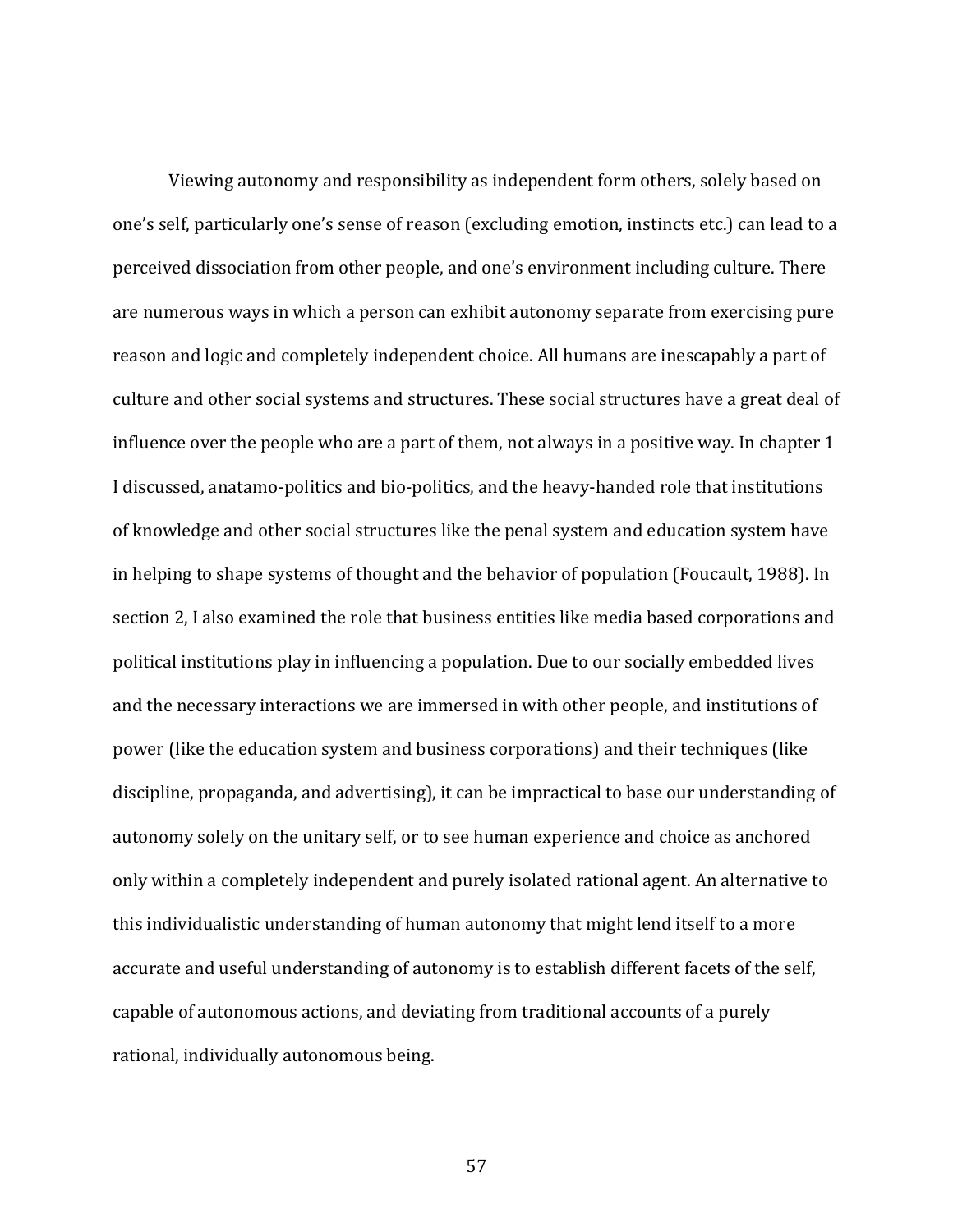Viewing autonomy and responsibility as independent form others, solely based on one's self, particularly one's sense of reason (excluding emotion, instincts etc.) can lead to a perceived dissociation from other people, and one's environment including culture. There are numerous ways in which a person can exhibit autonomy separate from exercising pure reason and logic and completely independent choice. All humans are inescapably a part of culture and other social systems and structures. These social structures have a great deal of influence over the people who are a part of them, not always in a positive way. In chapter 1 I discussed, anatamo-politics and bio-politics, and the heavy-handed role that institutions of knowledge and other social structures like the penal system and education system have in helping to shape systems of thought and the behavior of population (Foucault, 1988). In section 2, I also examined the role that business entities like media based corporations and political institutions play in influencing a population. Due to our socially embedded lives and the necessary interactions we are immersed in with other people, and institutions of power (like the education system and business corporations) and their techniques (like discipline, propaganda, and advertising), it can be impractical to base our understanding of autonomy solely on the unitary self, or to see human experience and choice as anchored only within a completely independent and purely isolated rational agent. An alternative to this individualistic understanding of human autonomy that might lend itself to a more accurate and useful understanding of autonomy is to establish different facets of the self, capable of autonomous actions, and deviating from traditional accounts of a purely rational, individually autonomous being.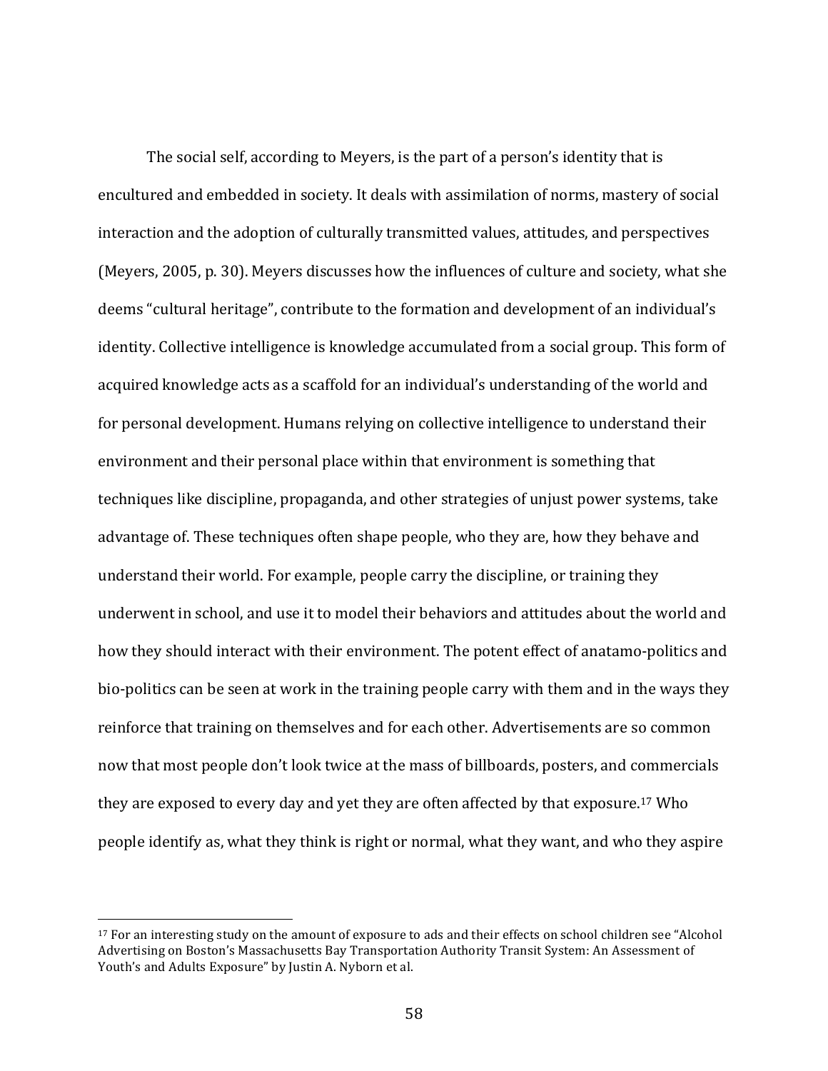The social self, according to Meyers, is the part of a person's identity that is encultured and embedded in society. It deals with assimilation of norms, mastery of social interaction and the adoption of culturally transmitted values, attitudes, and perspectives (Meyers, 2005, p. 30). Meyers discusses how the influences of culture and society, what she deems "cultural heritage", contribute to the formation and development of an individual's identity. Collective intelligence is knowledge accumulated from a social group. This form of acquired knowledge acts as a scaffold for an individual's understanding of the world and for personal development. Humans relying on collective intelligence to understand their environment and their personal place within that environment is something that techniques like discipline, propaganda, and other strategies of unjust power systems, take advantage of. These techniques often shape people, who they are, how they behave and understand their world. For example, people carry the discipline, or training they underwent in school, and use it to model their behaviors and attitudes about the world and how they should interact with their environment. The potent effect of anatamo-politics and bio-politics can be seen at work in the training people carry with them and in the ways they reinforce that training on themselves and for each other. Advertisements are so common now that most people don't look twice at the mass of billboards, posters, and commercials they are exposed to every day and yet they are often affected by that exposure.[17] Who people identify as, what they think is right or normal, what they want, and who they aspire

[17] For an interesting study on the amount of exposure to ads and their effects on school children see "Alcohol Advertising on Boston's Massachusetts Bay Transportation Authority Transit System: An Assessment of Youth's and Adults Exposure" by Justin A. Nyborn et al.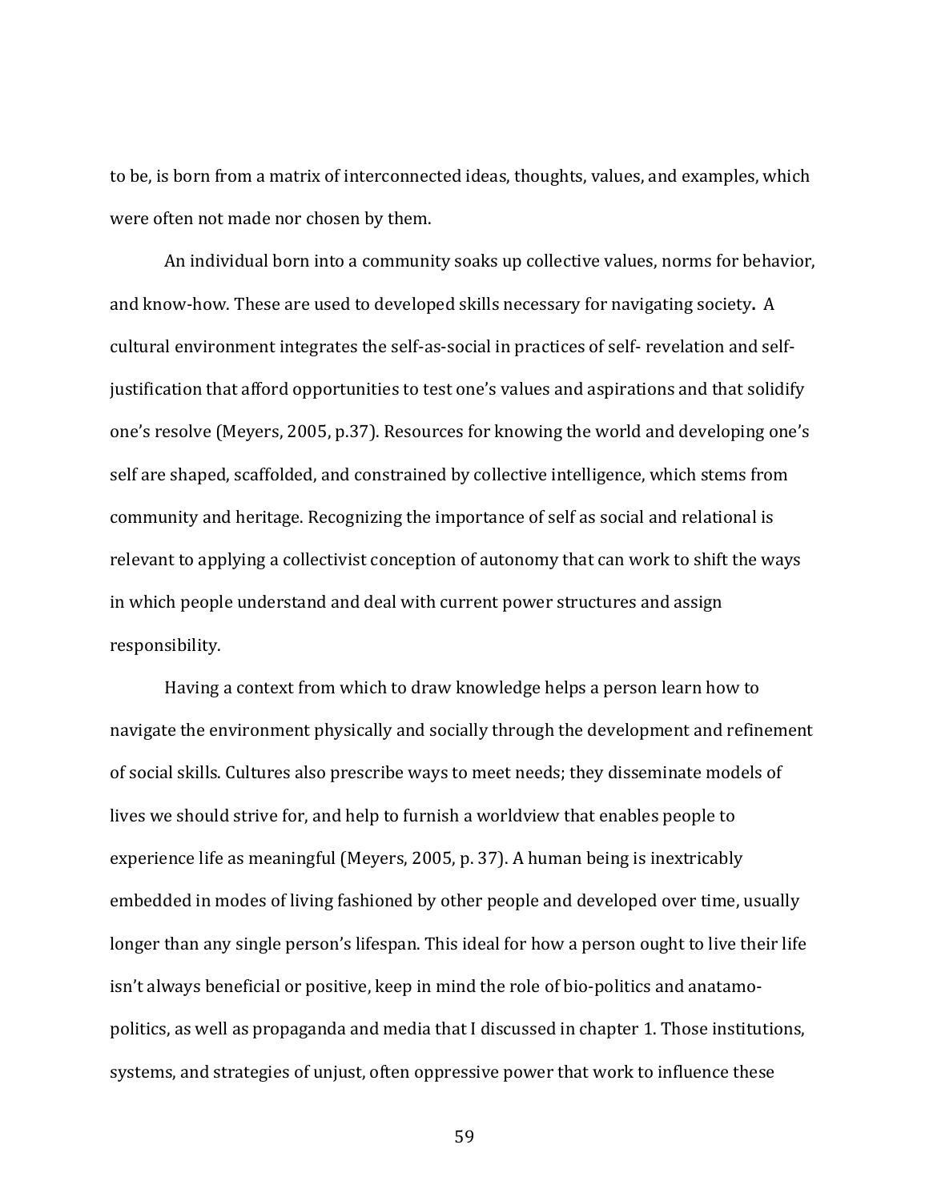to be, is born from a matrix of interconnected ideas, thoughts, values, and examples, which were often not made nor chosen by them.

An individual born into a community soaks up collective values, norms for behavior, and know-how. These are used to developed skills necessary for navigating society**.** A cultural environment integrates the self-as-social in practices of self- revelation and self-justification that afford opportunities to test one's values and aspirations and that solidify one's resolve (Meyers, 2005, p.37). Resources for knowing the world and developing one's self are shaped, scaffolded, and constrained by collective intelligence, which stems from community and heritage. Recognizing the importance of self as social and relational is relevant to applying a collectivist conception of autonomy that can work to shift the ways in which people understand and deal with current power structures and assign responsibility.

Having a context from which to draw knowledge helps a person learn how to navigate the environment physically and socially through the development and refinement of social skills. Cultures also prescribe ways to meet needs; they disseminate models of lives we should strive for, and help to furnish a worldview that enables people to experience life as meaningful (Meyers, 2005, p. 37). A human being is inextricably embedded in modes of living fashioned by other people and developed over time, usually longer than any single person's lifespan. This ideal for how a person ought to live their life isn't always beneficial or positive, keep in mind the role of bio-politics and anatamo-politics, as well as propaganda and media that I discussed in chapter 1. Those institutions, systems, and strategies of unjust, often oppressive power that work to influence these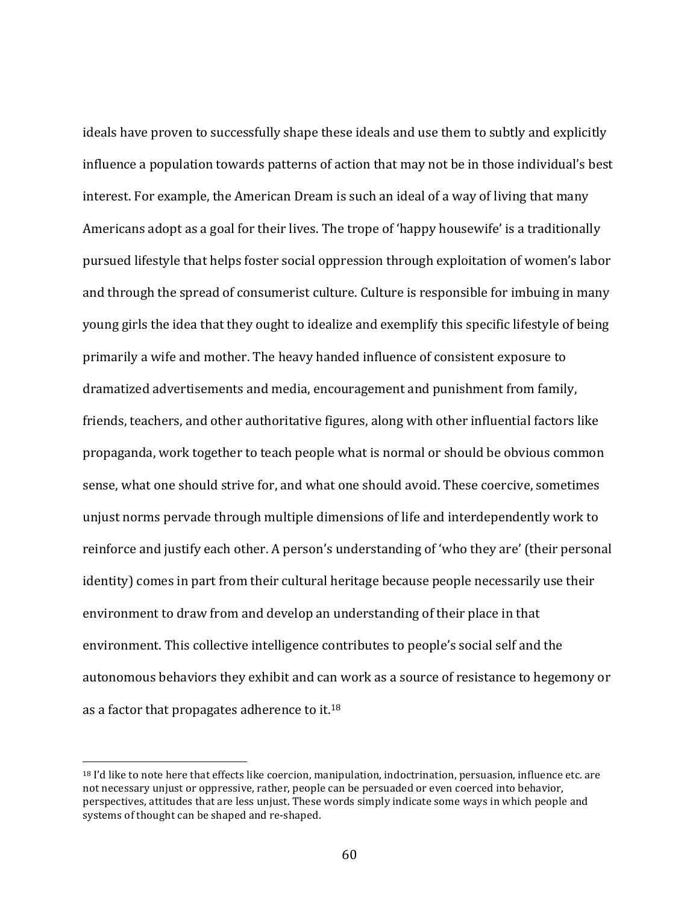ideals have proven to successfully shape these ideals and use them to subtly and explicitly influence a population towards patterns of action that may not be in those individual's best interest. For example, the American Dream is such an ideal of a way of living that many Americans adopt as a goal for their lives. The trope of 'happy housewife' is a traditionally pursued lifestyle that helps foster social oppression through exploitation of women's labor and through the spread of consumerist culture. Culture is responsible for imbuing in many young girls the idea that they ought to idealize and exemplify this specific lifestyle of being primarily a wife and mother. The heavy handed influence of consistent exposure to dramatized advertisements and media, encouragement and punishment from family, friends, teachers, and other authoritative figures, along with other influential factors like propaganda, work together to teach people what is normal or should be obvious common sense, what one should strive for, and what one should avoid. These coercive, sometimes unjust norms pervade through multiple dimensions of life and interdependently work to reinforce and justify each other. A person's understanding of 'who they are' (their personal identity) comes in part from their cultural heritage because people necessarily use their environment to draw from and develop an understanding of their place in that environment. This collective intelligence contributes to people's social self and the autonomous behaviors they exhibit and can work as a source of resistance to hegemony or as a factor that propagates adherence to it.[18]

[18] I'd like to note here that effects like coercion, manipulation, indoctrination, persuasion, influence etc. are not necessary unjust or oppressive, rather, people can be persuaded or even coerced into behavior, perspectives, attitudes that are less unjust. These words simply indicate some ways in which people and systems of thought can be shaped and re-shaped.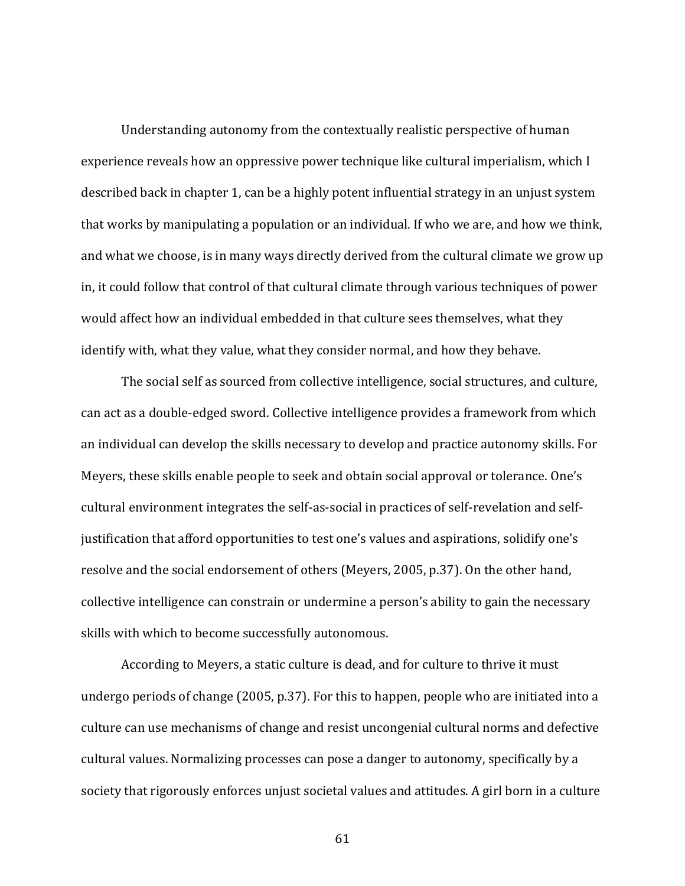Understanding autonomy from the contextually realistic perspective of human experience reveals how an oppressive power technique like cultural imperialism, which I described back in chapter 1, can be a highly potent influential strategy in an unjust system that works by manipulating a population or an individual. If who we are, and how we think, and what we choose, is in many ways directly derived from the cultural climate we grow up in, it could follow that control of that cultural climate through various techniques of power would affect how an individual embedded in that culture sees themselves, what they identify with, what they value, what they consider normal, and how they behave.

The social self as sourced from collective intelligence, social structures, and culture, can act as a double-edged sword. Collective intelligence provides a framework from which an individual can develop the skills necessary to develop and practice autonomy skills. For Meyers, these skills enable people to seek and obtain social approval or tolerance. One's cultural environment integrates the self-as-social in practices of self-revelation and self-justification that afford opportunities to test one's values and aspirations, solidify one's resolve and the social endorsement of others (Meyers, 2005, p.37). On the other hand, collective intelligence can constrain or undermine a person's ability to gain the necessary skills with which to become successfully autonomous.

According to Meyers, a static culture is dead, and for culture to thrive it must undergo periods of change (2005, p.37). For this to happen, people who are initiated into a culture can use mechanisms of change and resist uncongenial cultural norms and defective cultural values. Normalizing processes can pose a danger to autonomy, specifically by a society that rigorously enforces unjust societal values and attitudes. A girl born in a culture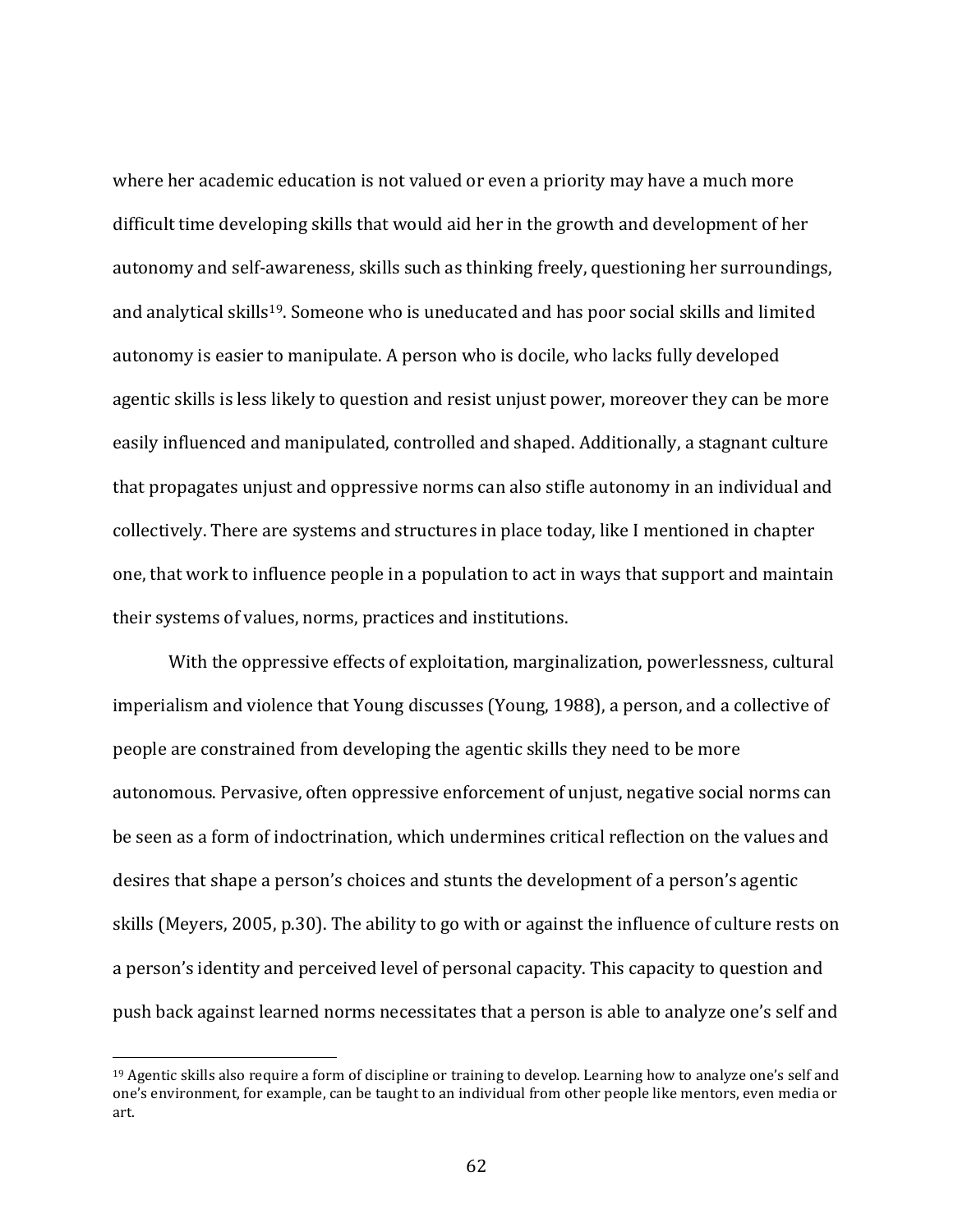where her academic education is not valued or even a priority may have a much more difficult time developing skills that would aid her in the growth and development of her autonomy and self-awareness, skills such as thinking freely, questioning her surroundings, and analytical skills[19]. Someone who is uneducated and has poor social skills and limited autonomy is easier to manipulate. A person who is docile, who lacks fully developed agentic skills is less likely to question and resist unjust power, moreover they can be more easily influenced and manipulated, controlled and shaped. Additionally, a stagnant culture that propagates unjust and oppressive norms can also stifle autonomy in an individual and collectively. There are systems and structures in place today, like I mentioned in chapter one, that work to influence people in a population to act in ways that support and maintain their systems of values, norms, practices and institutions.

With the oppressive effects of exploitation, marginalization, powerlessness, cultural imperialism and violence that Young discusses (Young, 1988), a person, and a collective of people are constrained from developing the agentic skills they need to be more autonomous. Pervasive, often oppressive enforcement of unjust, negative social norms can be seen as a form of indoctrination, which undermines critical reflection on the values and desires that shape a person's choices and stunts the development of a person's agentic skills (Meyers, 2005, p.30). The ability to go with or against the influence of culture rests on a person's identity and perceived level of personal capacity. This capacity to question and push back against learned norms necessitates that a person is able to analyze one's self and

[19] Agentic skills also require a form of discipline or training to develop. Learning how to analyze one's self and one's environment, for example, can be taught to an individual from other people like mentors, even media or art.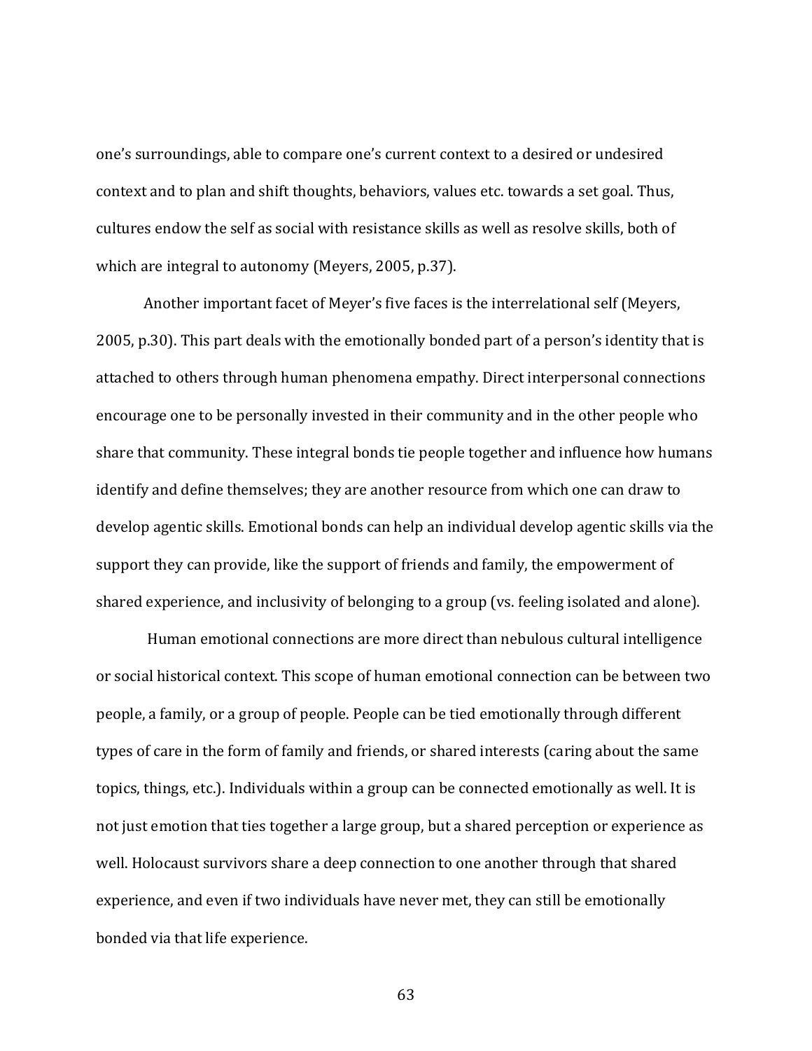one's surroundings, able to compare one's current context to a desired or undesired context and to plan and shift thoughts, behaviors, values etc. towards a set goal. Thus, cultures endow the self as social with resistance skills as well as resolve skills, both of which are integral to autonomy (Meyers, 2005, p.37).

Another important facet of Meyer's five faces is the interrelational self (Meyers, 2005, p.30). This part deals with the emotionally bonded part of a person's identity that is attached to others through human phenomena empathy. Direct interpersonal connections encourage one to be personally invested in their community and in the other people who share that community. These integral bonds tie people together and influence how humans identify and define themselves; they are another resource from which one can draw to develop agentic skills. Emotional bonds can help an individual develop agentic skills via the support they can provide, like the support of friends and family, the empowerment of shared experience, and inclusivity of belonging to a group (vs. feeling isolated and alone).

Human emotional connections are more direct than nebulous cultural intelligence or social historical context. This scope of human emotional connection can be between two people, a family, or a group of people. People can be tied emotionally through different types of care in the form of family and friends, or shared interests (caring about the same topics, things, etc.). Individuals within a group can be connected emotionally as well. It is not just emotion that ties together a large group, but a shared perception or experience as well. Holocaust survivors share a deep connection to one another through that shared experience, and even if two individuals have never met, they can still be emotionally bonded via that life experience.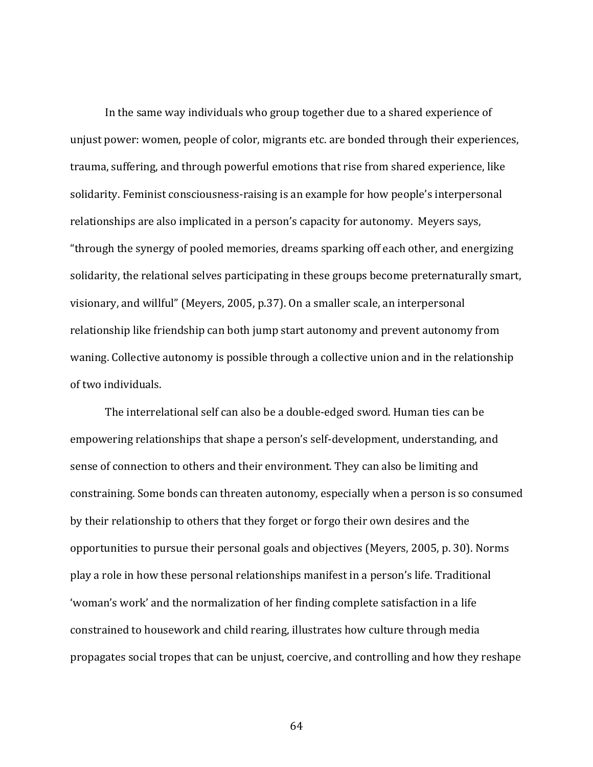In the same way individuals who group together due to a shared experience of unjust power: women, people of color, migrants etc. are bonded through their experiences, trauma, suffering, and through powerful emotions that rise from shared experience, like solidarity. Feminist consciousness-raising is an example for how people's interpersonal relationships are also implicated in a person's capacity for autonomy. Meyers says, "through the synergy of pooled memories, dreams sparking off each other, and energizing solidarity, the relational selves participating in these groups become preternaturally smart, visionary, and willful" (Meyers, 2005, p.37). On a smaller scale, an interpersonal relationship like friendship can both jump start autonomy and prevent autonomy from waning. Collective autonomy is possible through a collective union and in the relationship of two individuals.

The interrelational self can also be a double-edged sword. Human ties can be empowering relationships that shape a person's self-development, understanding, and sense of connection to others and their environment. They can also be limiting and constraining. Some bonds can threaten autonomy, especially when a person is so consumed by their relationship to others that they forget or forgo their own desires and the opportunities to pursue their personal goals and objectives (Meyers, 2005, p. 30). Norms play a role in how these personal relationships manifest in a person's life. Traditional 'woman's work' and the normalization of her finding complete satisfaction in a life constrained to housework and child rearing, illustrates how culture through media propagates social tropes that can be unjust, coercive, and controlling and how they reshape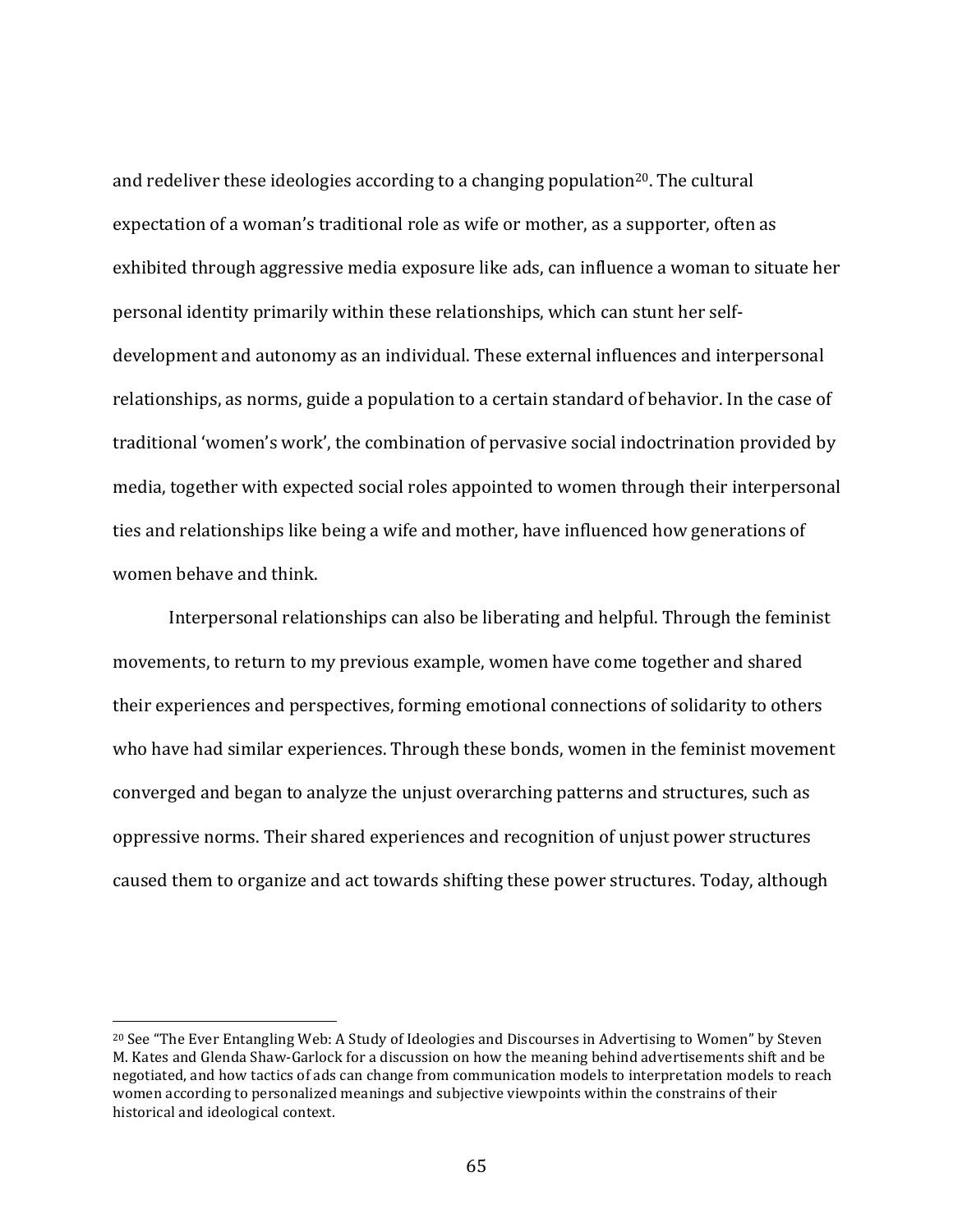and redeliver these ideologies according to a changing population[20]. The cultural expectation of a woman's traditional role as wife or mother, as a supporter, often as exhibited through aggressive media exposure like ads, can influence a woman to situate her personal identity primarily within these relationships, which can stunt her self-development and autonomy as an individual. These external influences and interpersonal relationships, as norms, guide a population to a certain standard of behavior. In the case of traditional 'women's work', the combination of pervasive social indoctrination provided by media, together with expected social roles appointed to women through their interpersonal ties and relationships like being a wife and mother, have influenced how generations of women behave and think.

Interpersonal relationships can also be liberating and helpful. Through the feminist movements, to return to my previous example, women have come together and shared their experiences and perspectives, forming emotional connections of solidarity to others who have had similar experiences. Through these bonds, women in the feminist movement converged and began to analyze the unjust overarching patterns and structures, such as oppressive norms. Their shared experiences and recognition of unjust power structures caused them to organize and act towards shifting these power structures. Today, although

---

[20] See "The Ever Entangling Web: A Study of Ideologies and Discourses in Advertising to Women" by Steven M. Kates and Glenda Shaw-Garlock for a discussion on how the meaning behind advertisements shift and be negotiated, and how tactics of ads can change from communication models to interpretation models to reach women according to personalized meanings and subjective viewpoints within the constrains of their historical and ideological context.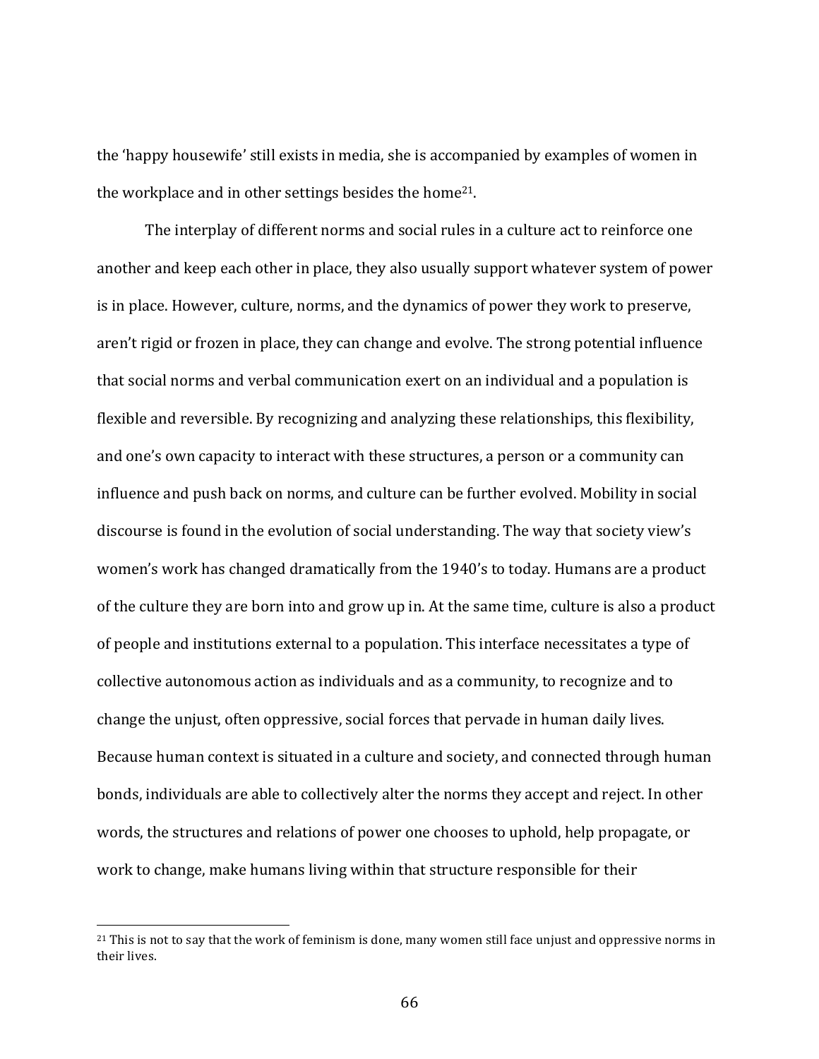the 'happy housewife' still exists in media, she is accompanied by examples of women in the workplace and in other settings besides the home[21].

The interplay of different norms and social rules in a culture act to reinforce one another and keep each other in place, they also usually support whatever system of power is in place. However, culture, norms, and the dynamics of power they work to preserve, aren't rigid or frozen in place, they can change and evolve. The strong potential influence that social norms and verbal communication exert on an individual and a population is flexible and reversible. By recognizing and analyzing these relationships, this flexibility, and one's own capacity to interact with these structures, a person or a community can influence and push back on norms, and culture can be further evolved. Mobility in social discourse is found in the evolution of social understanding. The way that society view's women's work has changed dramatically from the 1940's to today. Humans are a product of the culture they are born into and grow up in. At the same time, culture is also a product of people and institutions external to a population. This interface necessitates a type of collective autonomous action as individuals and as a community, to recognize and to change the unjust, often oppressive, social forces that pervade in human daily lives. Because human context is situated in a culture and society, and connected through human bonds, individuals are able to collectively alter the norms they accept and reject. In other words, the structures and relations of power one chooses to uphold, help propagate, or work to change, make humans living within that structure responsible for their

---

[21] This is not to say that the work of feminism is done, many women still face unjust and oppressive norms in their lives.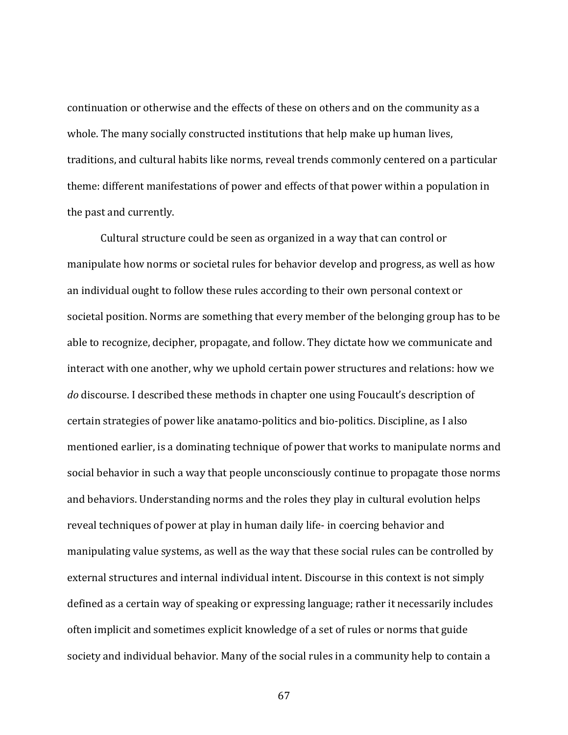continuation or otherwise and the effects of these on others and on the community as a whole. The many socially constructed institutions that help make up human lives, traditions, and cultural habits like norms, reveal trends commonly centered on a particular theme: different manifestations of power and effects of that power within a population in the past and currently.

Cultural structure could be seen as organized in a way that can control or manipulate how norms or societal rules for behavior develop and progress, as well as how an individual ought to follow these rules according to their own personal context or societal position. Norms are something that every member of the belonging group has to be able to recognize, decipher, propagate, and follow. They dictate how we communicate and interact with one another, why we uphold certain power structures and relations: how we *do* discourse. I described these methods in chapter one using Foucault's description of certain strategies of power like anatamo-politics and bio-politics. Discipline, as I also mentioned earlier, is a dominating technique of power that works to manipulate norms and social behavior in such a way that people unconsciously continue to propagate those norms and behaviors. Understanding norms and the roles they play in cultural evolution helps reveal techniques of power at play in human daily life- in coercing behavior and manipulating value systems, as well as the way that these social rules can be controlled by external structures and internal individual intent. Discourse in this context is not simply defined as a certain way of speaking or expressing language; rather it necessarily includes often implicit and sometimes explicit knowledge of a set of rules or norms that guide society and individual behavior. Many of the social rules in a community help to contain a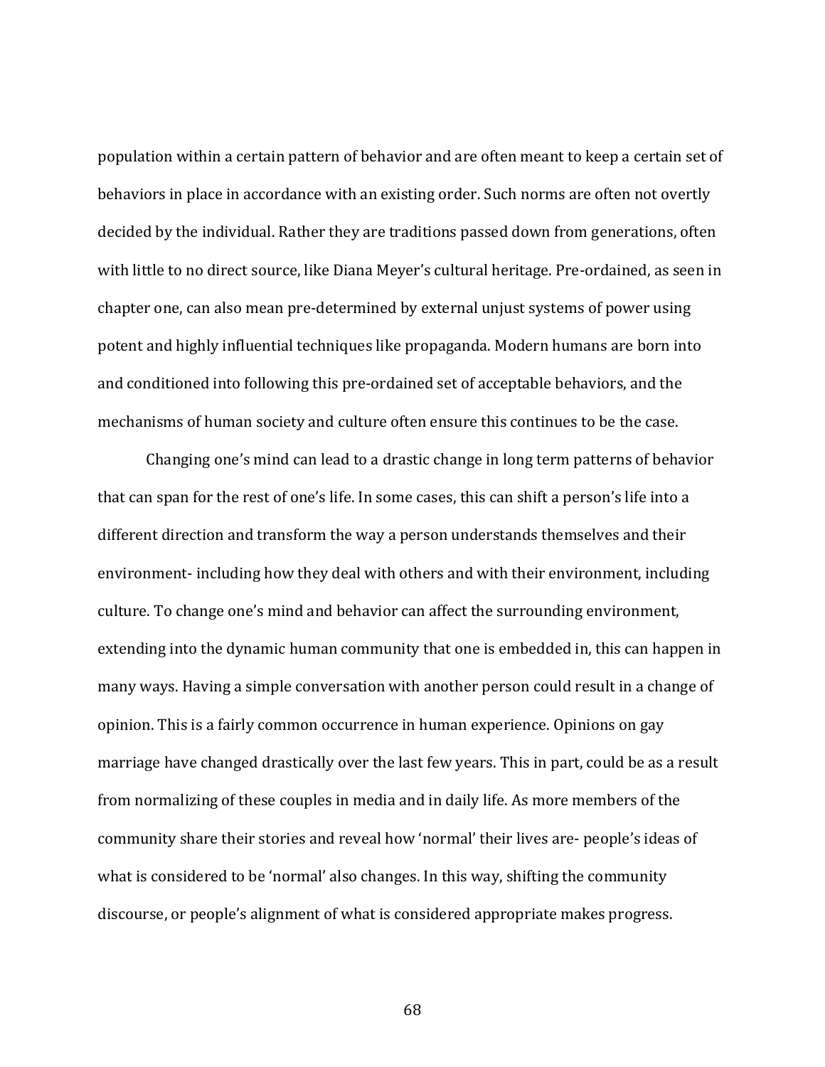population within a certain pattern of behavior and are often meant to keep a certain set of behaviors in place in accordance with an existing order. Such norms are often not overtly decided by the individual. Rather they are traditions passed down from generations, often with little to no direct source, like Diana Meyer's cultural heritage. Pre-ordained, as seen in chapter one, can also mean pre-determined by external unjust systems of power using potent and highly influential techniques like propaganda. Modern humans are born into and conditioned into following this pre-ordained set of acceptable behaviors, and the mechanisms of human society and culture often ensure this continues to be the case.

Changing one's mind can lead to a drastic change in long term patterns of behavior that can span for the rest of one's life. In some cases, this can shift a person's life into a different direction and transform the way a person understands themselves and their environment- including how they deal with others and with their environment, including culture. To change one's mind and behavior can affect the surrounding environment, extending into the dynamic human community that one is embedded in, this can happen in many ways. Having a simple conversation with another person could result in a change of opinion. This is a fairly common occurrence in human experience. Opinions on gay marriage have changed drastically over the last few years. This in part, could be as a result from normalizing of these couples in media and in daily life. As more members of the community share their stories and reveal how 'normal' their lives are- people's ideas of what is considered to be 'normal' also changes. In this way, shifting the community discourse, or people's alignment of what is considered appropriate makes progress.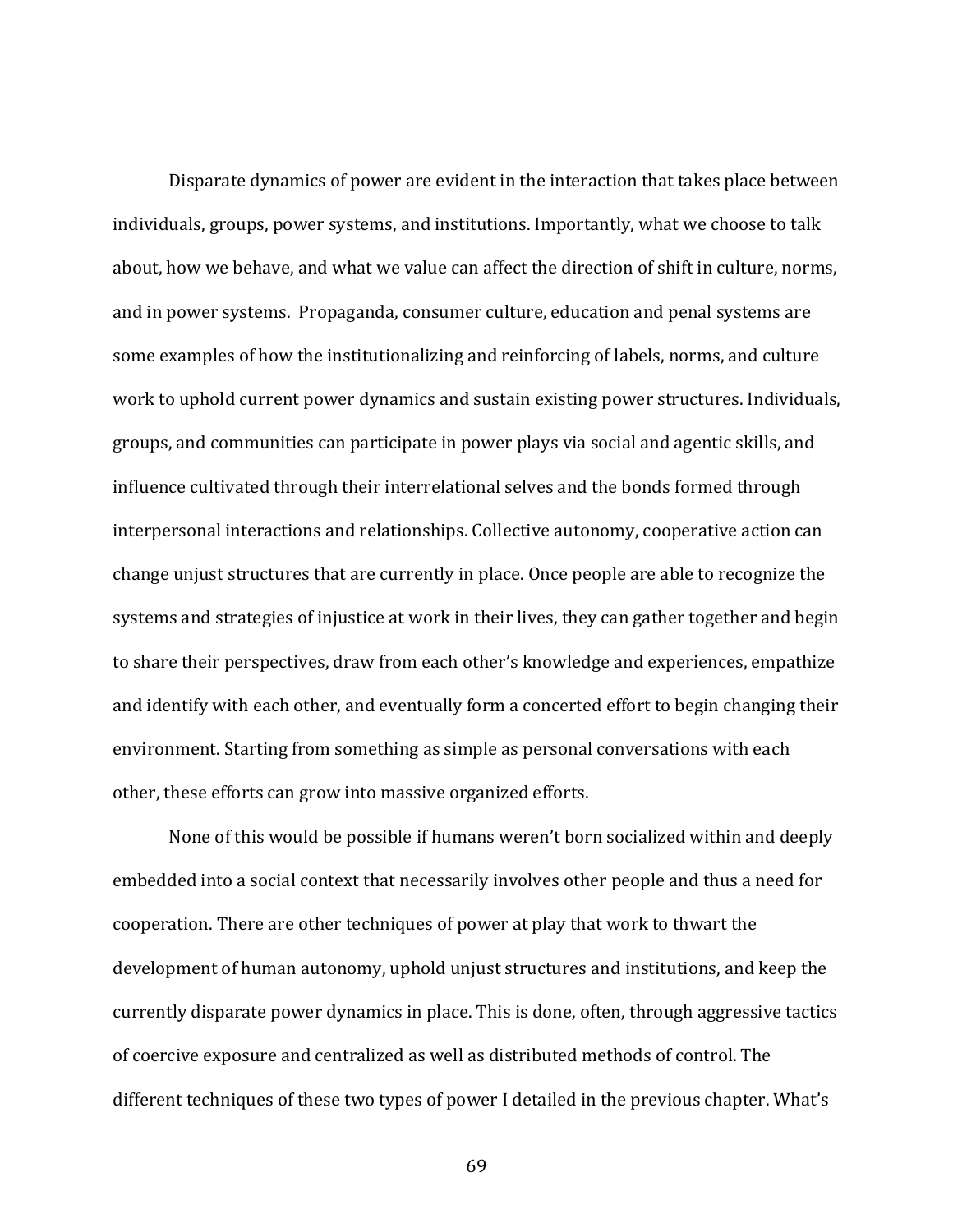Disparate dynamics of power are evident in the interaction that takes place between individuals, groups, power systems, and institutions. Importantly, what we choose to talk about, how we behave, and what we value can affect the direction of shift in culture, norms, and in power systems. Propaganda, consumer culture, education and penal systems are some examples of how the institutionalizing and reinforcing of labels, norms, and culture work to uphold current power dynamics and sustain existing power structures. Individuals, groups, and communities can participate in power plays via social and agentic skills, and influence cultivated through their interrelational selves and the bonds formed through interpersonal interactions and relationships. Collective autonomy, cooperative action can change unjust structures that are currently in place. Once people are able to recognize the systems and strategies of injustice at work in their lives, they can gather together and begin to share their perspectives, draw from each other's knowledge and experiences, empathize and identify with each other, and eventually form a concerted effort to begin changing their environment. Starting from something as simple as personal conversations with each other, these efforts can grow into massive organized efforts.

None of this would be possible if humans weren't born socialized within and deeply embedded into a social context that necessarily involves other people and thus a need for cooperation. There are other techniques of power at play that work to thwart the development of human autonomy, uphold unjust structures and institutions, and keep the currently disparate power dynamics in place. This is done, often, through aggressive tactics of coercive exposure and centralized as well as distributed methods of control. The different techniques of these two types of power I detailed in the previous chapter. What's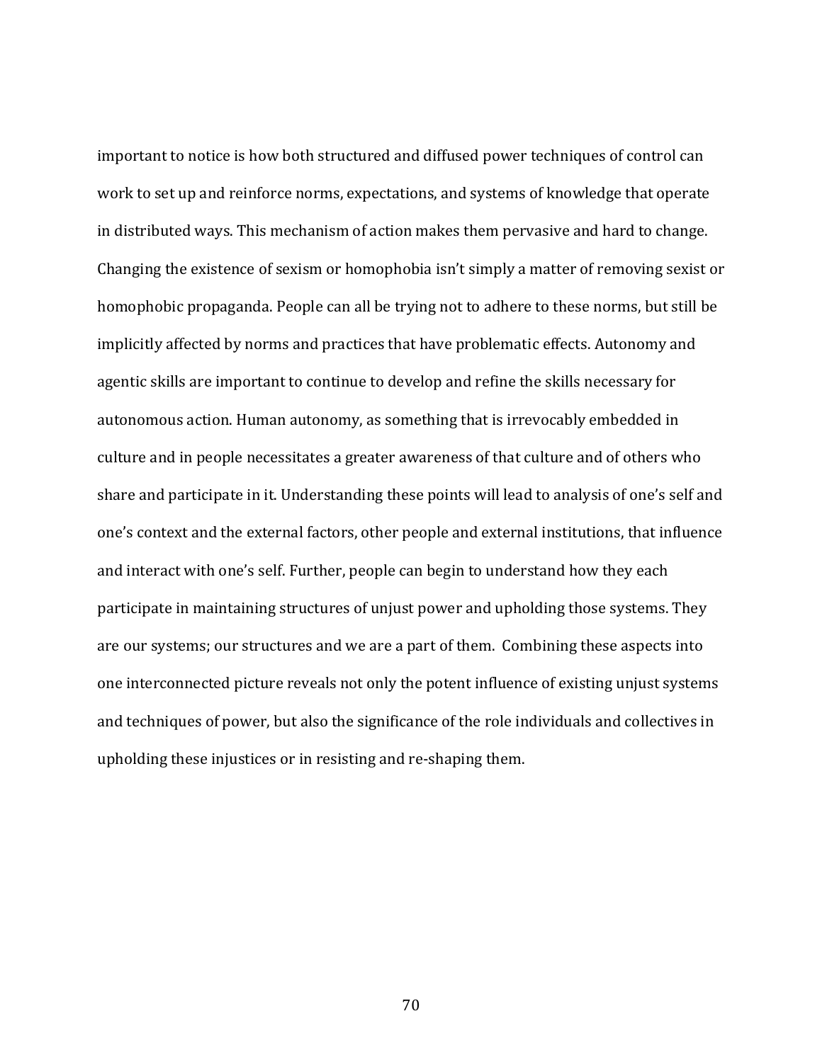important to notice is how both structured and diffused power techniques of control can work to set up and reinforce norms, expectations, and systems of knowledge that operate in distributed ways. This mechanism of action makes them pervasive and hard to change. Changing the existence of sexism or homophobia isn't simply a matter of removing sexist or homophobic propaganda. People can all be trying not to adhere to these norms, but still be implicitly affected by norms and practices that have problematic effects. Autonomy and agentic skills are important to continue to develop and refine the skills necessary for autonomous action. Human autonomy, as something that is irrevocably embedded in culture and in people necessitates a greater awareness of that culture and of others who share and participate in it. Understanding these points will lead to analysis of one's self and one's context and the external factors, other people and external institutions, that influence and interact with one's self. Further, people can begin to understand how they each participate in maintaining structures of unjust power and upholding those systems. They are our systems; our structures and we are a part of them. Combining these aspects into one interconnected picture reveals not only the potent influence of existing unjust systems and techniques of power, but also the significance of the role individuals and collectives in upholding these injustices or in resisting and re-shaping them.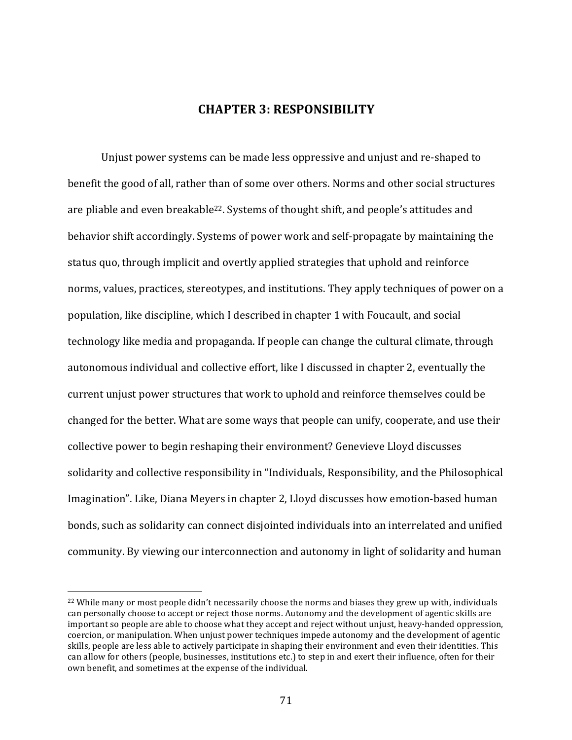# CHAPTER 3: RESPONSIBILITY

Unjust power systems can be made less oppressive and unjust and re-shaped to benefit the good of all, rather than of some over others. Norms and other social structures are pliable and even breakable[22]. Systems of thought shift, and people's attitudes and behavior shift accordingly. Systems of power work and self-propagate by maintaining the status quo, through implicit and overtly applied strategies that uphold and reinforce norms, values, practices, stereotypes, and institutions. They apply techniques of power on a population, like discipline, which I described in chapter 1 with Foucault, and social technology like media and propaganda. If people can change the cultural climate, through autonomous individual and collective effort, like I discussed in chapter 2, eventually the current unjust power structures that work to uphold and reinforce themselves could be changed for the better. What are some ways that people can unify, cooperate, and use their collective power to begin reshaping their environment? Genevieve Lloyd discusses solidarity and collective responsibility in "Individuals, Responsibility, and the Philosophical Imagination". Like, Diana Meyers in chapter 2, Lloyd discusses how emotion-based human bonds, such as solidarity can connect disjointed individuals into an interrelated and unified community. By viewing our interconnection and autonomy in light of solidarity and human

[22] While many or most people didn't necessarily choose the norms and biases they grew up with, individuals can personally choose to accept or reject those norms. Autonomy and the development of agentic skills are important so people are able to choose what they accept and reject without unjust, heavy-handed oppression, coercion, or manipulation. When unjust power techniques impede autonomy and the development of agentic skills, people are less able to actively participate in shaping their environment and even their identities. This can allow for others (people, businesses, institutions etc.) to step in and exert their influence, often for their own benefit, and sometimes at the expense of the individual.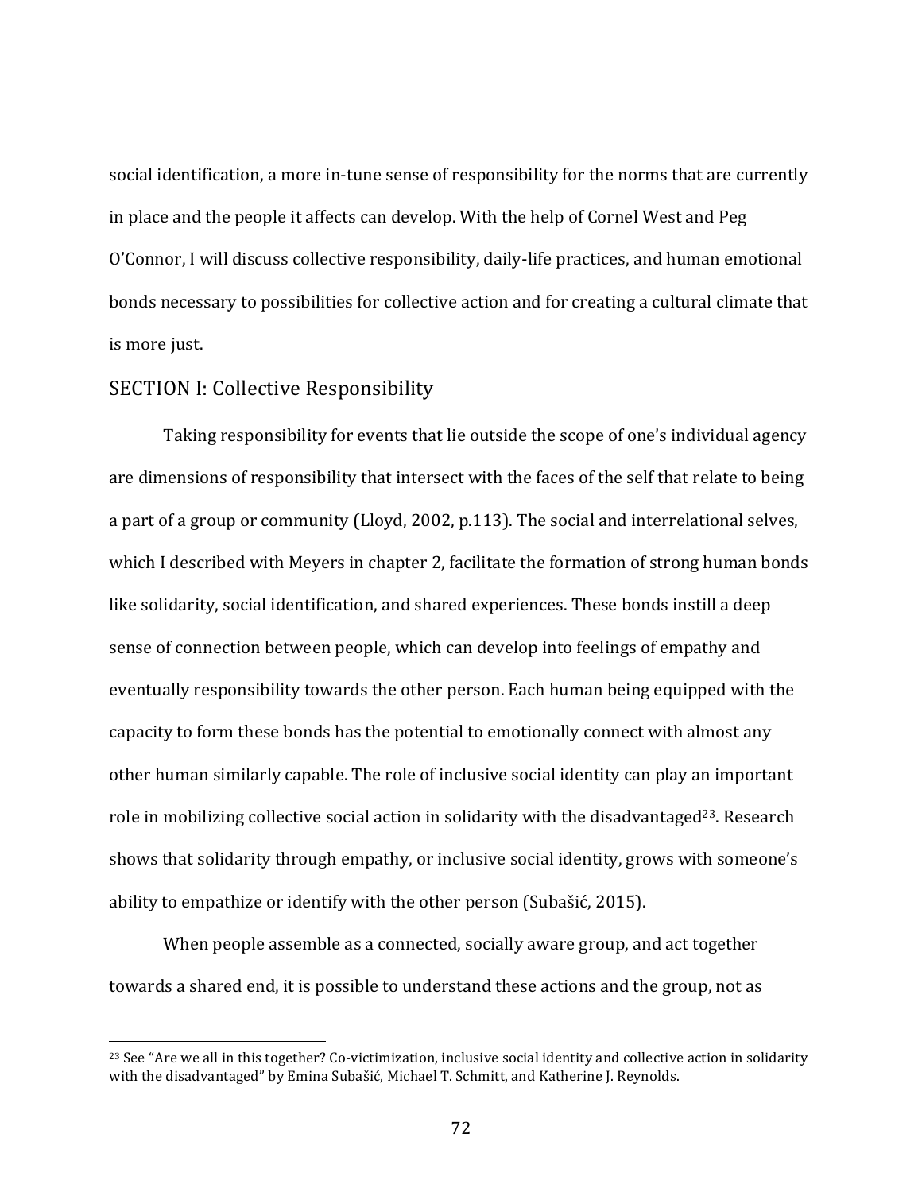social identification, a more in-tune sense of responsibility for the norms that are currently in place and the people it affects can develop. With the help of Cornel West and Peg O'Connor, I will discuss collective responsibility, daily-life practices, and human emotional bonds necessary to possibilities for collective action and for creating a cultural climate that is more just.

## SECTION I: Collective Responsibility

Taking responsibility for events that lie outside the scope of one's individual agency are dimensions of responsibility that intersect with the faces of the self that relate to being a part of a group or community (Lloyd, 2002, p.113). The social and interrelational selves, which I described with Meyers in chapter 2, facilitate the formation of strong human bonds like solidarity, social identification, and shared experiences. These bonds instill a deep sense of connection between people, which can develop into feelings of empathy and eventually responsibility towards the other person. Each human being equipped with the capacity to form these bonds has the potential to emotionally connect with almost any other human similarly capable. The role of inclusive social identity can play an important role in mobilizing collective social action in solidarity with the disadvantaged[23]. Research shows that solidarity through empathy, or inclusive social identity, grows with someone's ability to empathize or identify with the other person (Subašić, 2015).

When people assemble as a connected, socially aware group, and act together towards a shared end, it is possible to understand these actions and the group, not as

[23] See "Are we all in this together? Co-victimization, inclusive social identity and collective action in solidarity with the disadvantaged" by Emina Subašić, Michael T. Schmitt, and Katherine J. Reynolds.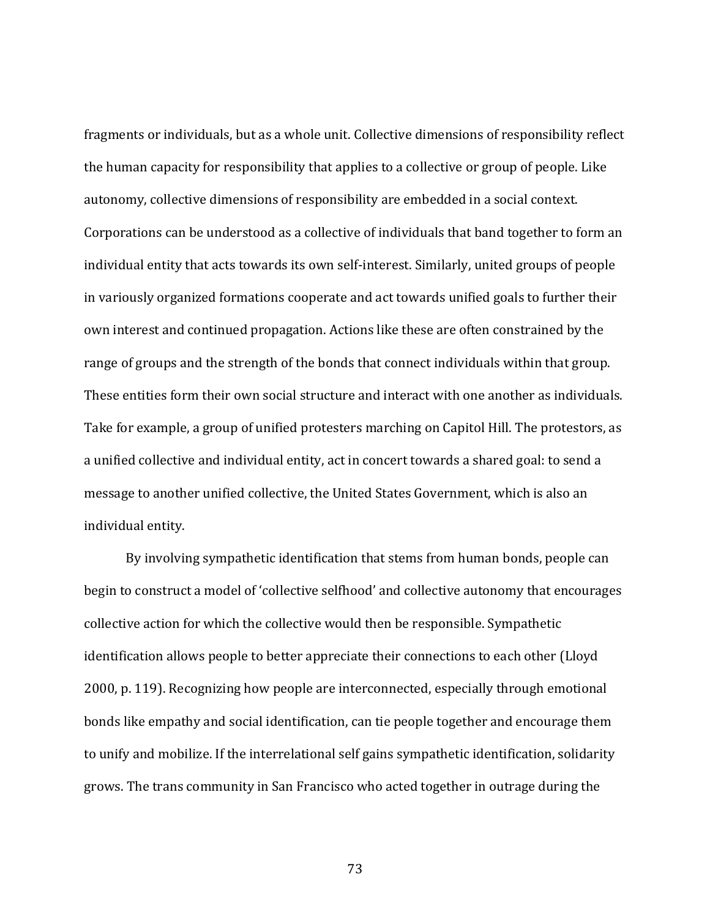fragments or individuals, but as a whole unit. Collective dimensions of responsibility reflect the human capacity for responsibility that applies to a collective or group of people. Like autonomy, collective dimensions of responsibility are embedded in a social context. Corporations can be understood as a collective of individuals that band together to form an individual entity that acts towards its own self-interest. Similarly, united groups of people in variously organized formations cooperate and act towards unified goals to further their own interest and continued propagation. Actions like these are often constrained by the range of groups and the strength of the bonds that connect individuals within that group. These entities form their own social structure and interact with one another as individuals. Take for example, a group of unified protesters marching on Capitol Hill. The protestors, as a unified collective and individual entity, act in concert towards a shared goal: to send a message to another unified collective, the United States Government, which is also an individual entity.

By involving sympathetic identification that stems from human bonds, people can begin to construct a model of 'collective selfhood' and collective autonomy that encourages collective action for which the collective would then be responsible. Sympathetic identification allows people to better appreciate their connections to each other (Lloyd 2000, p. 119). Recognizing how people are interconnected, especially through emotional bonds like empathy and social identification, can tie people together and encourage them to unify and mobilize. If the interrelational self gains sympathetic identification, solidarity grows. The trans community in San Francisco who acted together in outrage during the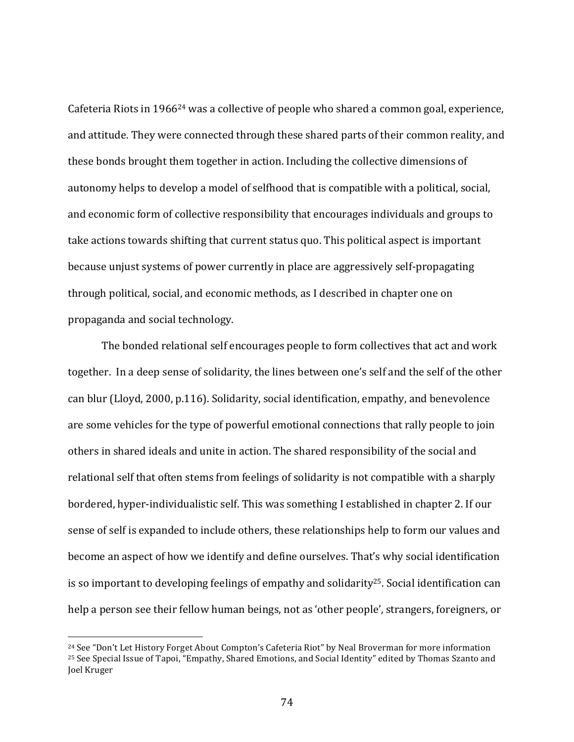Cafeteria Riots in 1966[24] was a collective of people who shared a common goal, experience, and attitude. They were connected through these shared parts of their common reality, and these bonds brought them together in action. Including the collective dimensions of autonomy helps to develop a model of selfhood that is compatible with a political, social, and economic form of collective responsibility that encourages individuals and groups to take actions towards shifting that current status quo. This political aspect is important because unjust systems of power currently in place are aggressively self-propagating through political, social, and economic methods, as I described in chapter one on propaganda and social technology.

The bonded relational self encourages people to form collectives that act and work together. In a deep sense of solidarity, the lines between one's self and the self of the other can blur (Lloyd, 2000, p.116). Solidarity, social identification, empathy, and benevolence are some vehicles for the type of powerful emotional connections that rally people to join others in shared ideals and unite in action. The shared responsibility of the social and relational self that often stems from feelings of solidarity is not compatible with a sharply bordered, hyper-individualistic self. This was something I established in chapter 2. If our sense of self is expanded to include others, these relationships help to form our values and become an aspect of how we identify and define ourselves. That's why social identification is so important to developing feelings of empathy and solidarity[25]. Social identification can help a person see their fellow human beings, not as 'other people', strangers, foreigners, or

---

[24] See "Don't Let History Forget About Compton's Cafeteria Riot" by Neal Broverman for more information

[25] See Special Issue of Tapoi, "Empathy, Shared Emotions, and Social Identity" edited by Thomas Szanto and Joel Kruger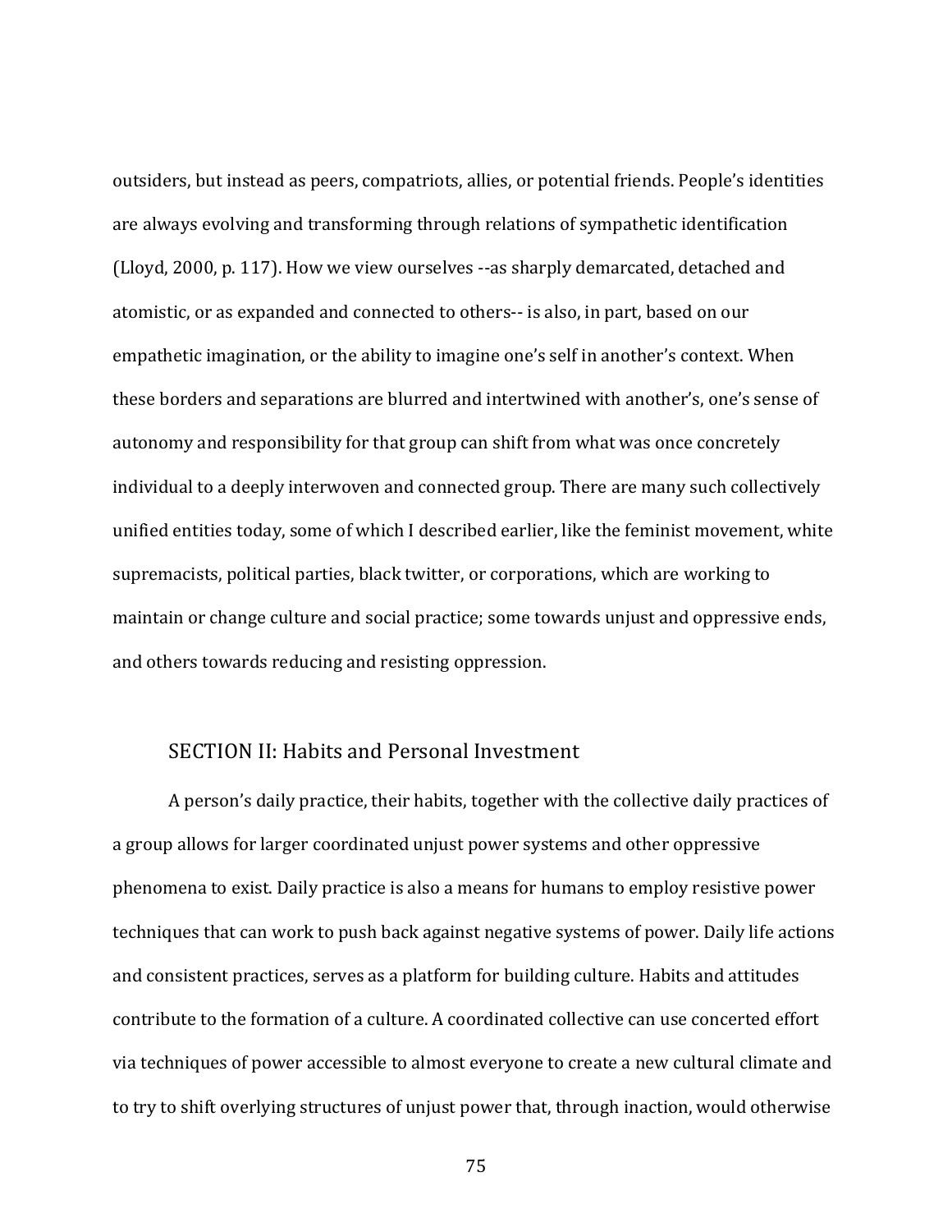outsiders, but instead as peers, compatriots, allies, or potential friends. People's identities are always evolving and transforming through relations of sympathetic identification (Lloyd, 2000, p. 117). How we view ourselves --as sharply demarcated, detached and atomistic, or as expanded and connected to others-- is also, in part, based on our empathetic imagination, or the ability to imagine one's self in another's context. When these borders and separations are blurred and intertwined with another's, one's sense of autonomy and responsibility for that group can shift from what was once concretely individual to a deeply interwoven and connected group. There are many such collectively unified entities today, some of which I described earlier, like the feminist movement, white supremacists, political parties, black twitter, or corporations, which are working to maintain or change culture and social practice; some towards unjust and oppressive ends, and others towards reducing and resisting oppression.

## SECTION II: Habits and Personal Investment

A person's daily practice, their habits, together with the collective daily practices of a group allows for larger coordinated unjust power systems and other oppressive phenomena to exist. Daily practice is also a means for humans to employ resistive power techniques that can work to push back against negative systems of power. Daily life actions and consistent practices, serves as a platform for building culture. Habits and attitudes contribute to the formation of a culture. A coordinated collective can use concerted effort via techniques of power accessible to almost everyone to create a new cultural climate and to try to shift overlying structures of unjust power that, through inaction, would otherwise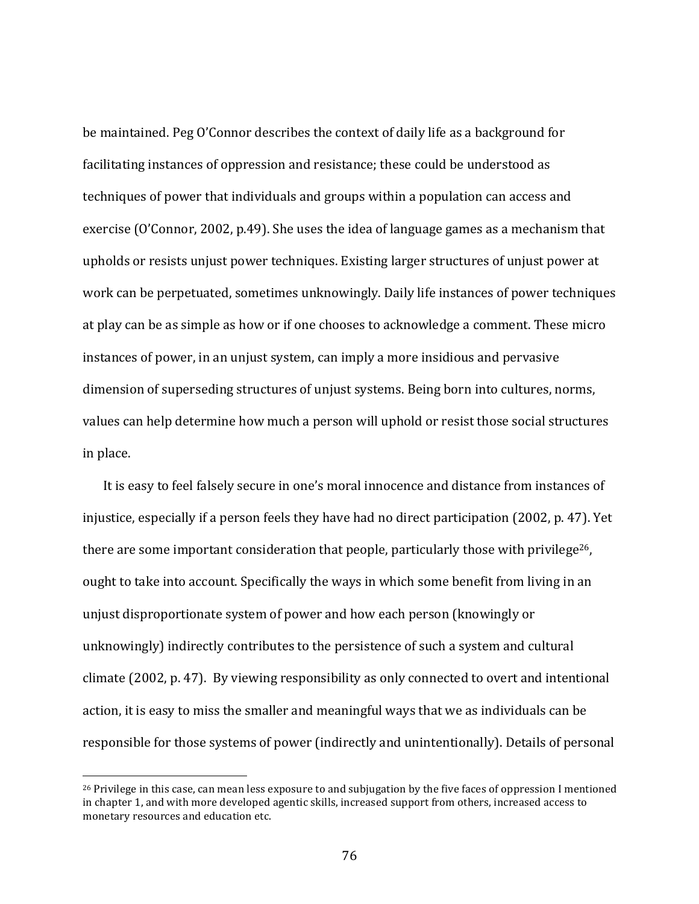be maintained. Peg O'Connor describes the context of daily life as a background for facilitating instances of oppression and resistance; these could be understood as techniques of power that individuals and groups within a population can access and exercise (O'Connor, 2002, p.49). She uses the idea of language games as a mechanism that upholds or resists unjust power techniques. Existing larger structures of unjust power at work can be perpetuated, sometimes unknowingly. Daily life instances of power techniques at play can be as simple as how or if one chooses to acknowledge a comment. These micro instances of power, in an unjust system, can imply a more insidious and pervasive dimension of superseding structures of unjust systems. Being born into cultures, norms, values can help determine how much a person will uphold or resist those social structures in place.

It is easy to feel falsely secure in one's moral innocence and distance from instances of injustice, especially if a person feels they have had no direct participation (2002, p. 47). Yet there are some important consideration that people, particularly those with privilege[26], ought to take into account. Specifically the ways in which some benefit from living in an unjust disproportionate system of power and how each person (knowingly or unknowingly) indirectly contributes to the persistence of such a system and cultural climate (2002, p. 47). By viewing responsibility as only connected to overt and intentional action, it is easy to miss the smaller and meaningful ways that we as individuals can be responsible for those systems of power (indirectly and unintentionally). Details of personal

[26] Privilege in this case, can mean less exposure to and subjugation by the five faces of oppression I mentioned in chapter 1, and with more developed agentic skills, increased support from others, increased access to monetary resources and education etc.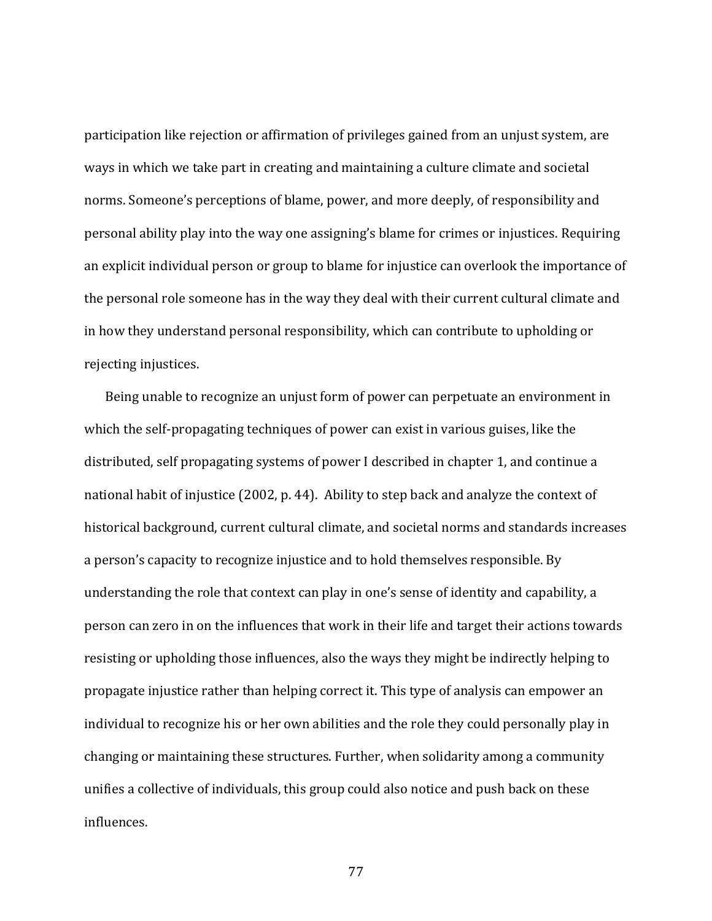participation like rejection or affirmation of privileges gained from an unjust system, are ways in which we take part in creating and maintaining a culture climate and societal norms. Someone's perceptions of blame, power, and more deeply, of responsibility and personal ability play into the way one assigning's blame for crimes or injustices. Requiring an explicit individual person or group to blame for injustice can overlook the importance of the personal role someone has in the way they deal with their current cultural climate and in how they understand personal responsibility, which can contribute to upholding or rejecting injustices.

Being unable to recognize an unjust form of power can perpetuate an environment in which the self-propagating techniques of power can exist in various guises, like the distributed, self propagating systems of power I described in chapter 1, and continue a national habit of injustice (2002, p. 44). Ability to step back and analyze the context of historical background, current cultural climate, and societal norms and standards increases a person's capacity to recognize injustice and to hold themselves responsible. By understanding the role that context can play in one's sense of identity and capability, a person can zero in on the influences that work in their life and target their actions towards resisting or upholding those influences, also the ways they might be indirectly helping to propagate injustice rather than helping correct it. This type of analysis can empower an individual to recognize his or her own abilities and the role they could personally play in changing or maintaining these structures. Further, when solidarity among a community unifies a collective of individuals, this group could also notice and push back on these influences.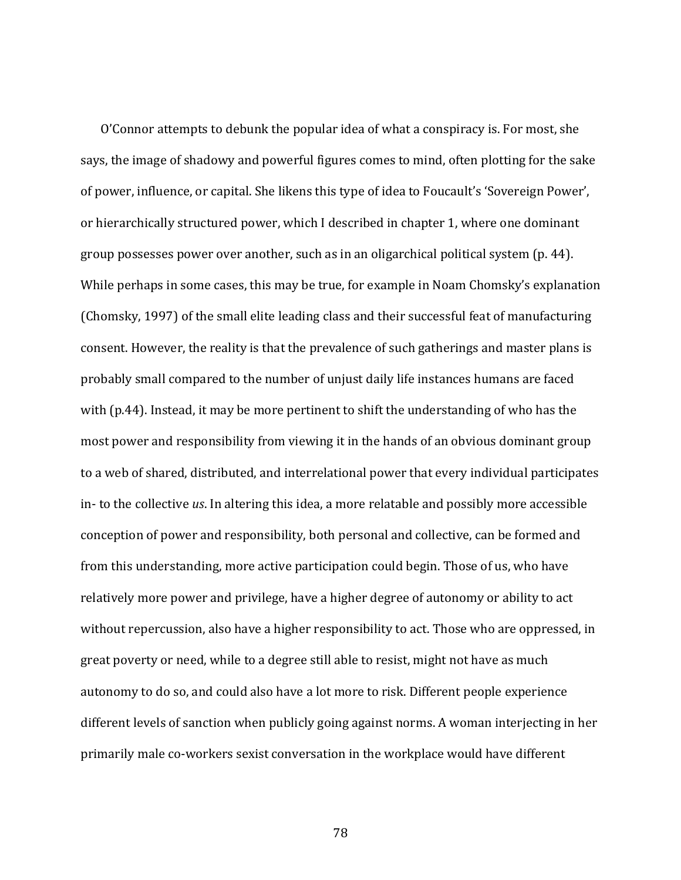O'Connor attempts to debunk the popular idea of what a conspiracy is. For most, she says, the image of shadowy and powerful figures comes to mind, often plotting for the sake of power, influence, or capital. She likens this type of idea to Foucault's 'Sovereign Power', or hierarchically structured power, which I described in chapter 1, where one dominant group possesses power over another, such as in an oligarchical political system (p. 44). While perhaps in some cases, this may be true, for example in Noam Chomsky's explanation (Chomsky, 1997) of the small elite leading class and their successful feat of manufacturing consent. However, the reality is that the prevalence of such gatherings and master plans is probably small compared to the number of unjust daily life instances humans are faced with (p.44). Instead, it may be more pertinent to shift the understanding of who has the most power and responsibility from viewing it in the hands of an obvious dominant group to a web of shared, distributed, and interrelational power that every individual participates in- to the collective *us*. In altering this idea, a more relatable and possibly more accessible conception of power and responsibility, both personal and collective, can be formed and from this understanding, more active participation could begin. Those of us, who have relatively more power and privilege, have a higher degree of autonomy or ability to act without repercussion, also have a higher responsibility to act. Those who are oppressed, in great poverty or need, while to a degree still able to resist, might not have as much autonomy to do so, and could also have a lot more to risk. Different people experience different levels of sanction when publicly going against norms. A woman interjecting in her primarily male co-workers sexist conversation in the workplace would have different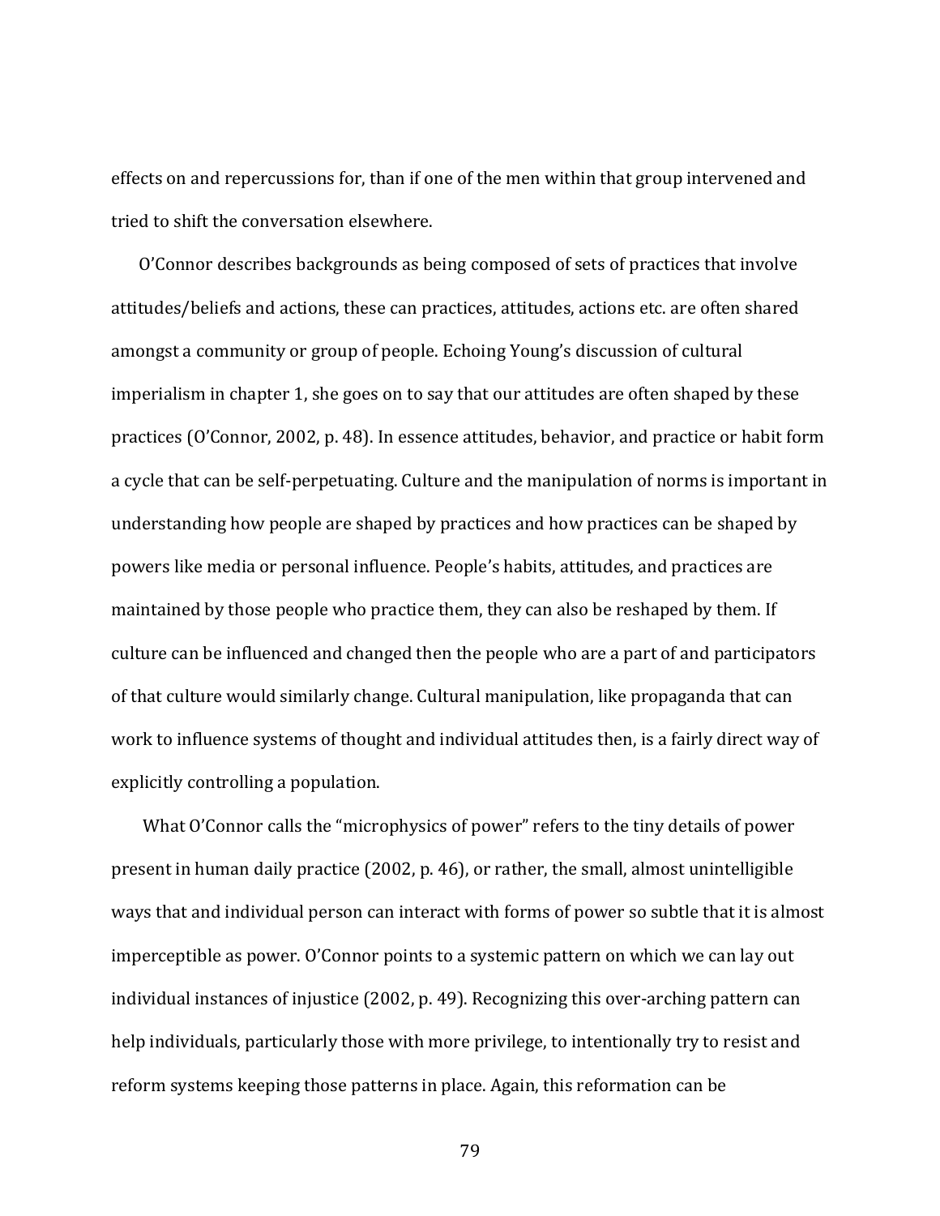effects on and repercussions for, than if one of the men within that group intervened and tried to shift the conversation elsewhere.

O'Connor describes backgrounds as being composed of sets of practices that involve attitudes/beliefs and actions, these can practices, attitudes, actions etc. are often shared amongst a community or group of people. Echoing Young's discussion of cultural imperialism in chapter 1, she goes on to say that our attitudes are often shaped by these practices (O'Connor, 2002, p. 48). In essence attitudes, behavior, and practice or habit form a cycle that can be self-perpetuating. Culture and the manipulation of norms is important in understanding how people are shaped by practices and how practices can be shaped by powers like media or personal influence. People's habits, attitudes, and practices are maintained by those people who practice them, they can also be reshaped by them. If culture can be influenced and changed then the people who are a part of and participators of that culture would similarly change. Cultural manipulation, like propaganda that can work to influence systems of thought and individual attitudes then, is a fairly direct way of explicitly controlling a population.

What O'Connor calls the "microphysics of power" refers to the tiny details of power present in human daily practice (2002, p. 46), or rather, the small, almost unintelligible ways that and individual person can interact with forms of power so subtle that it is almost imperceptible as power. O'Connor points to a systemic pattern on which we can lay out individual instances of injustice (2002, p. 49). Recognizing this over-arching pattern can help individuals, particularly those with more privilege, to intentionally try to resist and reform systems keeping those patterns in place. Again, this reformation can be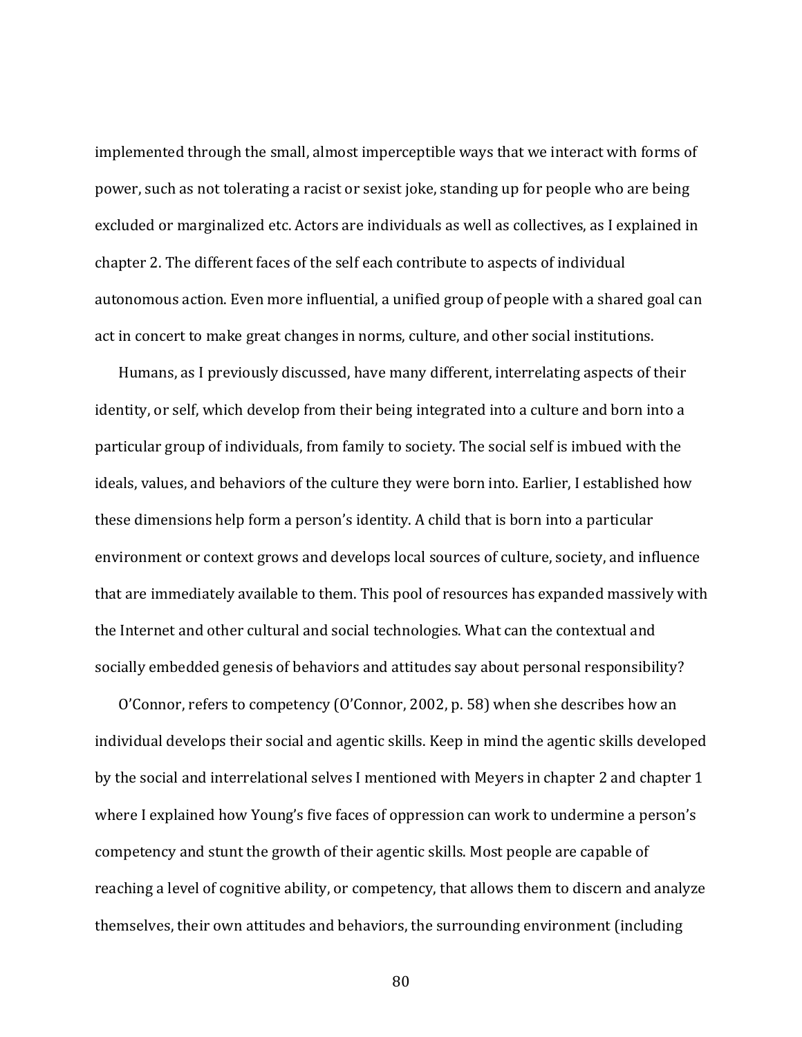implemented through the small, almost imperceptible ways that we interact with forms of power, such as not tolerating a racist or sexist joke, standing up for people who are being excluded or marginalized etc. Actors are individuals as well as collectives, as I explained in chapter 2. The different faces of the self each contribute to aspects of individual autonomous action. Even more influential, a unified group of people with a shared goal can act in concert to make great changes in norms, culture, and other social institutions.

Humans, as I previously discussed, have many different, interrelating aspects of their identity, or self, which develop from their being integrated into a culture and born into a particular group of individuals, from family to society. The social self is imbued with the ideals, values, and behaviors of the culture they were born into. Earlier, I established how these dimensions help form a person's identity. A child that is born into a particular environment or context grows and develops local sources of culture, society, and influence that are immediately available to them. This pool of resources has expanded massively with the Internet and other cultural and social technologies. What can the contextual and socially embedded genesis of behaviors and attitudes say about personal responsibility?

O'Connor, refers to competency (O'Connor, 2002, p. 58) when she describes how an individual develops their social and agentic skills. Keep in mind the agentic skills developed by the social and interrelational selves I mentioned with Meyers in chapter 2 and chapter 1 where I explained how Young's five faces of oppression can work to undermine a person's competency and stunt the growth of their agentic skills. Most people are capable of reaching a level of cognitive ability, or competency, that allows them to discern and analyze themselves, their own attitudes and behaviors, the surrounding environment (including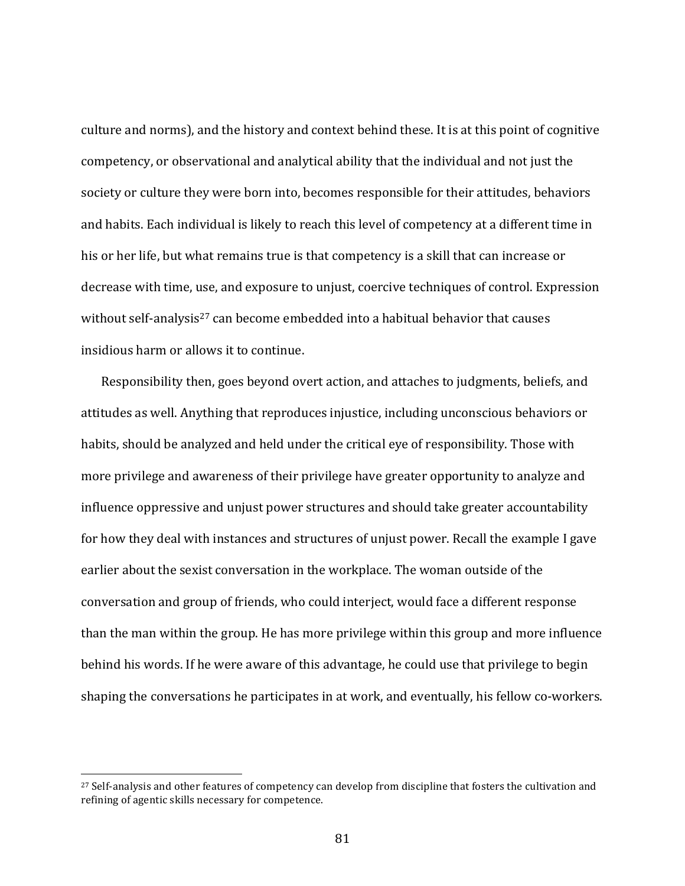culture and norms), and the history and context behind these. It is at this point of cognitive competency, or observational and analytical ability that the individual and not just the society or culture they were born into, becomes responsible for their attitudes, behaviors and habits. Each individual is likely to reach this level of competency at a different time in his or her life, but what remains true is that competency is a skill that can increase or decrease with time, use, and exposure to unjust, coercive techniques of control. Expression without self-analysis[27] can become embedded into a habitual behavior that causes insidious harm or allows it to continue.

Responsibility then, goes beyond overt action, and attaches to judgments, beliefs, and attitudes as well. Anything that reproduces injustice, including unconscious behaviors or habits, should be analyzed and held under the critical eye of responsibility. Those with more privilege and awareness of their privilege have greater opportunity to analyze and influence oppressive and unjust power structures and should take greater accountability for how they deal with instances and structures of unjust power. Recall the example I gave earlier about the sexist conversation in the workplace. The woman outside of the conversation and group of friends, who could interject, would face a different response than the man within the group. He has more privilege within this group and more influence behind his words. If he were aware of this advantage, he could use that privilege to begin shaping the conversations he participates in at work, and eventually, his fellow co-workers.

[27] Self-analysis and other features of competency can develop from discipline that fosters the cultivation and refining of agentic skills necessary for competence.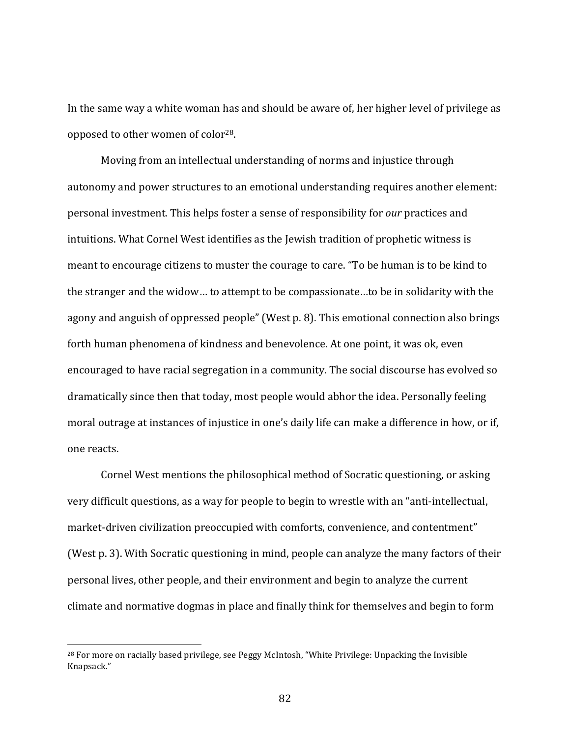In the same way a white woman has and should be aware of, her higher level of privilege as opposed to other women of color[28].

Moving from an intellectual understanding of norms and injustice through autonomy and power structures to an emotional understanding requires another element: personal investment. This helps foster a sense of responsibility for *our* practices and intuitions. What Cornel West identifies as the Jewish tradition of prophetic witness is meant to encourage citizens to muster the courage to care. "To be human is to be kind to the stranger and the widow… to attempt to be compassionate…to be in solidarity with the agony and anguish of oppressed people" (West p. 8). This emotional connection also brings forth human phenomena of kindness and benevolence. At one point, it was ok, even encouraged to have racial segregation in a community. The social discourse has evolved so dramatically since then that today, most people would abhor the idea. Personally feeling moral outrage at instances of injustice in one's daily life can make a difference in how, or if, one reacts.

Cornel West mentions the philosophical method of Socratic questioning, or asking very difficult questions, as a way for people to begin to wrestle with an "anti-intellectual, market-driven civilization preoccupied with comforts, convenience, and contentment" (West p. 3). With Socratic questioning in mind, people can analyze the many factors of their personal lives, other people, and their environment and begin to analyze the current climate and normative dogmas in place and finally think for themselves and begin to form

[28] For more on racially based privilege, see Peggy McIntosh, "White Privilege: Unpacking the Invisible Knapsack."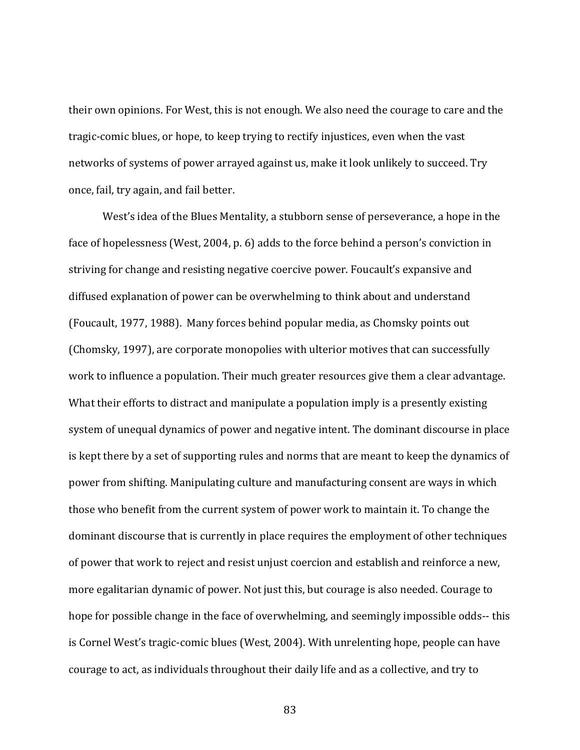their own opinions. For West, this is not enough. We also need the courage to care and the tragic-comic blues, or hope, to keep trying to rectify injustices, even when the vast networks of systems of power arrayed against us, make it look unlikely to succeed. Try once, fail, try again, and fail better.

West's idea of the Blues Mentality, a stubborn sense of perseverance, a hope in the face of hopelessness (West, 2004, p. 6) adds to the force behind a person's conviction in striving for change and resisting negative coercive power. Foucault's expansive and diffused explanation of power can be overwhelming to think about and understand (Foucault, 1977, 1988). Many forces behind popular media, as Chomsky points out (Chomsky, 1997), are corporate monopolies with ulterior motives that can successfully work to influence a population. Their much greater resources give them a clear advantage. What their efforts to distract and manipulate a population imply is a presently existing system of unequal dynamics of power and negative intent. The dominant discourse in place is kept there by a set of supporting rules and norms that are meant to keep the dynamics of power from shifting. Manipulating culture and manufacturing consent are ways in which those who benefit from the current system of power work to maintain it. To change the dominant discourse that is currently in place requires the employment of other techniques of power that work to reject and resist unjust coercion and establish and reinforce a new, more egalitarian dynamic of power. Not just this, but courage is also needed. Courage to hope for possible change in the face of overwhelming, and seemingly impossible odds-- this is Cornel West's tragic-comic blues (West, 2004). With unrelenting hope, people can have courage to act, as individuals throughout their daily life and as a collective, and try to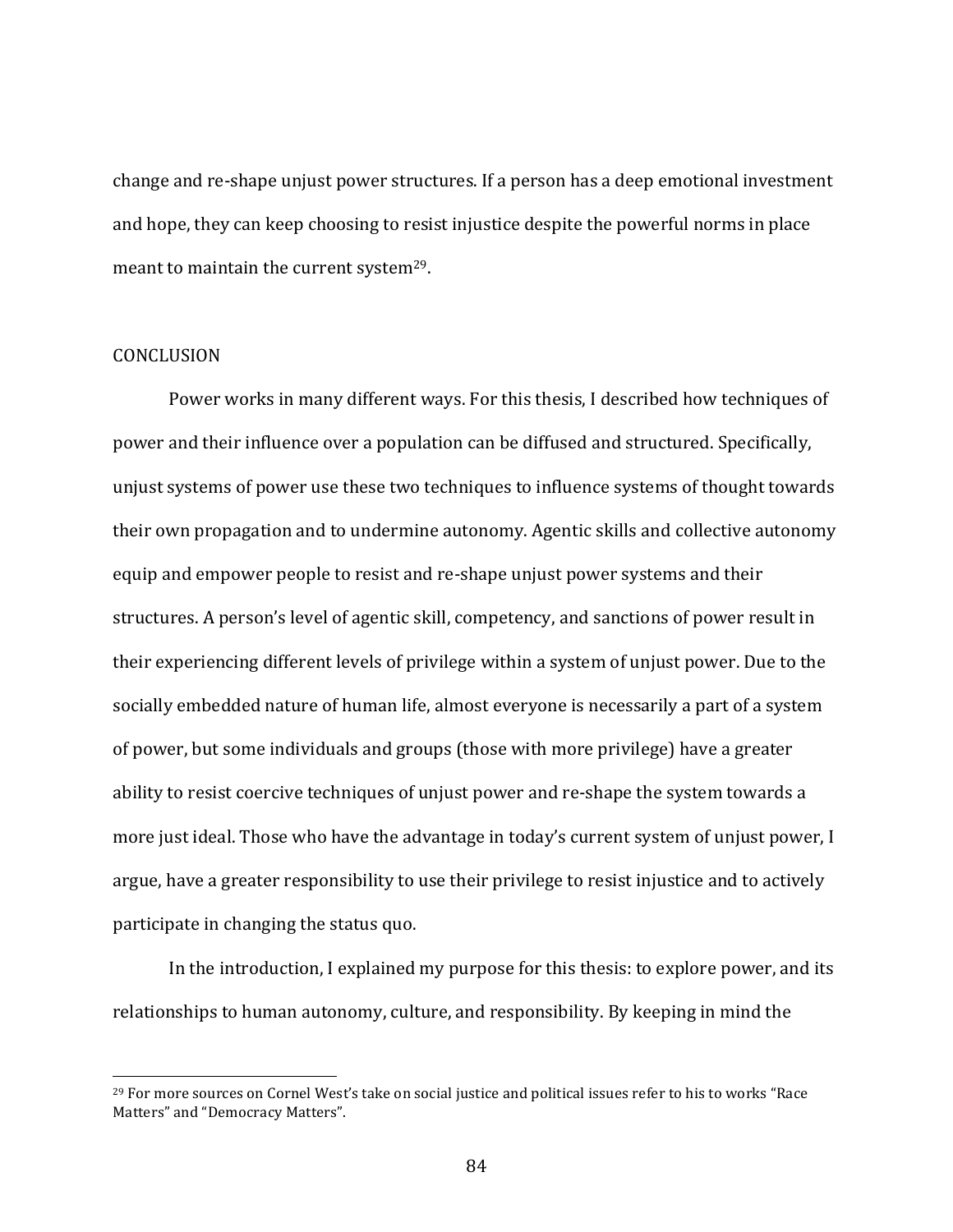change and re-shape unjust power structures. If a person has a deep emotional investment and hope, they can keep choosing to resist injustice despite the powerful norms in place meant to maintain the current system[29].

## CONCLUSION

Power works in many different ways. For this thesis, I described how techniques of power and their influence over a population can be diffused and structured. Specifically, unjust systems of power use these two techniques to influence systems of thought towards their own propagation and to undermine autonomy. Agentic skills and collective autonomy equip and empower people to resist and re-shape unjust power systems and their structures. A person's level of agentic skill, competency, and sanctions of power result in their experiencing different levels of privilege within a system of unjust power. Due to the socially embedded nature of human life, almost everyone is necessarily a part of a system of power, but some individuals and groups (those with more privilege) have a greater ability to resist coercive techniques of unjust power and re-shape the system towards a more just ideal. Those who have the advantage in today's current system of unjust power, I argue, have a greater responsibility to use their privilege to resist injustice and to actively participate in changing the status quo.

In the introduction, I explained my purpose for this thesis: to explore power, and its relationships to human autonomy, culture, and responsibility. By keeping in mind the

---

[29] For more sources on Cornel West's take on social justice and political issues refer to his to works "Race Matters" and "Democracy Matters".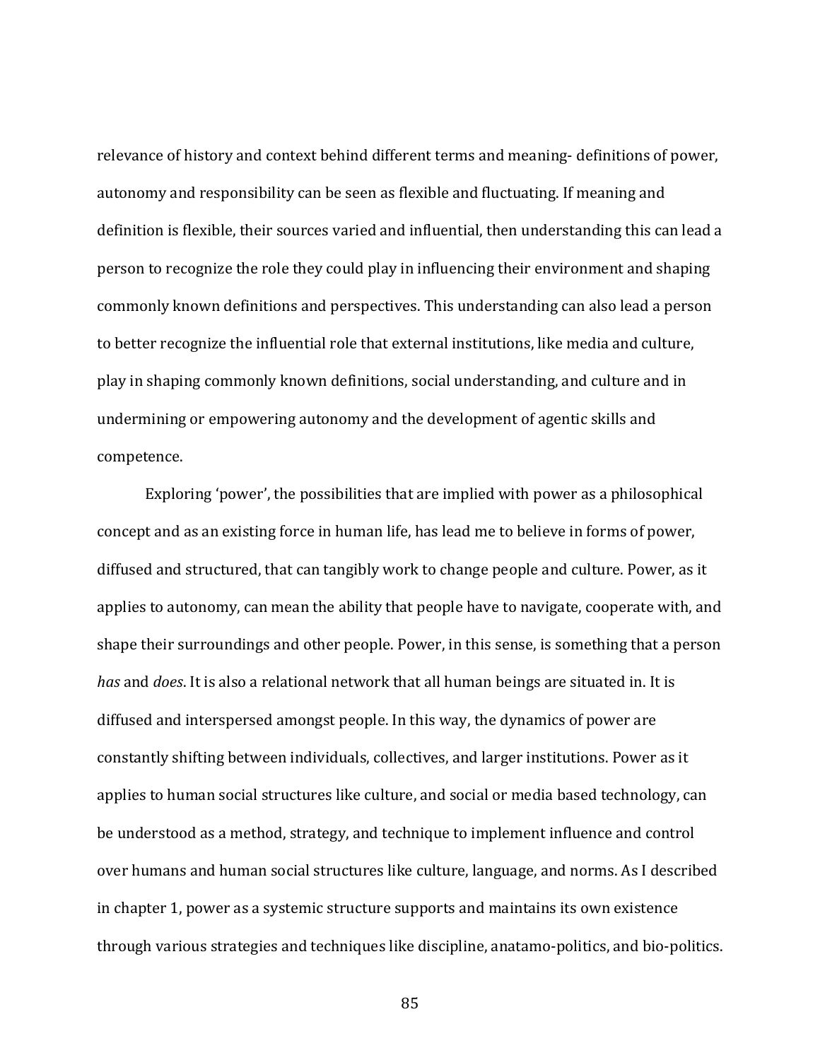relevance of history and context behind different terms and meaning- definitions of power, autonomy and responsibility can be seen as flexible and fluctuating. If meaning and definition is flexible, their sources varied and influential, then understanding this can lead a person to recognize the role they could play in influencing their environment and shaping commonly known definitions and perspectives. This understanding can also lead a person to better recognize the influential role that external institutions, like media and culture, play in shaping commonly known definitions, social understanding, and culture and in undermining or empowering autonomy and the development of agentic skills and competence.

Exploring 'power', the possibilities that are implied with power as a philosophical concept and as an existing force in human life, has lead me to believe in forms of power, diffused and structured, that can tangibly work to change people and culture. Power, as it applies to autonomy, can mean the ability that people have to navigate, cooperate with, and shape their surroundings and other people. Power, in this sense, is something that a person *has* and *does*. It is also a relational network that all human beings are situated in. It is diffused and interspersed amongst people. In this way, the dynamics of power are constantly shifting between individuals, collectives, and larger institutions. Power as it applies to human social structures like culture, and social or media based technology, can be understood as a method, strategy, and technique to implement influence and control over humans and human social structures like culture, language, and norms. As I described in chapter 1, power as a systemic structure supports and maintains its own existence through various strategies and techniques like discipline, anatamo-politics, and bio-politics.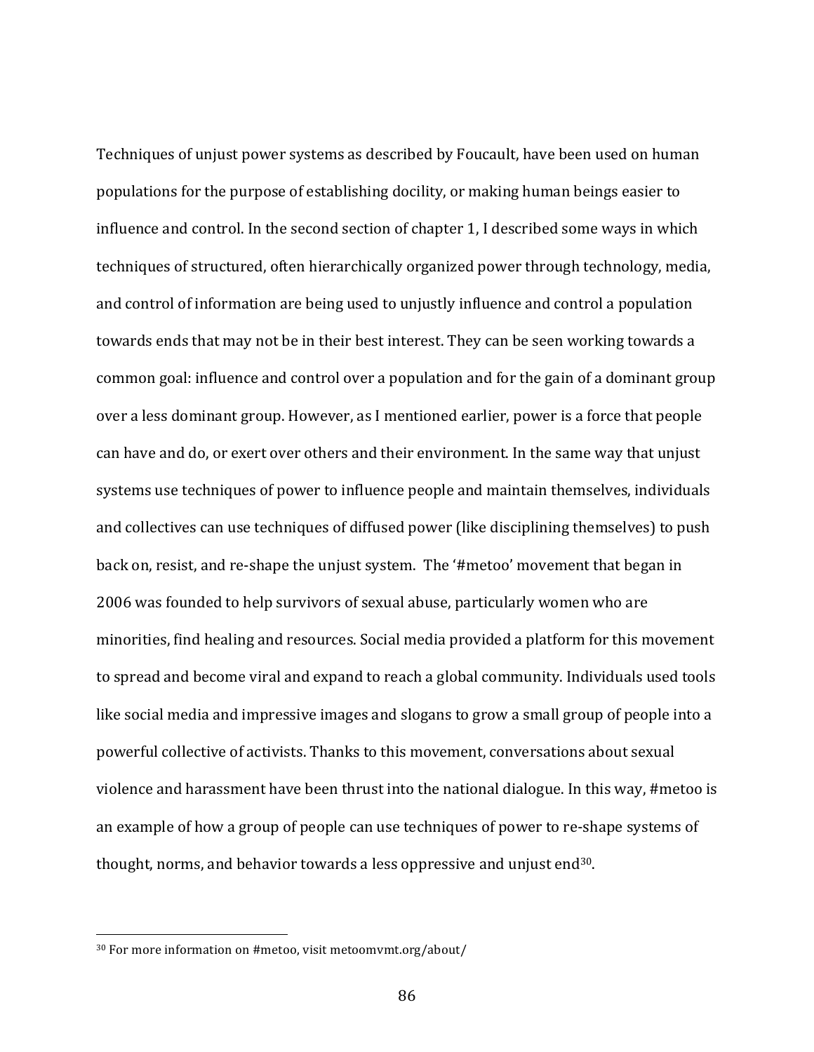Techniques of unjust power systems as described by Foucault, have been used on human populations for the purpose of establishing docility, or making human beings easier to influence and control. In the second section of chapter 1, I described some ways in which techniques of structured, often hierarchically organized power through technology, media, and control of information are being used to unjustly influence and control a population towards ends that may not be in their best interest. They can be seen working towards a common goal: influence and control over a population and for the gain of a dominant group over a less dominant group. However, as I mentioned earlier, power is a force that people can have and do, or exert over others and their environment. In the same way that unjust systems use techniques of power to influence people and maintain themselves, individuals and collectives can use techniques of diffused power (like disciplining themselves) to push back on, resist, and re-shape the unjust system. The '#metoo' movement that began in 2006 was founded to help survivors of sexual abuse, particularly women who are minorities, find healing and resources. Social media provided a platform for this movement to spread and become viral and expand to reach a global community. Individuals used tools like social media and impressive images and slogans to grow a small group of people into a powerful collective of activists. Thanks to this movement, conversations about sexual violence and harassment have been thrust into the national dialogue. In this way, #metoo is an example of how a group of people can use techniques of power to re-shape systems of thought, norms, and behavior towards a less oppressive and unjust end[30].

[30] For more information on #metoo, visit metoomvmt.org/about/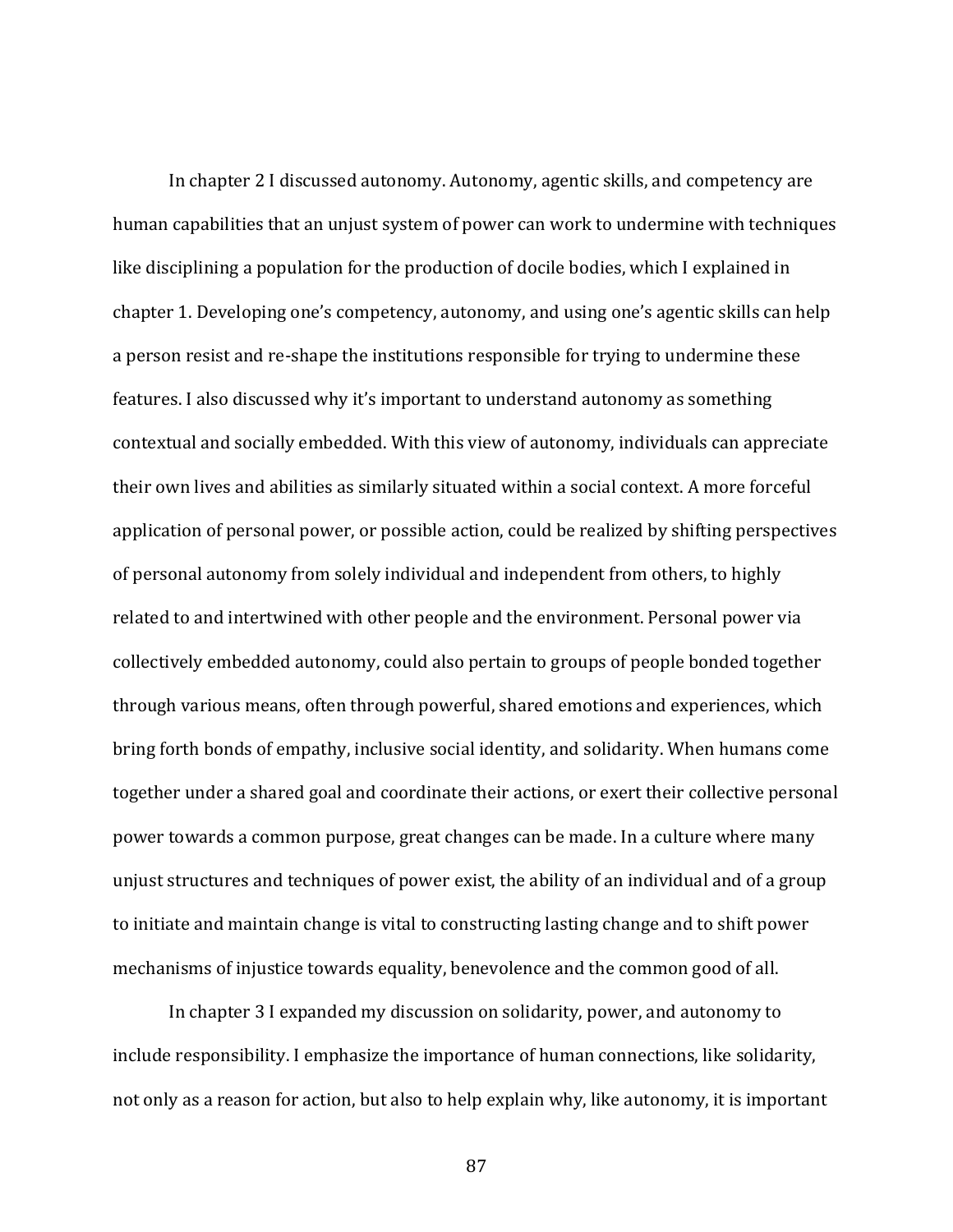In chapter 2 I discussed autonomy. Autonomy, agentic skills, and competency are human capabilities that an unjust system of power can work to undermine with techniques like disciplining a population for the production of docile bodies, which I explained in chapter 1. Developing one's competency, autonomy, and using one's agentic skills can help a person resist and re-shape the institutions responsible for trying to undermine these features. I also discussed why it's important to understand autonomy as something contextual and socially embedded. With this view of autonomy, individuals can appreciate their own lives and abilities as similarly situated within a social context. A more forceful application of personal power, or possible action, could be realized by shifting perspectives of personal autonomy from solely individual and independent from others, to highly related to and intertwined with other people and the environment. Personal power via collectively embedded autonomy, could also pertain to groups of people bonded together through various means, often through powerful, shared emotions and experiences, which bring forth bonds of empathy, inclusive social identity, and solidarity. When humans come together under a shared goal and coordinate their actions, or exert their collective personal power towards a common purpose, great changes can be made. In a culture where many unjust structures and techniques of power exist, the ability of an individual and of a group to initiate and maintain change is vital to constructing lasting change and to shift power mechanisms of injustice towards equality, benevolence and the common good of all.

In chapter 3 I expanded my discussion on solidarity, power, and autonomy to include responsibility. I emphasize the importance of human connections, like solidarity, not only as a reason for action, but also to help explain why, like autonomy, it is important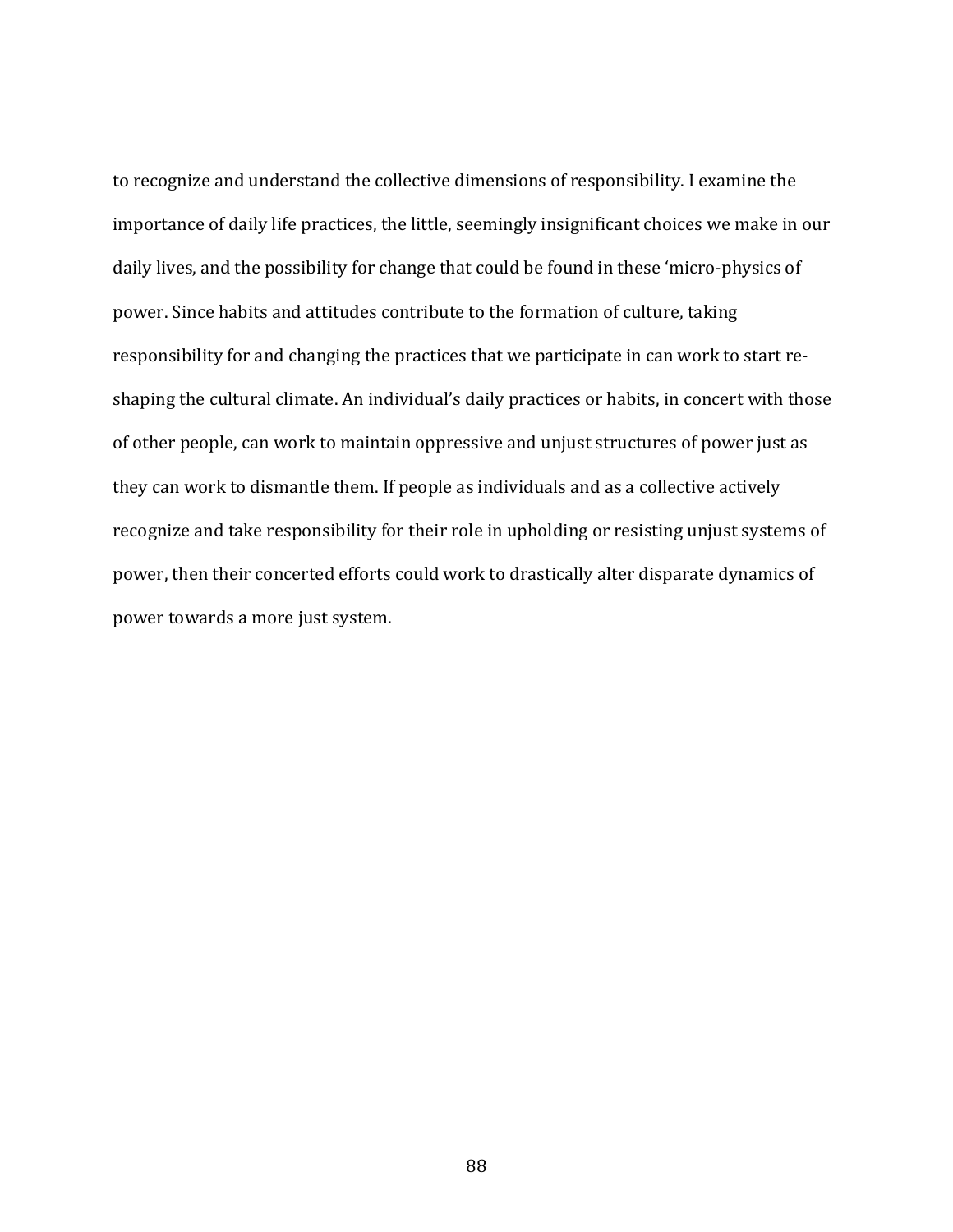to recognize and understand the collective dimensions of responsibility. I examine the importance of daily life practices, the little, seemingly insignificant choices we make in our daily lives, and the possibility for change that could be found in these 'micro-physics of power. Since habits and attitudes contribute to the formation of culture, taking responsibility for and changing the practices that we participate in can work to start re-shaping the cultural climate. An individual's daily practices or habits, in concert with those of other people, can work to maintain oppressive and unjust structures of power just as they can work to dismantle them. If people as individuals and as a collective actively recognize and take responsibility for their role in upholding or resisting unjust systems of power, then their concerted efforts could work to drastically alter disparate dynamics of power towards a more just system.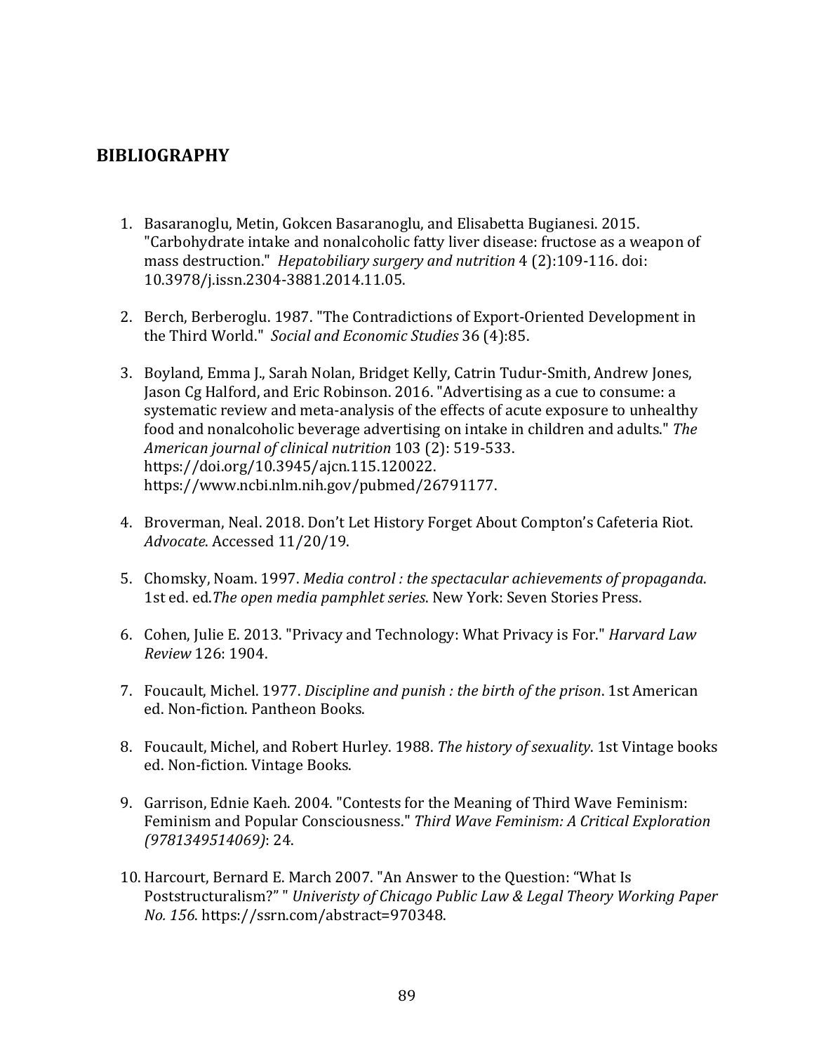## BIBLIOGRAPHY

1. Basaranoglu, Metin, Gokcen Basaranoglu, and Elisabetta Bugianesi. 2015. "Carbohydrate intake and nonalcoholic fatty liver disease: fructose as a weapon of mass destruction." *Hepatobiliary surgery and nutrition* 4 (2):109-116. doi: 10.3978/j.issn.2304-3881.2014.11.05.

2. Berch, Berberoglu. 1987. "The Contradictions of Export-Oriented Development in the Third World." *Social and Economic Studies* 36 (4):85.

3. Boyland, Emma J., Sarah Nolan, Bridget Kelly, Catrin Tudur-Smith, Andrew Jones, Jason Cg Halford, and Eric Robinson. 2016. "Advertising as a cue to consume: a systematic review and meta-analysis of the effects of acute exposure to unhealthy food and nonalcoholic beverage advertising on intake in children and adults." *The American journal of clinical nutrition* 103 (2): 519-533. https://doi.org/10.3945/ajcn.115.120022. https://www.ncbi.nlm.nih.gov/pubmed/26791177.

4. Broverman, Neal. 2018. Don't Let History Forget About Compton's Cafeteria Riot. *Advocate*. Accessed 11/20/19.

5. Chomsky, Noam. 1997. *Media control : the spectacular achievements of propaganda*. 1st ed. ed.*The open media pamphlet series*. New York: Seven Stories Press.

6. Cohen, Julie E. 2013. "Privacy and Technology: What Privacy is For." *Harvard Law Review* 126: 1904.

7. Foucault, Michel. 1977. *Discipline and punish : the birth of the prison*. 1st American ed. Non-fiction. Pantheon Books.

8. Foucault, Michel, and Robert Hurley. 1988. *The history of sexuality*. 1st Vintage books ed. Non-fiction. Vintage Books.

9. Garrison, Ednie Kaeh. 2004. "Contests for the Meaning of Third Wave Feminism: Feminism and Popular Consciousness." *Third Wave Feminism: A Critical Exploration (9781349514069)*: 24.

10. Harcourt, Bernard E. March 2007. "An Answer to the Question: "What Is Poststructuralism?" " *Univeristy of Chicago Public Law & Legal Theory Working Paper No. 156*. https://ssrn.com/abstract=970348.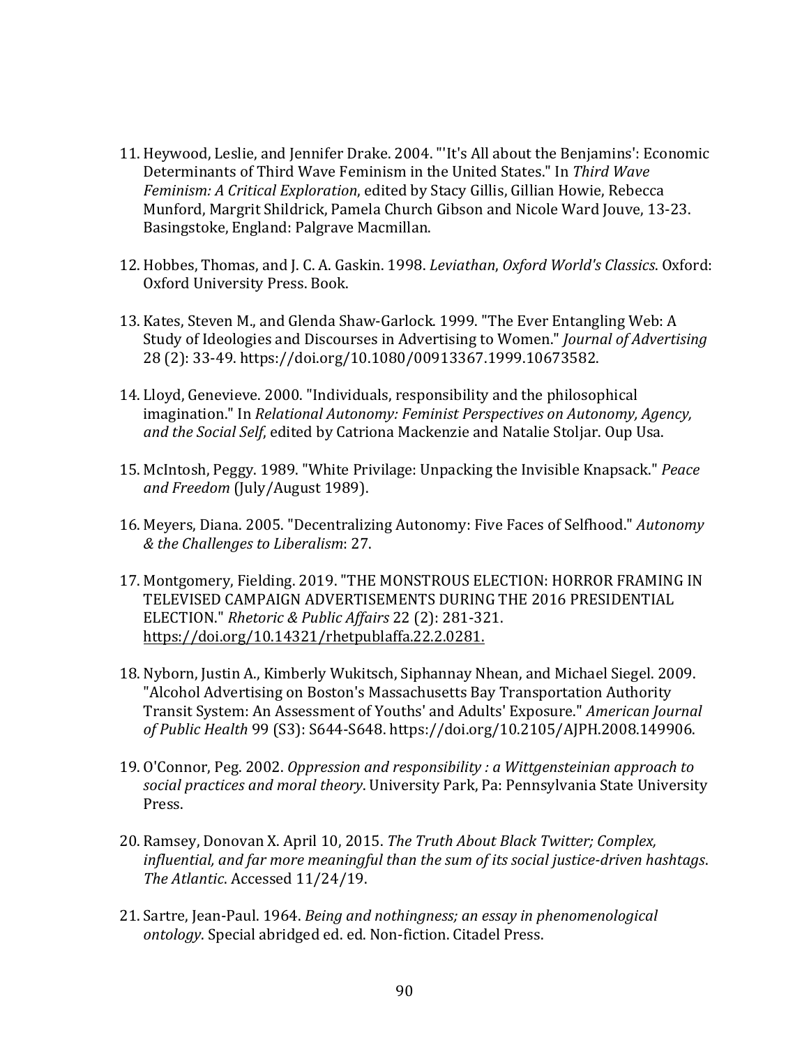11. Heywood, Leslie, and Jennifer Drake. 2004. "'It's All about the Benjamins': Economic Determinants of Third Wave Feminism in the United States." In *Third Wave Feminism: A Critical Exploration*, edited by Stacy Gillis, Gillian Howie, Rebecca Munford, Margrit Shildrick, Pamela Church Gibson and Nicole Ward Jouve, 13-23. Basingstoke, England: Palgrave Macmillan.

12. Hobbes, Thomas, and J. C. A. Gaskin. 1998. *Leviathan*, *Oxford World's Classics*. Oxford: Oxford University Press. Book.

13. Kates, Steven M., and Glenda Shaw-Garlock. 1999. "The Ever Entangling Web: A Study of Ideologies and Discourses in Advertising to Women." *Journal of Advertising* 28 (2): 33-49. https://doi.org/10.1080/00913367.1999.10673582.

14. Lloyd, Genevieve. 2000. "Individuals, responsibility and the philosophical imagination." In *Relational Autonomy: Feminist Perspectives on Autonomy, Agency, and the Social Self*, edited by Catriona Mackenzie and Natalie Stoljar. Oup Usa.

15. McIntosh, Peggy. 1989. "White Privilage: Unpacking the Invisible Knapsack." *Peace and Freedom* (July/August 1989).

16. Meyers, Diana. 2005. "Decentralizing Autonomy: Five Faces of Selfhood." *Autonomy & the Challenges to Liberalism*: 27.

17. Montgomery, Fielding. 2019. "THE MONSTROUS ELECTION: HORROR FRAMING IN TELEVISED CAMPAIGN ADVERTISEMENTS DURING THE 2016 PRESIDENTIAL ELECTION." *Rhetoric & Public Affairs* 22 (2): 281-321. https://doi.org/10.14321/rhetpublaffa.22.2.0281.

18. Nyborn, Justin A., Kimberly Wukitsch, Siphannay Nhean, and Michael Siegel. 2009. "Alcohol Advertising on Boston's Massachusetts Bay Transportation Authority Transit System: An Assessment of Youths' and Adults' Exposure." *American Journal of Public Health* 99 (S3): S644-S648. https://doi.org/10.2105/AJPH.2008.149906.

19. O'Connor, Peg. 2002. *Oppression and responsibility : a Wittgensteinian approach to social practices and moral theory*. University Park, Pa: Pennsylvania State University Press.

20. Ramsey, Donovan X. April 10, 2015. *The Truth About Black Twitter; Complex, influential, and far more meaningful than the sum of its social justice-driven hashtags*. *The Atlantic*. Accessed 11/24/19.

21. Sartre, Jean-Paul. 1964. *Being and nothingness; an essay in phenomenological ontology*. Special abridged ed. ed. Non-fiction. Citadel Press.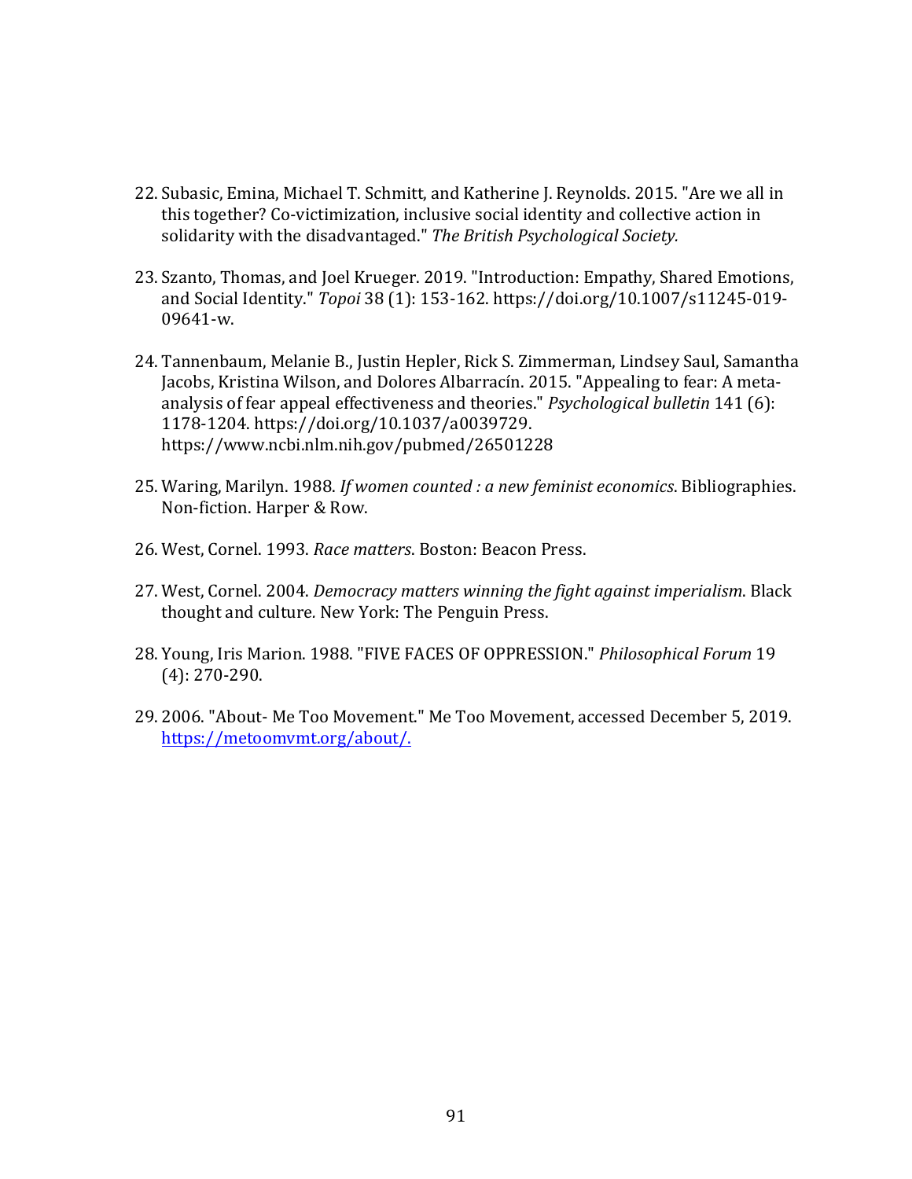22. Subasic, Emina, Michael T. Schmitt, and Katherine J. Reynolds. 2015. "Are we all in this together? Co-victimization, inclusive social identity and collective action in solidarity with the disadvantaged." *The British Psychological Society.*

23. Szanto, Thomas, and Joel Krueger. 2019. "Introduction: Empathy, Shared Emotions, and Social Identity." *Topoi* 38 (1): 153-162. https://doi.org/10.1007/s11245-019-09641-w.

24. Tannenbaum, Melanie B., Justin Hepler, Rick S. Zimmerman, Lindsey Saul, Samantha Jacobs, Kristina Wilson, and Dolores Albarracín. 2015. "Appealing to fear: A meta-analysis of fear appeal effectiveness and theories." *Psychological bulletin* 141 (6): 1178-1204. https://doi.org/10.1037/a0039729. https://www.ncbi.nlm.nih.gov/pubmed/26501228

25. Waring, Marilyn. 1988. *If women counted : a new feminist economics*. Bibliographies. Non-fiction. Harper & Row.

26. West, Cornel. 1993. *Race matters*. Boston: Beacon Press.

27. West, Cornel. 2004. *Democracy matters winning the fight against imperialism*. Black thought and culture. New York: The Penguin Press.

28. Young, Iris Marion. 1988. "FIVE FACES OF OPPRESSION." *Philosophical Forum* 19 (4): 270-290.

29. 2006. "About- Me Too Movement." Me Too Movement, accessed December 5, 2019. [https://metoomvmt.org/about/.](https://metoomvmt.org/about/)